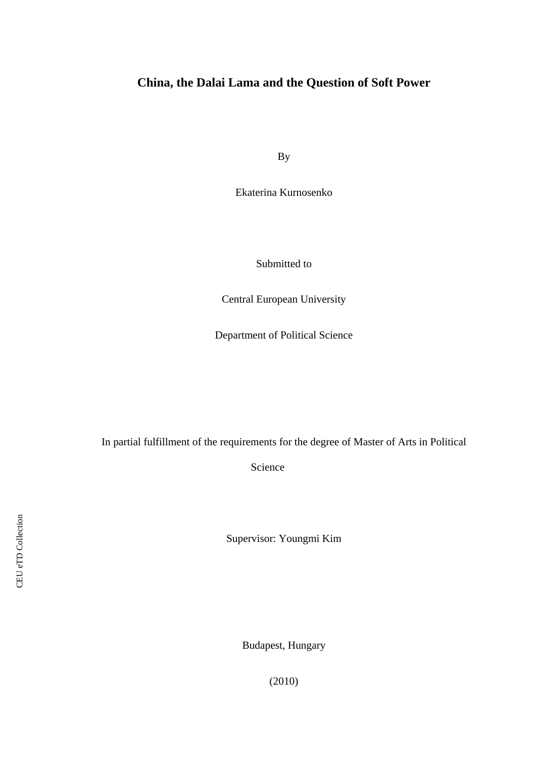# China, the Dalai Lama and the Question of Soft Power

By

Ekaterina Kurnosenko

Submitted to

Central European University

Department of Political Science

In partial fulfillment of the requirements for the degree of Master of Arts in Political Science

Supervisor: Youngmi Kim

Budapest, Hungary

(2010)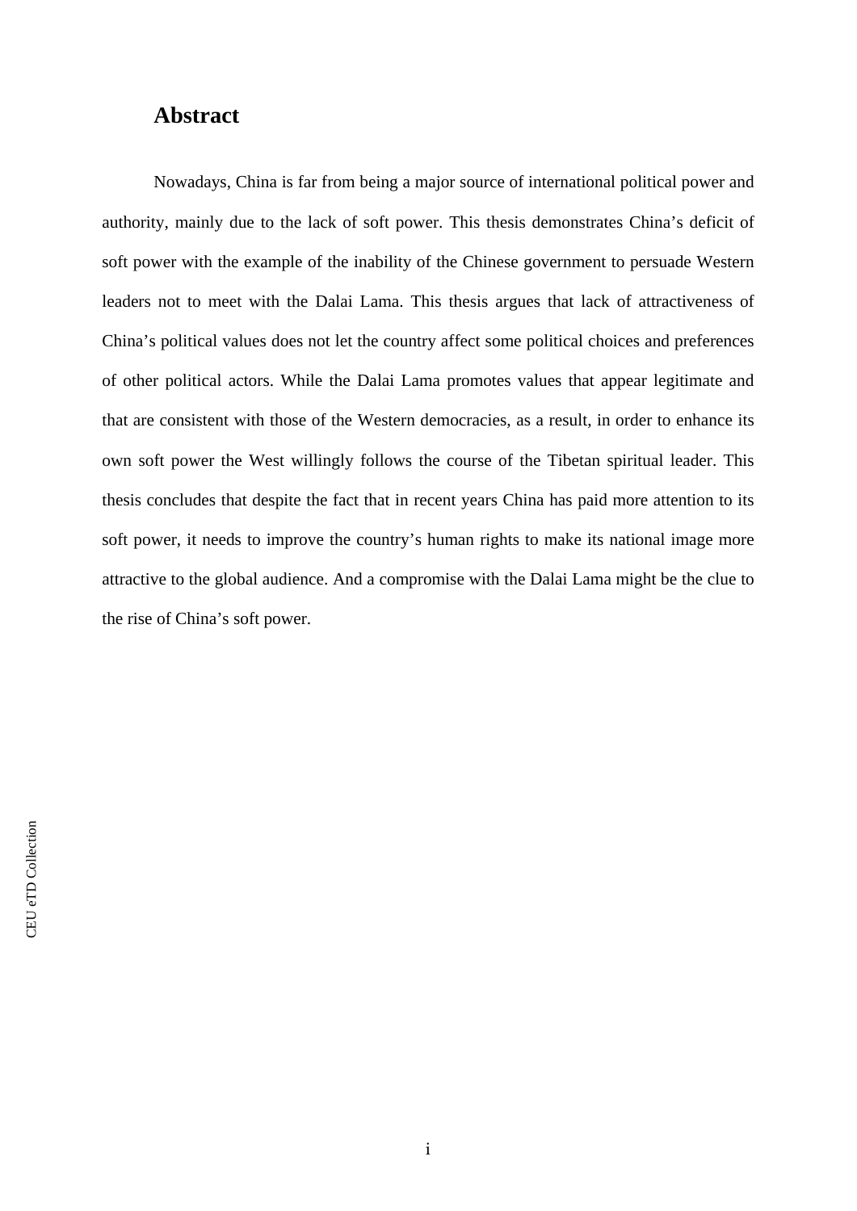## Abstract

Nowadays, China is far from being a major source of international political power and authority, mainly due to the lack of soft power. This thesis demonstrates China's deficit of soft power with the example of the inability of the Chinese government to persuade Western leaders not to meet with the Dalai Lama. This thesis argues that lack of attractiveness of China's political values does not let the country affect some political choices and preferences of other political actors. While the Dalai Lama promotes values that appear legitimate and that are consistent with those of the Western democracies, as a result, in order to enhance its own soft power the West willingly follows the course of the Tibetan spiritual leader. This thesis concludes that despite the fact that in recent years China has paid more attention to its soft power, it needs to improve the country's human rights to make its national image more attractive to the global audience. And a compromise with the Dalai Lama might be the clue to the rise of China's soft power.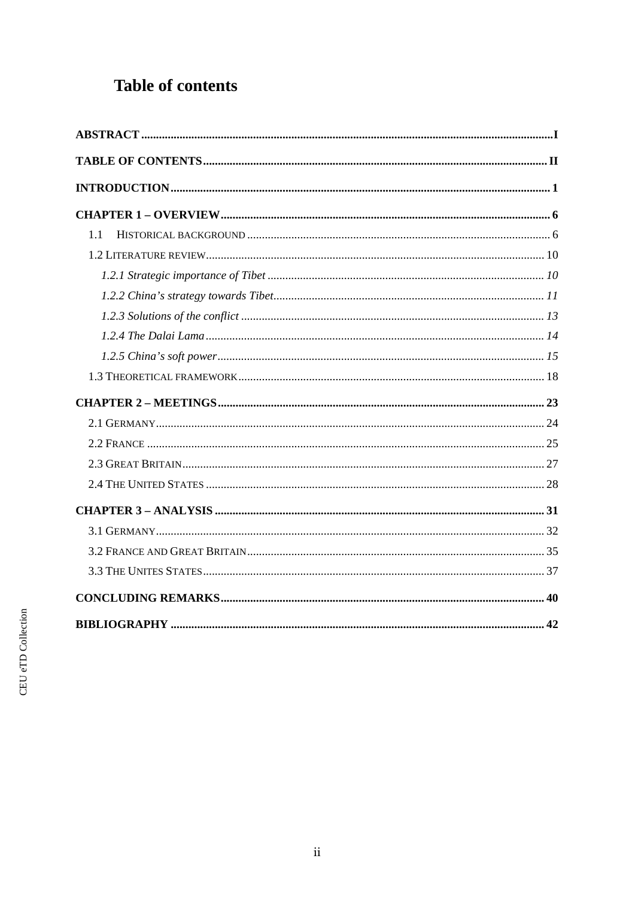# Table of contents

**ABSTRACT** ........................................................................................................................ **I**

**TABLE OF CONTENTS** ................................................................................................. **II**

**INTRODUCTION** ................................................................................................................ **1**

**CHAPTER 1 – OVERVIEW** ............................................................................................... **6**

1.1 HISTORICAL BACKGROUND .......................................................................................... 6

1.2 LITERATURE REVIEW ..................................................................................................... 10

*1.2.1 Strategic importance of Tibet* .................................................................................... *10*

*1.2.2 China's strategy towards Tibet* .................................................................................. *11*

*1.2.3 Solutions of the conflict* ............................................................................................ *13*

*1.2.4 The Dalai Lama* ......................................................................................................... *14*

*1.2.5 China's soft power* .................................................................................................... *15*

1.3 THEORETICAL FRAMEWORK .......................................................................................... 18

**CHAPTER 2 – MEETINGS** ............................................................................................... **23**

2.1 GERMANY ....................................................................................................................... 24

2.2 FRANCE .......................................................................................................................... 25

2.3 GREAT BRITAIN .............................................................................................................. 27

2.4 THE UNITED STATES ...................................................................................................... 28

**CHAPTER 3 – ANALYSIS** ................................................................................................ **31**

3.1 GERMANY ....................................................................................................................... 32

3.2 FRANCE AND GREAT BRITAIN ......................................................................................... 35

3.3 THE UNITES STATES ....................................................................................................... 37

**CONCLUDING REMARKS** .............................................................................................. **40**

**BIBLIOGRAPHY** ............................................................................................................... **42**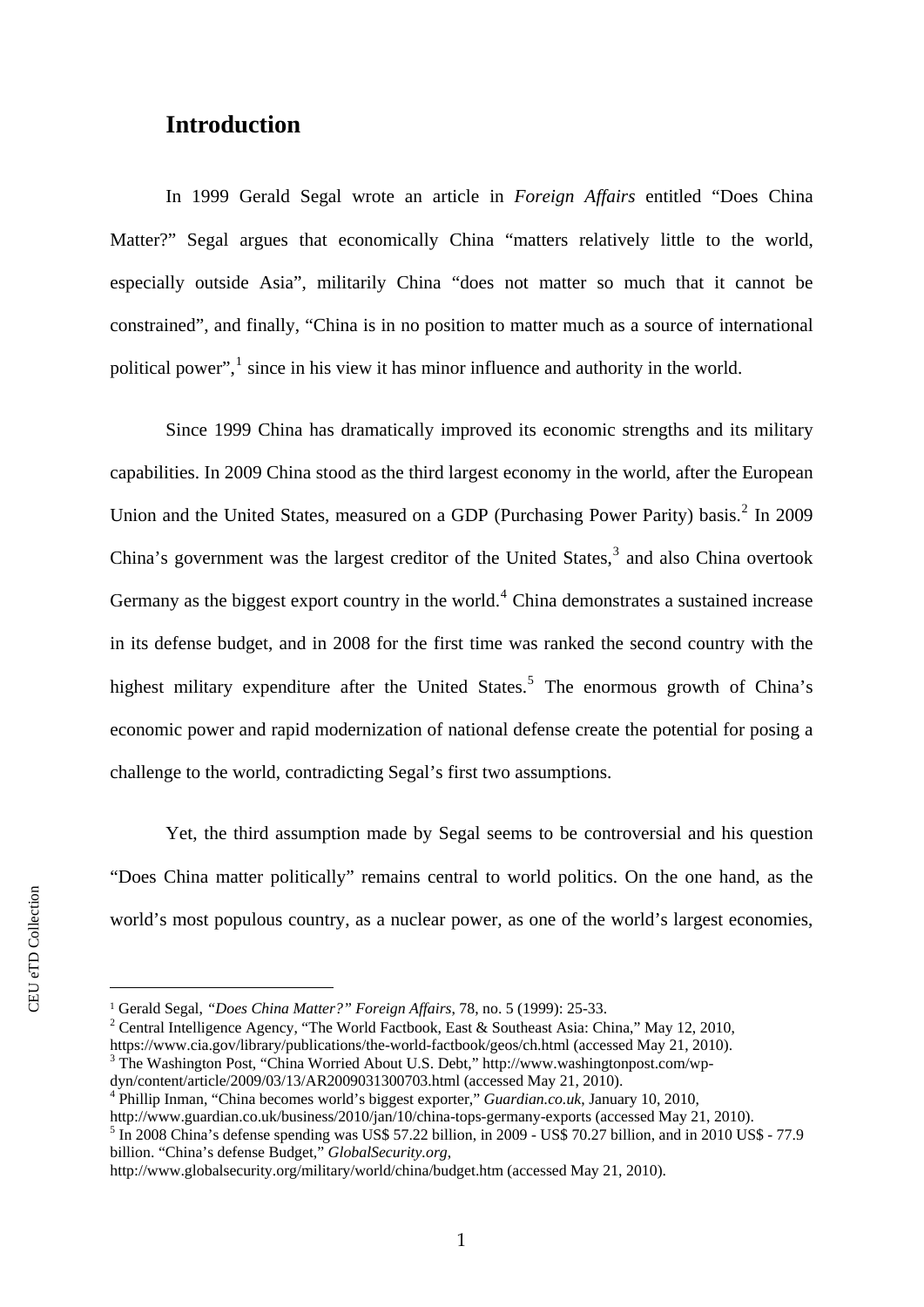## Introduction

In 1999 Gerald Segal wrote an article in *Foreign Affairs* entitled "Does China Matter?" Segal argues that economically China "matters relatively little to the world, especially outside Asia", militarily China "does not matter so much that it cannot be constrained", and finally, "China is in no position to matter much as a source of international political power",[1] since in his view it has minor influence and authority in the world.

Since 1999 China has dramatically improved its economic strengths and its military capabilities. In 2009 China stood as the third largest economy in the world, after the European Union and the United States, measured on a GDP (Purchasing Power Parity) basis.[2] In 2009 China's government was the largest creditor of the United States,[3] and also China overtook Germany as the biggest export country in the world.[4] China demonstrates a sustained increase in its defense budget, and in 2008 for the first time was ranked the second country with the highest military expenditure after the United States.[5] The enormous growth of China's economic power and rapid modernization of national defense create the potential for posing a challenge to the world, contradicting Segal's first two assumptions.

Yet, the third assumption made by Segal seems to be controversial and his question "Does China matter politically" remains central to world politics. On the one hand, as the world's most populous country, as a nuclear power, as one of the world's largest economies,

---

[1] Gerald Segal, *"Does China Matter?" Foreign Affairs*, 78, no. 5 (1999): 25-33.

[2] Central Intelligence Agency, "The World Factbook, East & Southeast Asia: China," May 12, 2010, https://www.cia.gov/library/publications/the-world-factbook/geos/ch.html (accessed May 21, 2010).

[3] The Washington Post, "China Worried About U.S. Debt," http://www.washingtonpost.com/wp-dyn/content/article/2009/03/13/AR2009031300703.html (accessed May 21, 2010).

[4] Phillip Inman, "China becomes world's biggest exporter," *Guardian.co.uk*, January 10, 2010, http://www.guardian.co.uk/business/2010/jan/10/china-tops-germany-exports (accessed May 21, 2010).

[5] In 2008 China's defense spending was US$ 57.22 billion, in 2009 - US$ 70.27 billion, and in 2010 US$ - 77.9 billion. "China's defense Budget," *GlobalSecurity.org*, http://www.globalsecurity.org/military/world/china/budget.htm (accessed May 21, 2010).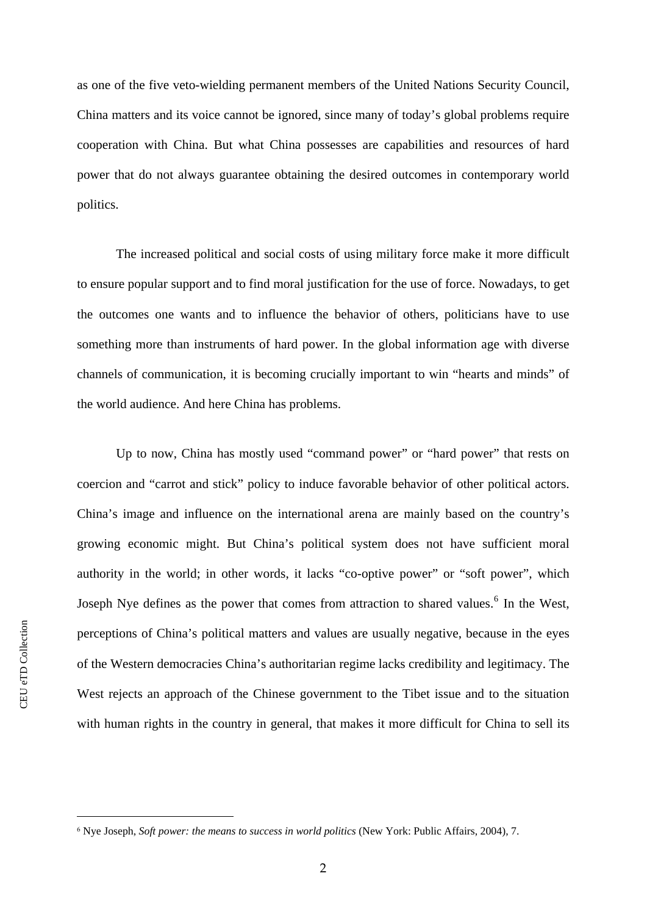as one of the five veto-wielding permanent members of the United Nations Security Council, China matters and its voice cannot be ignored, since many of today's global problems require cooperation with China. But what China possesses are capabilities and resources of hard power that do not always guarantee obtaining the desired outcomes in contemporary world politics.

The increased political and social costs of using military force make it more difficult to ensure popular support and to find moral justification for the use of force. Nowadays, to get the outcomes one wants and to influence the behavior of others, politicians have to use something more than instruments of hard power. In the global information age with diverse channels of communication, it is becoming crucially important to win "hearts and minds" of the world audience. And here China has problems.

Up to now, China has mostly used "command power" or "hard power" that rests on coercion and "carrot and stick" policy to induce favorable behavior of other political actors. China's image and influence on the international arena are mainly based on the country's growing economic might. But China's political system does not have sufficient moral authority in the world; in other words, it lacks "co-optive power" or "soft power", which Joseph Nye defines as the power that comes from attraction to shared values.[6] In the West, perceptions of China's political matters and values are usually negative, because in the eyes of the Western democracies China's authoritarian regime lacks credibility and legitimacy. The West rejects an approach of the Chinese government to the Tibet issue and to the situation with human rights in the country in general, that makes it more difficult for China to sell its

---

[6] Nye Joseph, *Soft power: the means to success in world politics* (New York: Public Affairs, 2004), 7.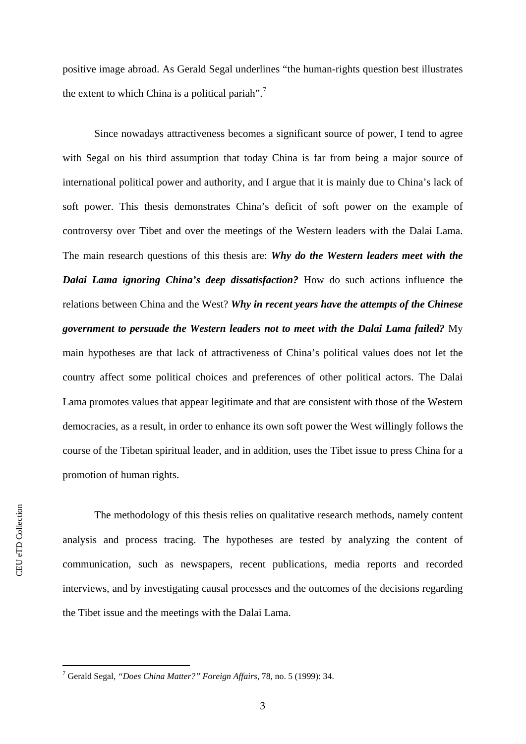positive image abroad. As Gerald Segal underlines "the human-rights question best illustrates the extent to which China is a political pariah".[7]

Since nowadays attractiveness becomes a significant source of power, I tend to agree with Segal on his third assumption that today China is far from being a major source of international political power and authority, and I argue that it is mainly due to China's lack of soft power. This thesis demonstrates China's deficit of soft power on the example of controversy over Tibet and over the meetings of the Western leaders with the Dalai Lama. The main research questions of this thesis are: ***Why do the Western leaders meet with the Dalai Lama ignoring China's deep dissatisfaction?*** How do such actions influence the relations between China and the West? ***Why in recent years have the attempts of the Chinese government to persuade the Western leaders not to meet with the Dalai Lama failed?*** My main hypotheses are that lack of attractiveness of China's political values does not let the country affect some political choices and preferences of other political actors. The Dalai Lama promotes values that appear legitimate and that are consistent with those of the Western democracies, as a result, in order to enhance its own soft power the West willingly follows the course of the Tibetan spiritual leader, and in addition, uses the Tibet issue to press China for a promotion of human rights.

The methodology of this thesis relies on qualitative research methods, namely content analysis and process tracing. The hypotheses are tested by analyzing the content of communication, such as newspapers, recent publications, media reports and recorded interviews, and by investigating causal processes and the outcomes of the decisions regarding the Tibet issue and the meetings with the Dalai Lama.

[7] Gerald Segal, *"Does China Matter?" Foreign Affairs*, 78, no. 5 (1999): 34.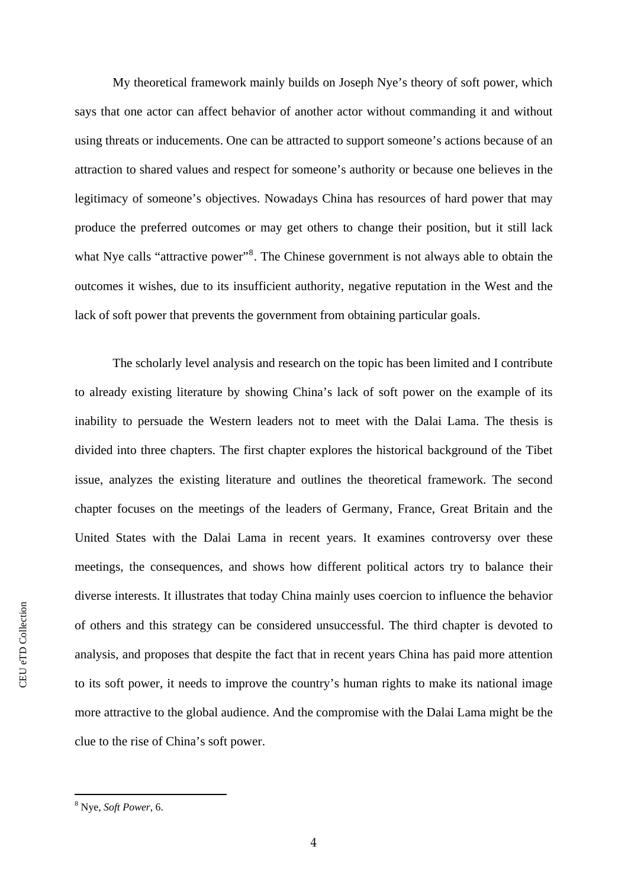My theoretical framework mainly builds on Joseph Nye's theory of soft power, which says that one actor can affect behavior of another actor without commanding it and without using threats or inducements. One can be attracted to support someone's actions because of an attraction to shared values and respect for someone's authority or because one believes in the legitimacy of someone's objectives. Nowadays China has resources of hard power that may produce the preferred outcomes or may get others to change their position, but it still lack what Nye calls "attractive power"[8]. The Chinese government is not always able to obtain the outcomes it wishes, due to its insufficient authority, negative reputation in the West and the lack of soft power that prevents the government from obtaining particular goals.

The scholarly level analysis and research on the topic has been limited and I contribute to already existing literature by showing China's lack of soft power on the example of its inability to persuade the Western leaders not to meet with the Dalai Lama. The thesis is divided into three chapters. The first chapter explores the historical background of the Tibet issue, analyzes the existing literature and outlines the theoretical framework. The second chapter focuses on the meetings of the leaders of Germany, France, Great Britain and the United States with the Dalai Lama in recent years. It examines controversy over these meetings, the consequences, and shows how different political actors try to balance their diverse interests. It illustrates that today China mainly uses coercion to influence the behavior of others and this strategy can be considered unsuccessful. The third chapter is devoted to analysis, and proposes that despite the fact that in recent years China has paid more attention to its soft power, it needs to improve the country's human rights to make its national image more attractive to the global audience. And the compromise with the Dalai Lama might be the clue to the rise of China's soft power.

---

[8] Nye, *Soft Power*, 6.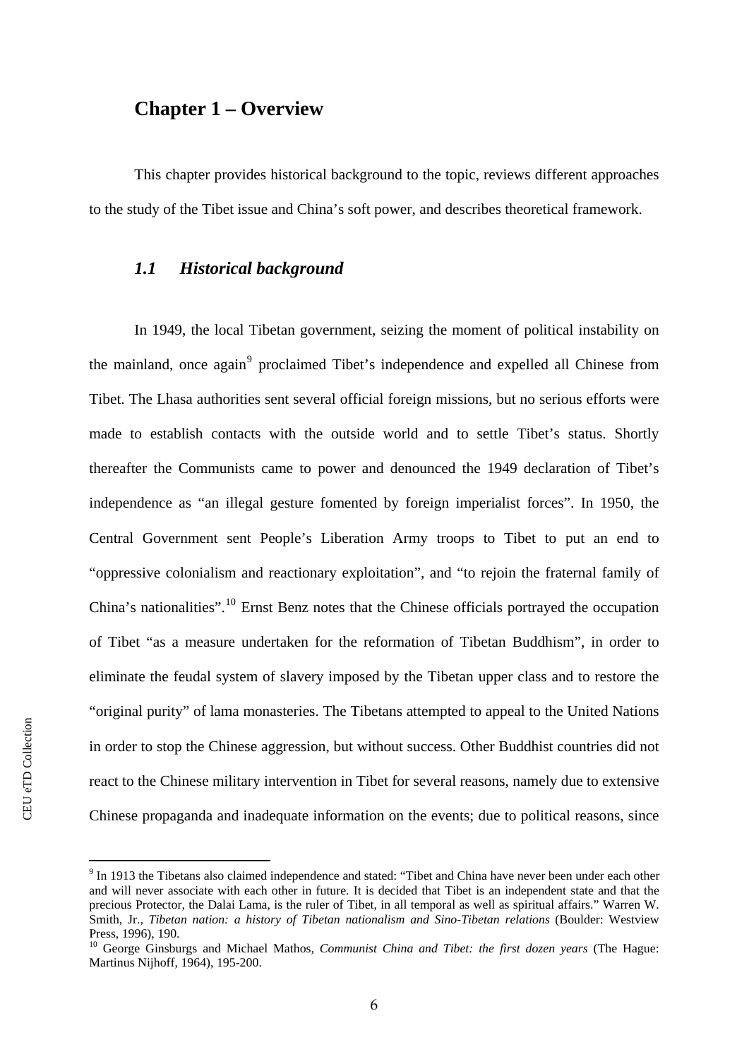# Chapter 1 – Overview

This chapter provides historical background to the topic, reviews different approaches to the study of the Tibet issue and China's soft power, and describes theoretical framework.

## *1.1 Historical background*

In 1949, the local Tibetan government, seizing the moment of political instability on the mainland, once again[9] proclaimed Tibet's independence and expelled all Chinese from Tibet. The Lhasa authorities sent several official foreign missions, but no serious efforts were made to establish contacts with the outside world and to settle Tibet's status. Shortly thereafter the Communists came to power and denounced the 1949 declaration of Tibet's independence as "an illegal gesture fomented by foreign imperialist forces". In 1950, the Central Government sent People's Liberation Army troops to Tibet to put an end to "oppressive colonialism and reactionary exploitation", and "to rejoin the fraternal family of China's nationalities".[10] Ernst Benz notes that the Chinese officials portrayed the occupation of Tibet "as a measure undertaken for the reformation of Tibetan Buddhism", in order to eliminate the feudal system of slavery imposed by the Tibetan upper class and to restore the "original purity" of lama monasteries. The Tibetans attempted to appeal to the United Nations in order to stop the Chinese aggression, but without success. Other Buddhist countries did not react to the Chinese military intervention in Tibet for several reasons, namely due to extensive Chinese propaganda and inadequate information on the events; due to political reasons, since

---

[9] In 1913 the Tibetans also claimed independence and stated: "Tibet and China have never been under each other and will never associate with each other in future. It is decided that Tibet is an independent state and that the precious Protector, the Dalai Lama, is the ruler of Tibet, in all temporal as well as spiritual affairs." Warren W. Smith, Jr., *Tibetan nation: a history of Tibetan nationalism and Sino-Tibetan relations* (Boulder: Westview Press, 1996), 190.

[10] George Ginsburgs and Michael Mathos, *Communist China and Tibet: the first dozen years* (The Hague: Martinus Nijhoff, 1964), 195-200.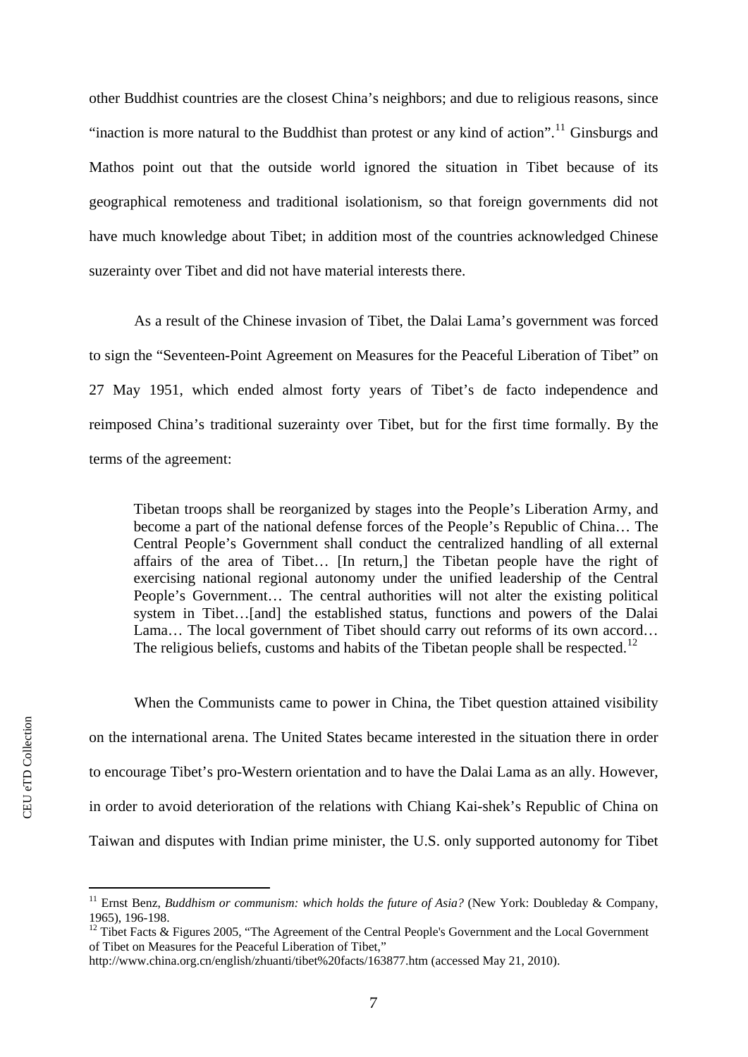other Buddhist countries are the closest China's neighbors; and due to religious reasons, since "inaction is more natural to the Buddhist than protest or any kind of action".[11] Ginsburgs and Mathos point out that the outside world ignored the situation in Tibet because of its geographical remoteness and traditional isolationism, so that foreign governments did not have much knowledge about Tibet; in addition most of the countries acknowledged Chinese suzerainty over Tibet and did not have material interests there.

As a result of the Chinese invasion of Tibet, the Dalai Lama's government was forced to sign the "Seventeen-Point Agreement on Measures for the Peaceful Liberation of Tibet" on 27 May 1951, which ended almost forty years of Tibet's de facto independence and reimposed China's traditional suzerainty over Tibet, but for the first time formally. By the terms of the agreement:

> Tibetan troops shall be reorganized by stages into the People's Liberation Army, and become a part of the national defense forces of the People's Republic of China… The Central People's Government shall conduct the centralized handling of all external affairs of the area of Tibet… [In return,] the Tibetan people have the right of exercising national regional autonomy under the unified leadership of the Central People's Government… The central authorities will not alter the existing political system in Tibet…[and] the established status, functions and powers of the Dalai Lama… The local government of Tibet should carry out reforms of its own accord… The religious beliefs, customs and habits of the Tibetan people shall be respected.[12]

When the Communists came to power in China, the Tibet question attained visibility on the international arena. The United States became interested in the situation there in order to encourage Tibet's pro-Western orientation and to have the Dalai Lama as an ally. However, in order to avoid deterioration of the relations with Chiang Kai-shek's Republic of China on Taiwan and disputes with Indian prime minister, the U.S. only supported autonomy for Tibet

---

[11] Ernst Benz, *Buddhism or communism: which holds the future of Asia?* (New York: Doubleday & Company, 1965), 196-198.

[12] Tibet Facts & Figures 2005, "The Agreement of the Central People's Government and the Local Government of Tibet on Measures for the Peaceful Liberation of Tibet," http://www.china.org.cn/english/zhuanti/tibet%20facts/163877.htm (accessed May 21, 2010).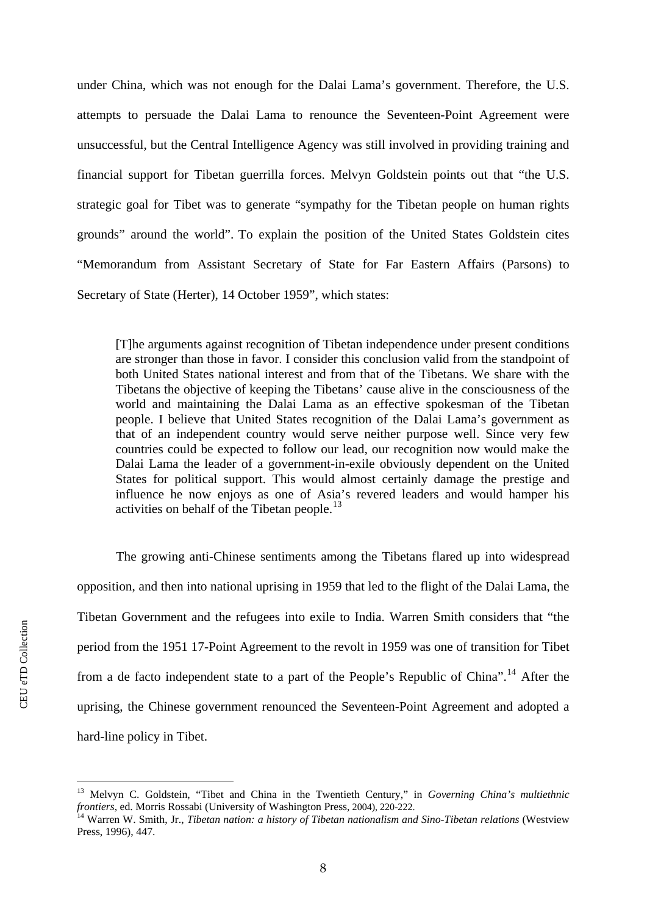under China, which was not enough for the Dalai Lama's government. Therefore, the U.S. attempts to persuade the Dalai Lama to renounce the Seventeen-Point Agreement were unsuccessful, but the Central Intelligence Agency was still involved in providing training and financial support for Tibetan guerrilla forces. Melvyn Goldstein points out that "the U.S. strategic goal for Tibet was to generate "sympathy for the Tibetan people on human rights grounds" around the world". To explain the position of the United States Goldstein cites "Memorandum from Assistant Secretary of State for Far Eastern Affairs (Parsons) to Secretary of State (Herter), 14 October 1959", which states:

> [T]he arguments against recognition of Tibetan independence under present conditions are stronger than those in favor. I consider this conclusion valid from the standpoint of both United States national interest and from that of the Tibetans. We share with the Tibetans the objective of keeping the Tibetans' cause alive in the consciousness of the world and maintaining the Dalai Lama as an effective spokesman of the Tibetan people. I believe that United States recognition of the Dalai Lama's government as that of an independent country would serve neither purpose well. Since very few countries could be expected to follow our lead, our recognition now would make the Dalai Lama the leader of a government-in-exile obviously dependent on the United States for political support. This would almost certainly damage the prestige and influence he now enjoys as one of Asia's revered leaders and would hamper his activities on behalf of the Tibetan people.[13]

The growing anti-Chinese sentiments among the Tibetans flared up into widespread opposition, and then into national uprising in 1959 that led to the flight of the Dalai Lama, the Tibetan Government and the refugees into exile to India. Warren Smith considers that "the period from the 1951 17-Point Agreement to the revolt in 1959 was one of transition for Tibet from a de facto independent state to a part of the People's Republic of China".[14] After the uprising, the Chinese government renounced the Seventeen-Point Agreement and adopted a hard-line policy in Tibet.

---

[13] Melvyn C. Goldstein, "Tibet and China in the Twentieth Century," in *Governing China's multiethnic frontiers*, ed. Morris Rossabi (University of Washington Press, 2004), 220-222.

[14] Warren W. Smith, Jr., *Tibetan nation: a history of Tibetan nationalism and Sino-Tibetan relations* (Westview Press, 1996), 447.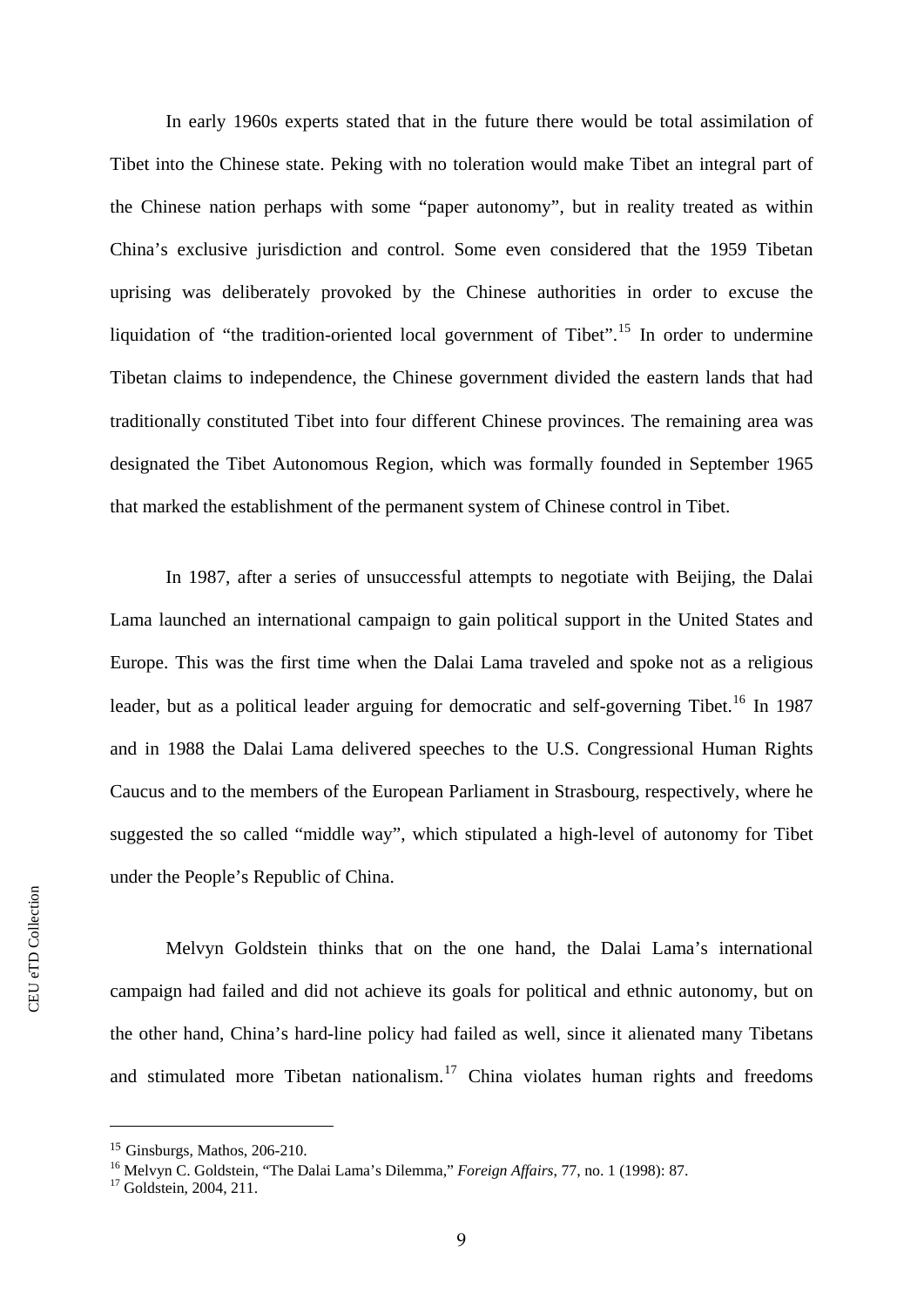In early 1960s experts stated that in the future there would be total assimilation of Tibet into the Chinese state. Peking with no toleration would make Tibet an integral part of the Chinese nation perhaps with some "paper autonomy", but in reality treated as within China's exclusive jurisdiction and control. Some even considered that the 1959 Tibetan uprising was deliberately provoked by the Chinese authorities in order to excuse the liquidation of "the tradition-oriented local government of Tibet".[15] In order to undermine Tibetan claims to independence, the Chinese government divided the eastern lands that had traditionally constituted Tibet into four different Chinese provinces. The remaining area was designated the Tibet Autonomous Region, which was formally founded in September 1965 that marked the establishment of the permanent system of Chinese control in Tibet.

In 1987, after a series of unsuccessful attempts to negotiate with Beijing, the Dalai Lama launched an international campaign to gain political support in the United States and Europe. This was the first time when the Dalai Lama traveled and spoke not as a religious leader, but as a political leader arguing for democratic and self-governing Tibet.[16] In 1987 and in 1988 the Dalai Lama delivered speeches to the U.S. Congressional Human Rights Caucus and to the members of the European Parliament in Strasbourg, respectively, where he suggested the so called "middle way", which stipulated a high-level of autonomy for Tibet under the People's Republic of China.

Melvyn Goldstein thinks that on the one hand, the Dalai Lama's international campaign had failed and did not achieve its goals for political and ethnic autonomy, but on the other hand, China's hard-line policy had failed as well, since it alienated many Tibetans and stimulated more Tibetan nationalism.[17] China violates human rights and freedoms

---

[15] Ginsburgs, Mathos, 206-210.

[16] Melvyn C. Goldstein, "The Dalai Lama's Dilemma," *Foreign Affairs*, 77, no. 1 (1998): 87.

[17] Goldstein, 2004, 211.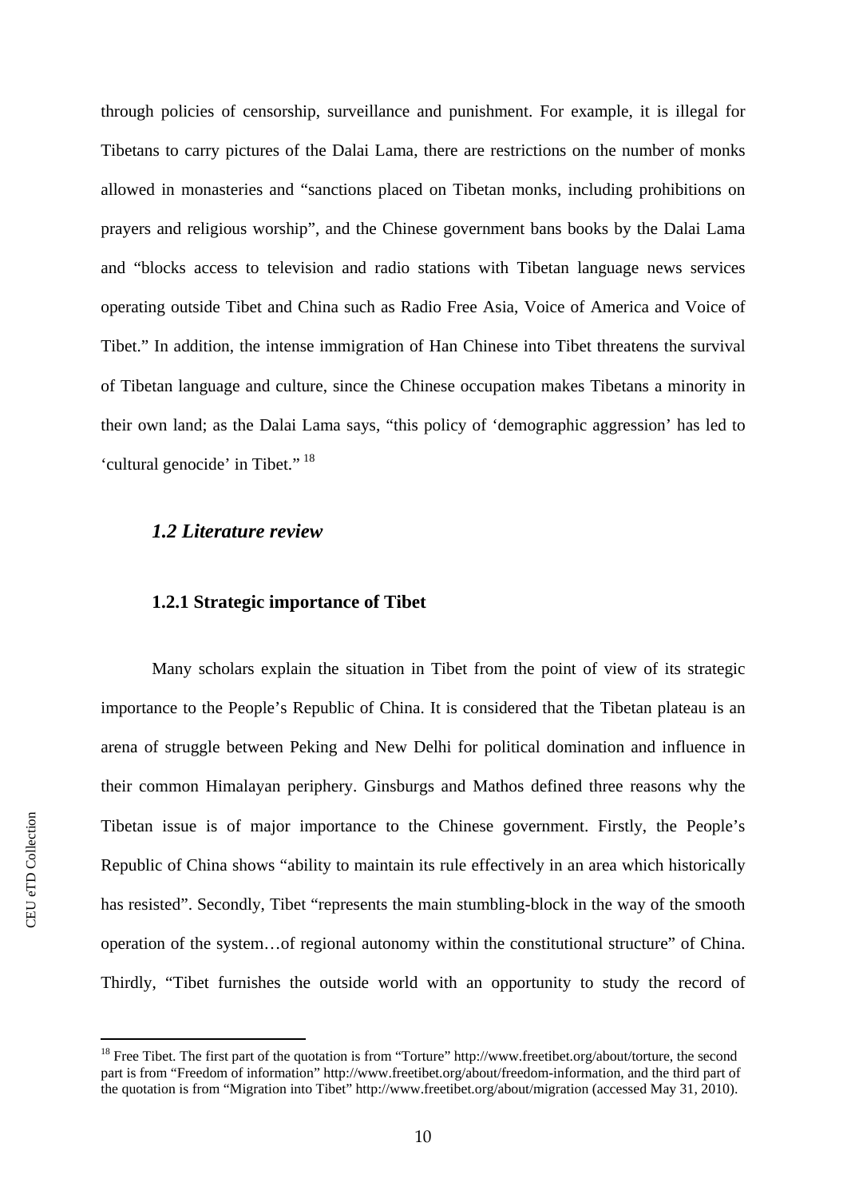through policies of censorship, surveillance and punishment. For example, it is illegal for Tibetans to carry pictures of the Dalai Lama, there are restrictions on the number of monks allowed in monasteries and "sanctions placed on Tibetan monks, including prohibitions on prayers and religious worship", and the Chinese government bans books by the Dalai Lama and "blocks access to television and radio stations with Tibetan language news services operating outside Tibet and China such as Radio Free Asia, Voice of America and Voice of Tibet." In addition, the intense immigration of Han Chinese into Tibet threatens the survival of Tibetan language and culture, since the Chinese occupation makes Tibetans a minority in their own land; as the Dalai Lama says, "this policy of 'demographic aggression' has led to 'cultural genocide' in Tibet." [18]

## *1.2 Literature review*

### 1.2.1 Strategic importance of Tibet

Many scholars explain the situation in Tibet from the point of view of its strategic importance to the People's Republic of China. It is considered that the Tibetan plateau is an arena of struggle between Peking and New Delhi for political domination and influence in their common Himalayan periphery. Ginsburgs and Mathos defined three reasons why the Tibetan issue is of major importance to the Chinese government. Firstly, the People's Republic of China shows "ability to maintain its rule effectively in an area which historically has resisted". Secondly, Tibet "represents the main stumbling-block in the way of the smooth operation of the system…of regional autonomy within the constitutional structure" of China. Thirdly, "Tibet furnishes the outside world with an opportunity to study the record of

---

[18] Free Tibet. The first part of the quotation is from "Torture" http://www.freetibet.org/about/torture, the second part is from "Freedom of information" http://www.freetibet.org/about/freedom-information, and the third part of the quotation is from "Migration into Tibet" http://www.freetibet.org/about/migration (accessed May 31, 2010).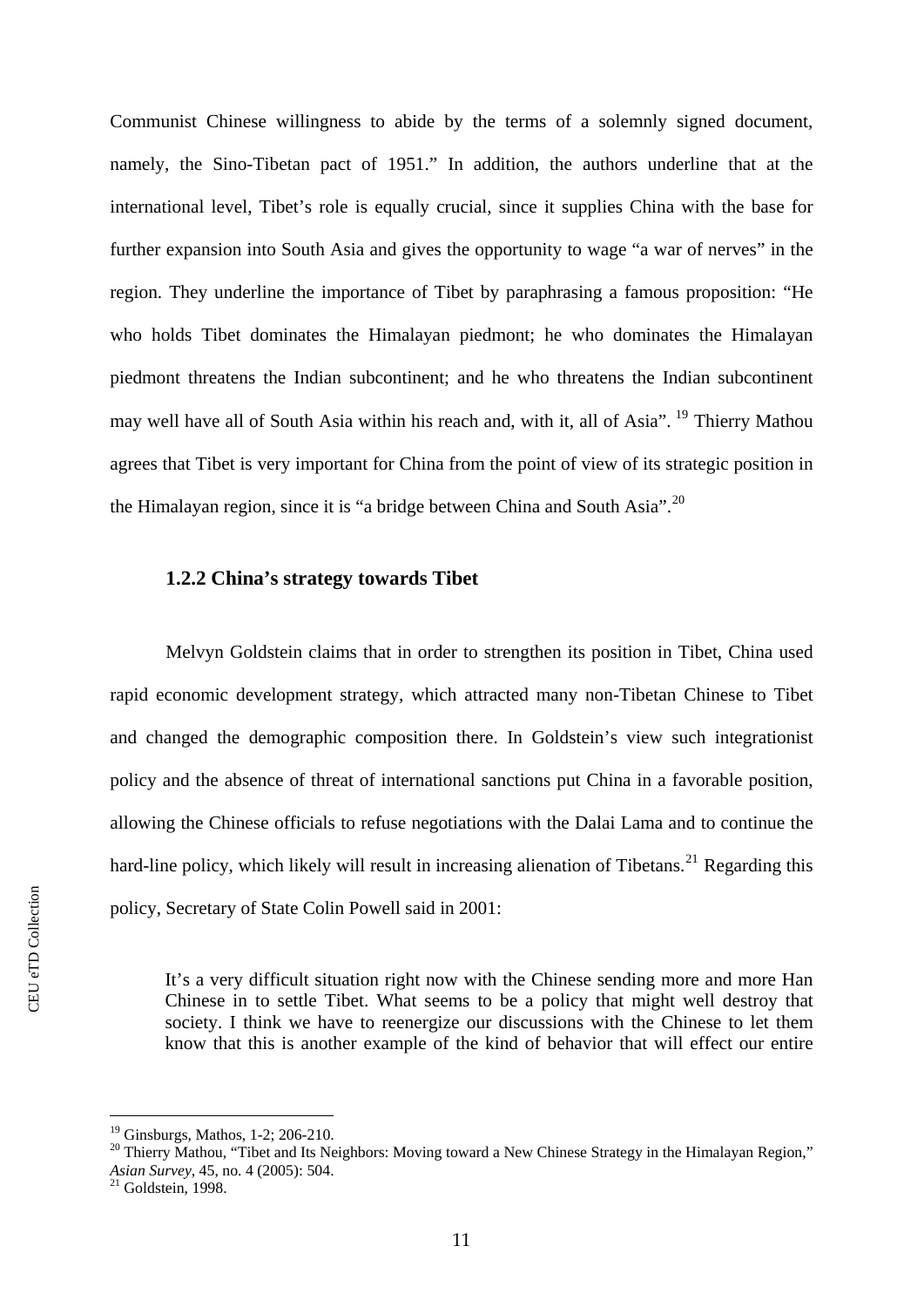Communist Chinese willingness to abide by the terms of a solemnly signed document, namely, the Sino-Tibetan pact of 1951." In addition, the authors underline that at the international level, Tibet's role is equally crucial, since it supplies China with the base for further expansion into South Asia and gives the opportunity to wage "a war of nerves" in the region. They underline the importance of Tibet by paraphrasing a famous proposition: "He who holds Tibet dominates the Himalayan piedmont; he who dominates the Himalayan piedmont threatens the Indian subcontinent; and he who threatens the Indian subcontinent may well have all of South Asia within his reach and, with it, all of Asia".[19] Thierry Mathou agrees that Tibet is very important for China from the point of view of its strategic position in the Himalayan region, since it is "a bridge between China and South Asia".[20]

### 1.2.2 China's strategy towards Tibet

Melvyn Goldstein claims that in order to strengthen its position in Tibet, China used rapid economic development strategy, which attracted many non-Tibetan Chinese to Tibet and changed the demographic composition there. In Goldstein's view such integrationist policy and the absence of threat of international sanctions put China in a favorable position, allowing the Chinese officials to refuse negotiations with the Dalai Lama and to continue the hard-line policy, which likely will result in increasing alienation of Tibetans.[21] Regarding this policy, Secretary of State Colin Powell said in 2001:

> It's a very difficult situation right now with the Chinese sending more and more Han Chinese in to settle Tibet. What seems to be a policy that might well destroy that society. I think we have to reenergize our discussions with the Chinese to let them know that this is another example of the kind of behavior that will effect our entire

---

[19] Ginsburgs, Mathos, 1-2; 206-210.

[20] Thierry Mathou, "Tibet and Its Neighbors: Moving toward a New Chinese Strategy in the Himalayan Region," *Asian Survey*, 45, no. 4 (2005): 504.

[21] Goldstein, 1998.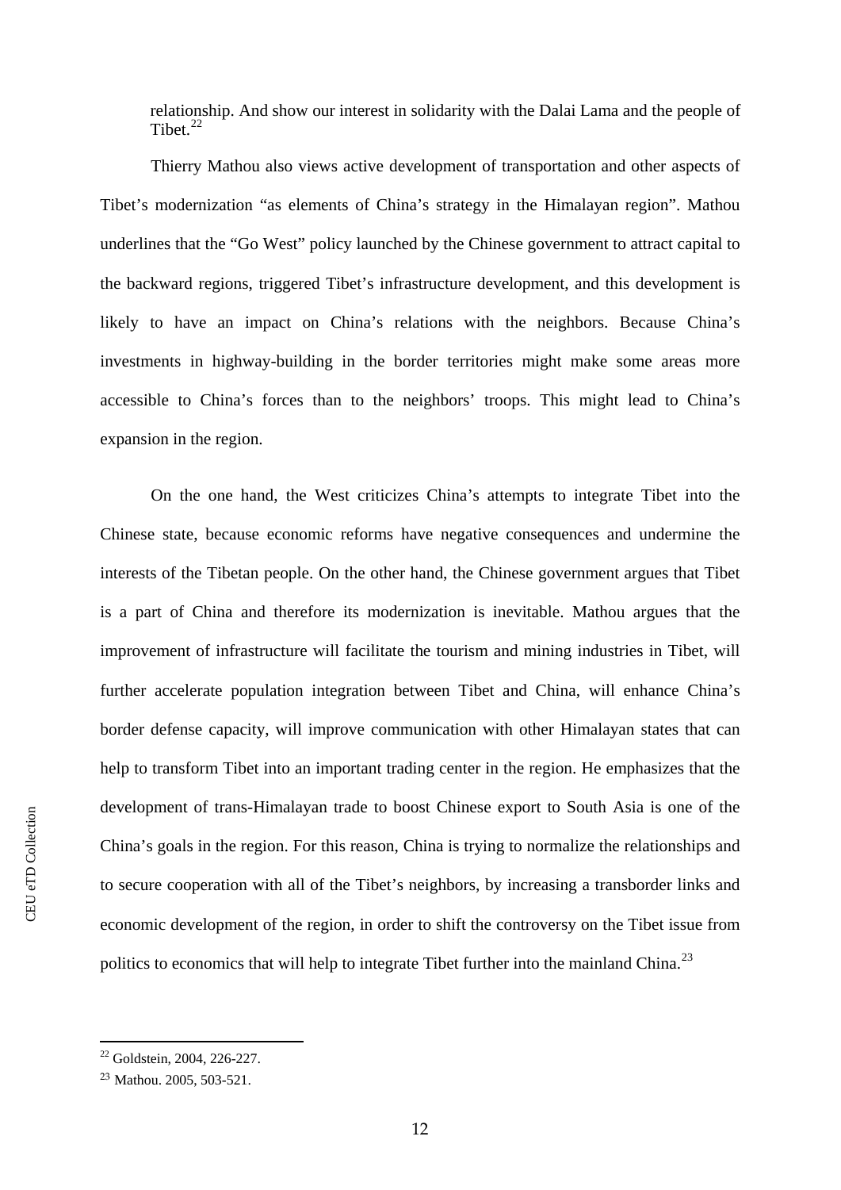> relationship. And show our interest in solidarity with the Dalai Lama and the people of Tibet.[22]

Thierry Mathou also views active development of transportation and other aspects of Tibet's modernization "as elements of China's strategy in the Himalayan region". Mathou underlines that the "Go West" policy launched by the Chinese government to attract capital to the backward regions, triggered Tibet's infrastructure development, and this development is likely to have an impact on China's relations with the neighbors. Because China's investments in highway-building in the border territories might make some areas more accessible to China's forces than to the neighbors' troops. This might lead to China's expansion in the region.

On the one hand, the West criticizes China's attempts to integrate Tibet into the Chinese state, because economic reforms have negative consequences and undermine the interests of the Tibetan people. On the other hand, the Chinese government argues that Tibet is a part of China and therefore its modernization is inevitable. Mathou argues that the improvement of infrastructure will facilitate the tourism and mining industries in Tibet, will further accelerate population integration between Tibet and China, will enhance China's border defense capacity, will improve communication with other Himalayan states that can help to transform Tibet into an important trading center in the region. He emphasizes that the development of trans-Himalayan trade to boost Chinese export to South Asia is one of the China's goals in the region. For this reason, China is trying to normalize the relationships and to secure cooperation with all of the Tibet's neighbors, by increasing a transborder links and economic development of the region, in order to shift the controversy on the Tibet issue from politics to economics that will help to integrate Tibet further into the mainland China.[23]

---

[22] Goldstein, 2004, 226-227.

[23] Mathou. 2005, 503-521.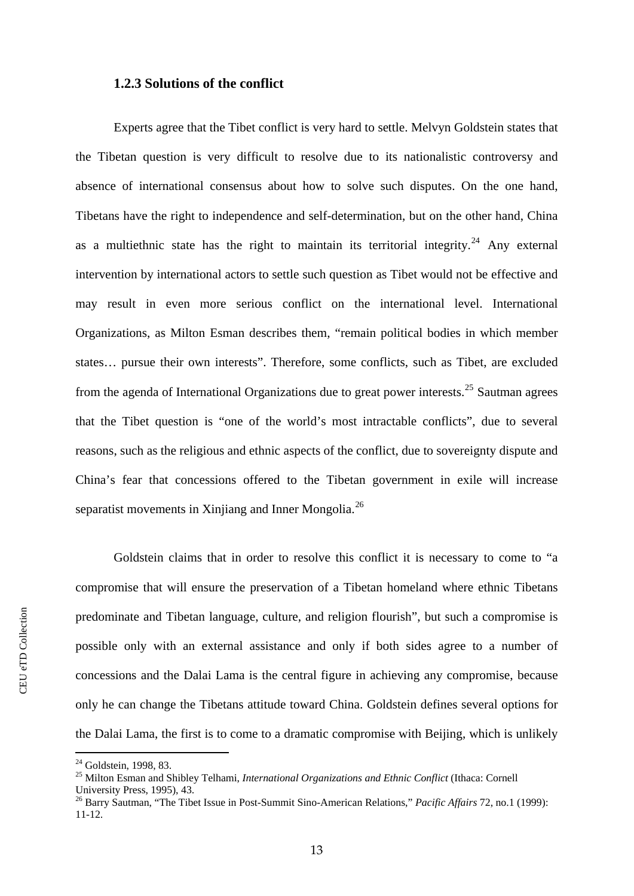### 1.2.3 Solutions of the conflict

Experts agree that the Tibet conflict is very hard to settle. Melvyn Goldstein states that the Tibetan question is very difficult to resolve due to its nationalistic controversy and absence of international consensus about how to solve such disputes. On the one hand, Tibetans have the right to independence and self-determination, but on the other hand, China as a multiethnic state has the right to maintain its territorial integrity.[24] Any external intervention by international actors to settle such question as Tibet would not be effective and may result in even more serious conflict on the international level. International Organizations, as Milton Esman describes them, "remain political bodies in which member states… pursue their own interests". Therefore, some conflicts, such as Tibet, are excluded from the agenda of International Organizations due to great power interests.[25] Sautman agrees that the Tibet question is "one of the world's most intractable conflicts", due to several reasons, such as the religious and ethnic aspects of the conflict, due to sovereignty dispute and China's fear that concessions offered to the Tibetan government in exile will increase separatist movements in Xinjiang and Inner Mongolia.[26]

Goldstein claims that in order to resolve this conflict it is necessary to come to "a compromise that will ensure the preservation of a Tibetan homeland where ethnic Tibetans predominate and Tibetan language, culture, and religion flourish", but such a compromise is possible only with an external assistance and only if both sides agree to a number of concessions and the Dalai Lama is the central figure in achieving any compromise, because only he can change the Tibetans attitude toward China. Goldstein defines several options for the Dalai Lama, the first is to come to a dramatic compromise with Beijing, which is unlikely

[24] Goldstein, 1998, 83.

[25] Milton Esman and Shibley Telhami, *International Organizations and Ethnic Conflict* (Ithaca: Cornell University Press, 1995), 43.

[26] Barry Sautman, "The Tibet Issue in Post-Summit Sino-American Relations," *Pacific Affairs* 72, no.1 (1999): 11-12.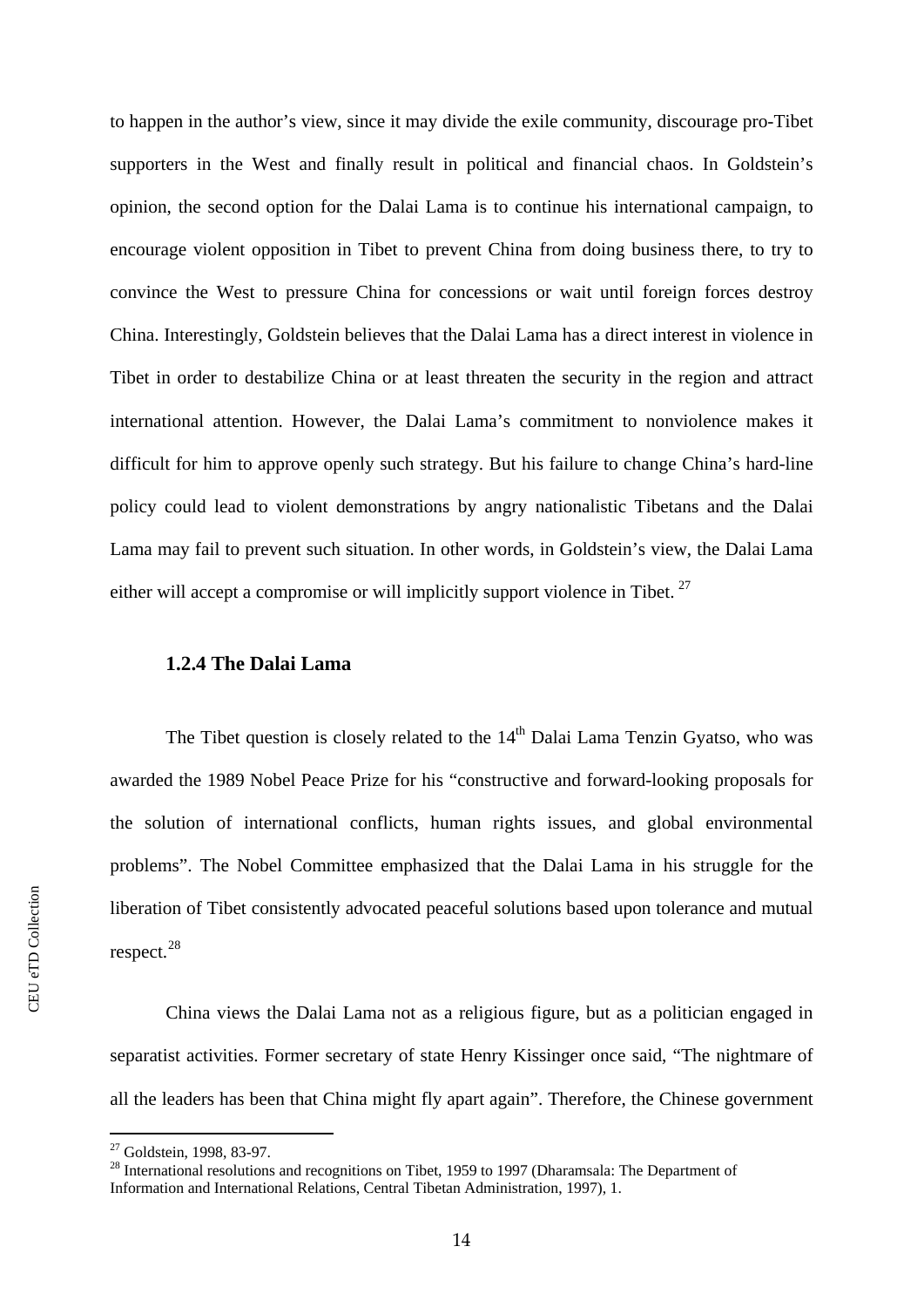to happen in the author's view, since it may divide the exile community, discourage pro-Tibet supporters in the West and finally result in political and financial chaos. In Goldstein's opinion, the second option for the Dalai Lama is to continue his international campaign, to encourage violent opposition in Tibet to prevent China from doing business there, to try to convince the West to pressure China for concessions or wait until foreign forces destroy China. Interestingly, Goldstein believes that the Dalai Lama has a direct interest in violence in Tibet in order to destabilize China or at least threaten the security in the region and attract international attention. However, the Dalai Lama's commitment to nonviolence makes it difficult for him to approve openly such strategy. But his failure to change China's hard-line policy could lead to violent demonstrations by angry nationalistic Tibetans and the Dalai Lama may fail to prevent such situation. In other words, in Goldstein's view, the Dalai Lama either will accept a compromise or will implicitly support violence in Tibet. [27]

### 1.2.4 The Dalai Lama

The Tibet question is closely related to the 14th Dalai Lama Tenzin Gyatso, who was awarded the 1989 Nobel Peace Prize for his "constructive and forward-looking proposals for the solution of international conflicts, human rights issues, and global environmental problems". The Nobel Committee emphasized that the Dalai Lama in his struggle for the liberation of Tibet consistently advocated peaceful solutions based upon tolerance and mutual respect.[28]

China views the Dalai Lama not as a religious figure, but as a politician engaged in separatist activities. Former secretary of state Henry Kissinger once said, "The nightmare of all the leaders has been that China might fly apart again". Therefore, the Chinese government

---

[27] Goldstein, 1998, 83-97.

[28] International resolutions and recognitions on Tibet, 1959 to 1997 (Dharamsala: The Department of Information and International Relations, Central Tibetan Administration, 1997), 1.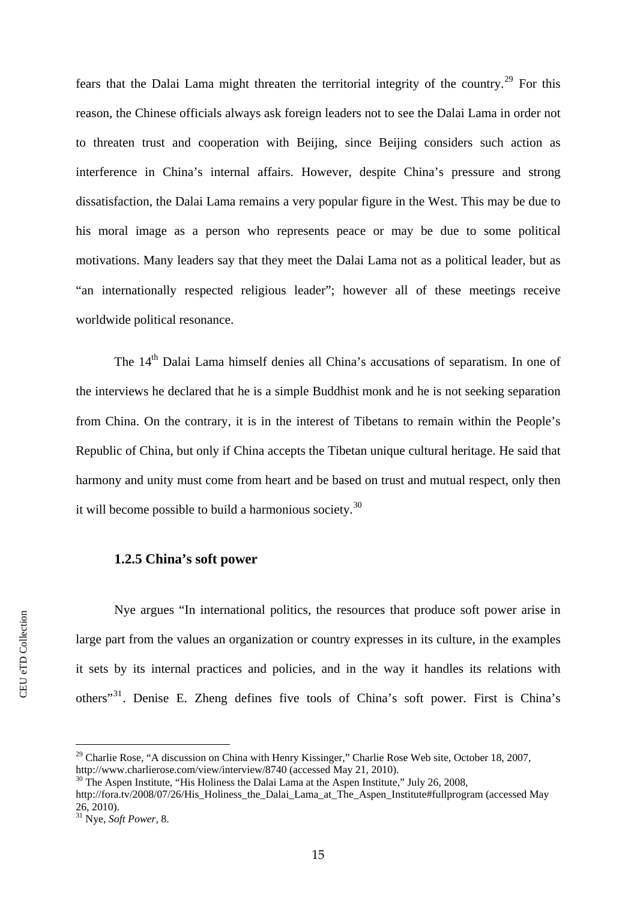fears that the Dalai Lama might threaten the territorial integrity of the country.[29] For this reason, the Chinese officials always ask foreign leaders not to see the Dalai Lama in order not to threaten trust and cooperation with Beijing, since Beijing considers such action as interference in China's internal affairs. However, despite China's pressure and strong dissatisfaction, the Dalai Lama remains a very popular figure in the West. This may be due to his moral image as a person who represents peace or may be due to some political motivations. Many leaders say that they meet the Dalai Lama not as a political leader, but as "an internationally respected religious leader"; however all of these meetings receive worldwide political resonance.

The 14th Dalai Lama himself denies all China's accusations of separatism. In one of the interviews he declared that he is a simple Buddhist monk and he is not seeking separation from China. On the contrary, it is in the interest of Tibetans to remain within the People's Republic of China, but only if China accepts the Tibetan unique cultural heritage. He said that harmony and unity must come from heart and be based on trust and mutual respect, only then it will become possible to build a harmonious society.[30]

### 1.2.5 China's soft power

Nye argues "In international politics, the resources that produce soft power arise in large part from the values an organization or country expresses in its culture, in the examples it sets by its internal practices and policies, and in the way it handles its relations with others"[31]. Denise E. Zheng defines five tools of China's soft power. First is China's

---

[29] Charlie Rose, "A discussion on China with Henry Kissinger," Charlie Rose Web site, October 18, 2007, http://www.charlierose.com/view/interview/8740 (accessed May 21, 2010).

[30] The Aspen Institute, "His Holiness the Dalai Lama at the Aspen Institute," July 26, 2008, http://fora.tv/2008/07/26/His_Holiness_the_Dalai_Lama_at_The_Aspen_Institute#fullprogram (accessed May 26, 2010).

[31] Nye, *Soft Power,* 8.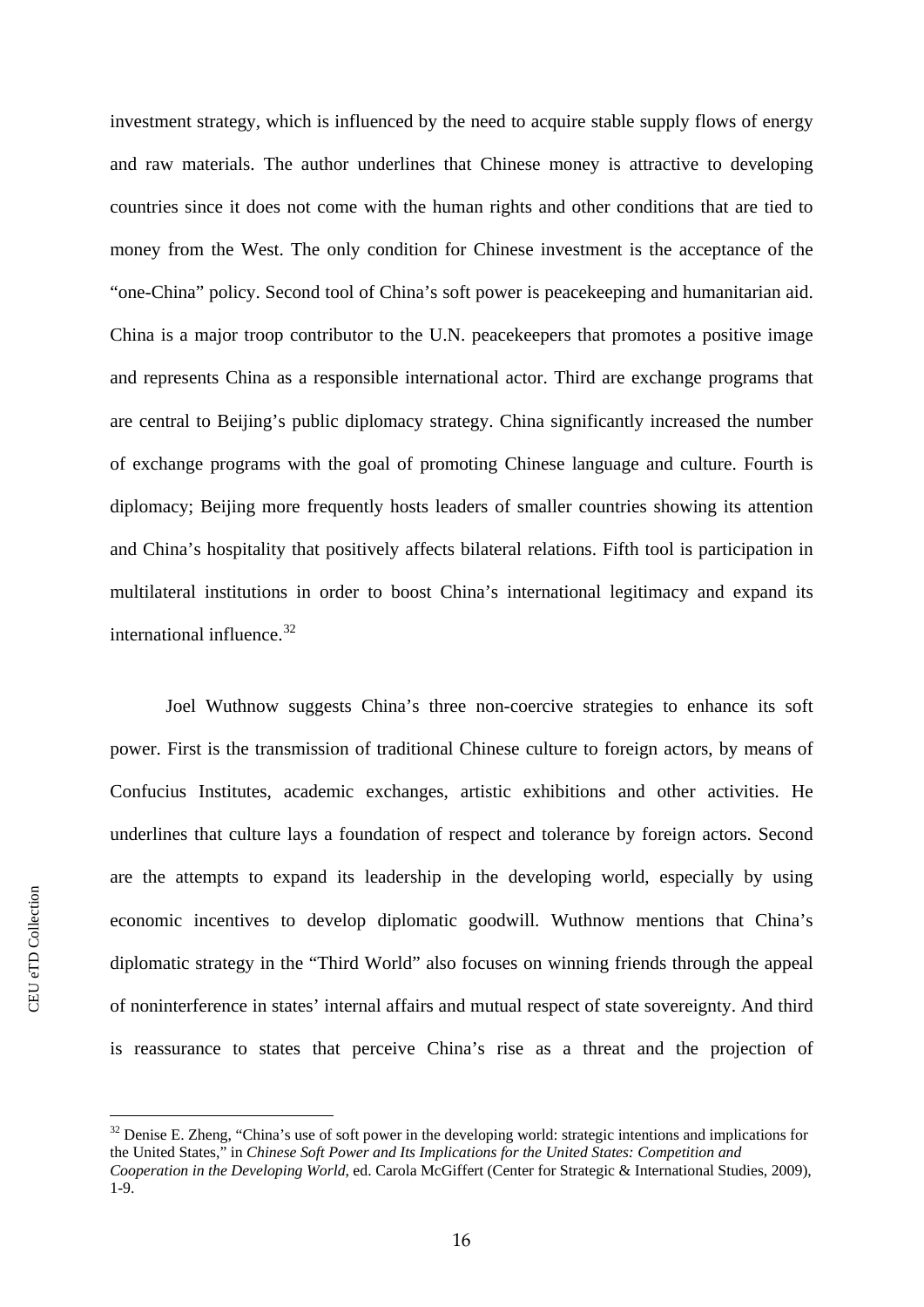investment strategy, which is influenced by the need to acquire stable supply flows of energy and raw materials. The author underlines that Chinese money is attractive to developing countries since it does not come with the human rights and other conditions that are tied to money from the West. The only condition for Chinese investment is the acceptance of the "one-China" policy. Second tool of China's soft power is peacekeeping and humanitarian aid. China is a major troop contributor to the U.N. peacekeepers that promotes a positive image and represents China as a responsible international actor. Third are exchange programs that are central to Beijing's public diplomacy strategy. China significantly increased the number of exchange programs with the goal of promoting Chinese language and culture. Fourth is diplomacy; Beijing more frequently hosts leaders of smaller countries showing its attention and China's hospitality that positively affects bilateral relations. Fifth tool is participation in multilateral institutions in order to boost China's international legitimacy and expand its international influence.[32]

Joel Wuthnow suggests China's three non-coercive strategies to enhance its soft power. First is the transmission of traditional Chinese culture to foreign actors, by means of Confucius Institutes, academic exchanges, artistic exhibitions and other activities. He underlines that culture lays a foundation of respect and tolerance by foreign actors. Second are the attempts to expand its leadership in the developing world, especially by using economic incentives to develop diplomatic goodwill. Wuthnow mentions that China's diplomatic strategy in the "Third World" also focuses on winning friends through the appeal of noninterference in states' internal affairs and mutual respect of state sovereignty. And third is reassurance to states that perceive China's rise as a threat and the projection of

---

[32] Denise E. Zheng, "China's use of soft power in the developing world: strategic intentions and implications for the United States," in *Chinese Soft Power and Its Implications for the United States: Competition and Cooperation in the Developing World*, ed. Carola McGiffert (Center for Strategic & International Studies, 2009), 1-9.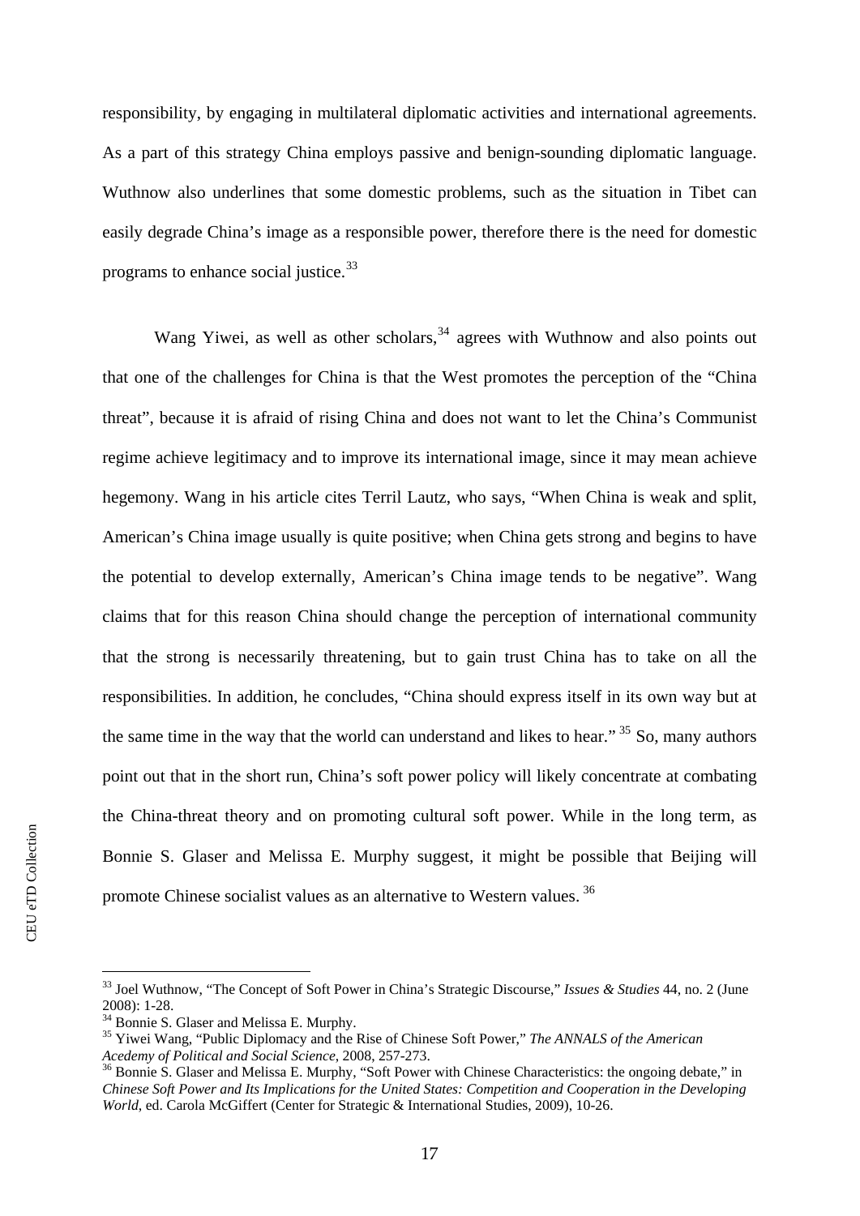responsibility, by engaging in multilateral diplomatic activities and international agreements. As a part of this strategy China employs passive and benign-sounding diplomatic language. Wuthnow also underlines that some domestic problems, such as the situation in Tibet can easily degrade China's image as a responsible power, therefore there is the need for domestic programs to enhance social justice.[33]

Wang Yiwei, as well as other scholars,[34] agrees with Wuthnow and also points out that one of the challenges for China is that the West promotes the perception of the "China threat", because it is afraid of rising China and does not want to let the China's Communist regime achieve legitimacy and to improve its international image, since it may mean achieve hegemony. Wang in his article cites Terril Lautz, who says, "When China is weak and split, American's China image usually is quite positive; when China gets strong and begins to have the potential to develop externally, American's China image tends to be negative". Wang claims that for this reason China should change the perception of international community that the strong is necessarily threatening, but to gain trust China has to take on all the responsibilities. In addition, he concludes, "China should express itself in its own way but at the same time in the way that the world can understand and likes to hear."[35] So, many authors point out that in the short run, China's soft power policy will likely concentrate at combating the China-threat theory and on promoting cultural soft power. While in the long term, as Bonnie S. Glaser and Melissa E. Murphy suggest, it might be possible that Beijing will promote Chinese socialist values as an alternative to Western values.[36]

---

[33] Joel Wuthnow, "The Concept of Soft Power in China's Strategic Discourse," *Issues & Studies* 44, no. 2 (June 2008): 1-28.

[34] Bonnie S. Glaser and Melissa E. Murphy.

[35] Yiwei Wang, "Public Diplomacy and the Rise of Chinese Soft Power," *The ANNALS of the American Acedemy of Political and Social Science*, 2008, 257-273.

[36] Bonnie S. Glaser and Melissa E. Murphy, "Soft Power with Chinese Characteristics: the ongoing debate," in *Chinese Soft Power and Its Implications for the United States: Competition and Cooperation in the Developing World*, ed. Carola McGiffert (Center for Strategic & International Studies, 2009), 10-26.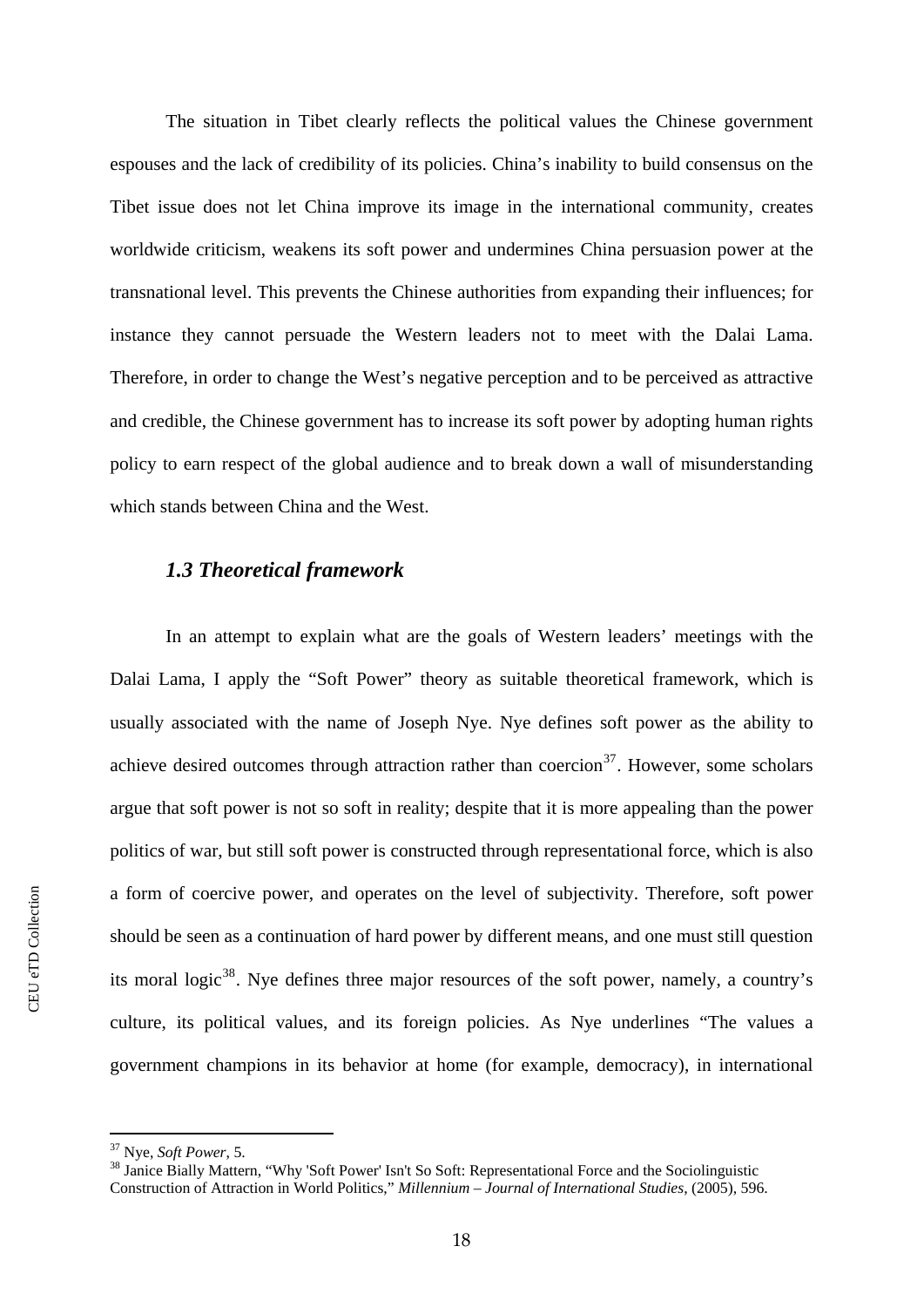The situation in Tibet clearly reflects the political values the Chinese government espouses and the lack of credibility of its policies. China's inability to build consensus on the Tibet issue does not let China improve its image in the international community, creates worldwide criticism, weakens its soft power and undermines China persuasion power at the transnational level. This prevents the Chinese authorities from expanding their influences; for instance they cannot persuade the Western leaders not to meet with the Dalai Lama. Therefore, in order to change the West's negative perception and to be perceived as attractive and credible, the Chinese government has to increase its soft power by adopting human rights policy to earn respect of the global audience and to break down a wall of misunderstanding which stands between China and the West.

### *1.3 Theoretical framework*

In an attempt to explain what are the goals of Western leaders' meetings with the Dalai Lama, I apply the "Soft Power" theory as suitable theoretical framework, which is usually associated with the name of Joseph Nye. Nye defines soft power as the ability to achieve desired outcomes through attraction rather than coercion[37]. However, some scholars argue that soft power is not so soft in reality; despite that it is more appealing than the power politics of war, but still soft power is constructed through representational force, which is also a form of coercive power, and operates on the level of subjectivity. Therefore, soft power should be seen as a continuation of hard power by different means, and one must still question its moral logic[38]. Nye defines three major resources of the soft power, namely, a country's culture, its political values, and its foreign policies. As Nye underlines "The values a government champions in its behavior at home (for example, democracy), in international

---

[37] Nye, *Soft Power*, 5.

[38] Janice Bially Mattern, "Why 'Soft Power' Isn't So Soft: Representational Force and the Sociolinguistic Construction of Attraction in World Politics," *Millennium – Journal of International Studies*, (2005), 596.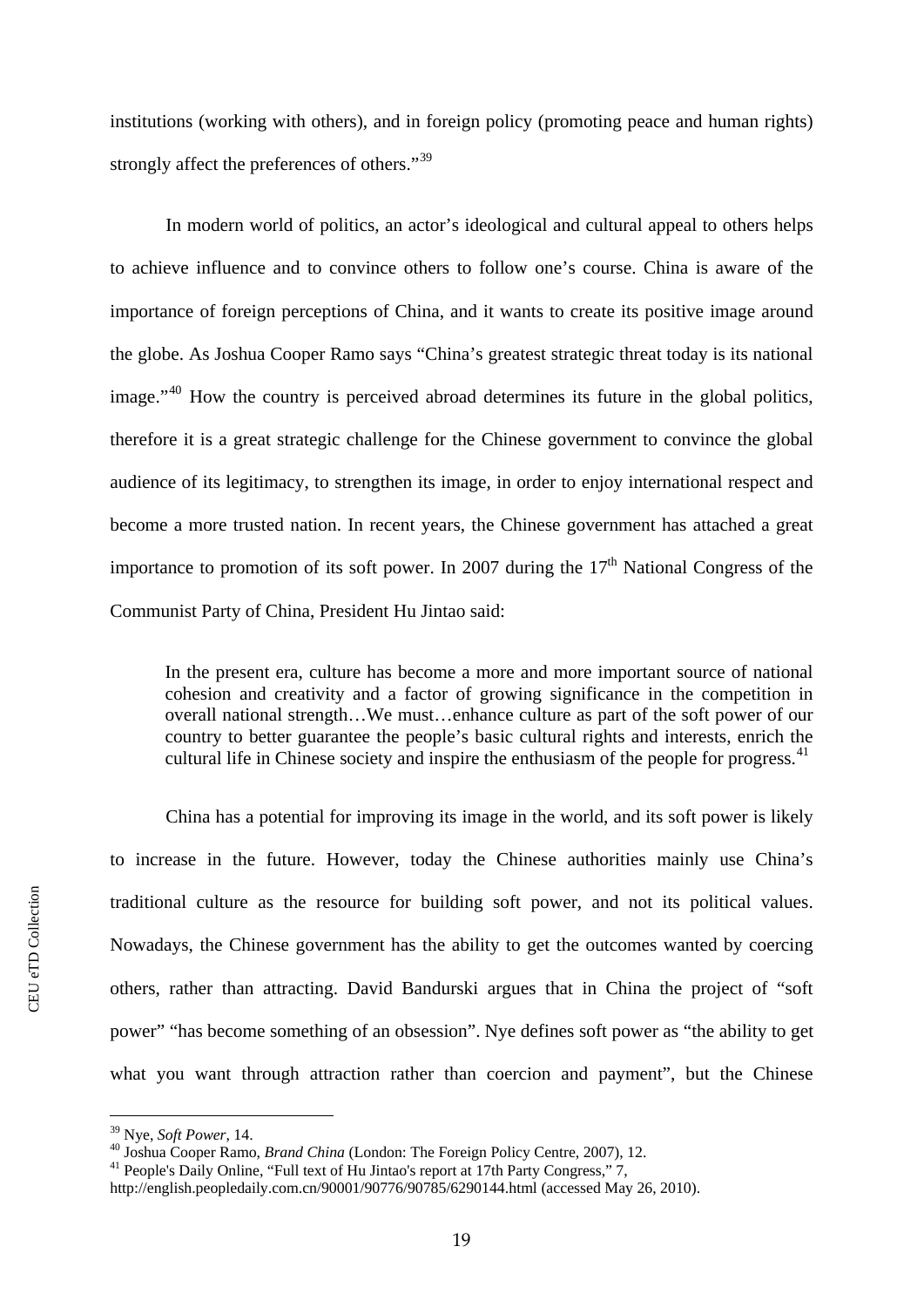institutions (working with others), and in foreign policy (promoting peace and human rights) strongly affect the preferences of others."[39]

In modern world of politics, an actor's ideological and cultural appeal to others helps to achieve influence and to convince others to follow one's course. China is aware of the importance of foreign perceptions of China, and it wants to create its positive image around the globe. As Joshua Cooper Ramo says "China's greatest strategic threat today is its national image."[40] How the country is perceived abroad determines its future in the global politics, therefore it is a great strategic challenge for the Chinese government to convince the global audience of its legitimacy, to strengthen its image, in order to enjoy international respect and become a more trusted nation. In recent years, the Chinese government has attached a great importance to promotion of its soft power. In 2007 during the 17th National Congress of the Communist Party of China, President Hu Jintao said:

> In the present era, culture has become a more and more important source of national cohesion and creativity and a factor of growing significance in the competition in overall national strength…We must…enhance culture as part of the soft power of our country to better guarantee the people's basic cultural rights and interests, enrich the cultural life in Chinese society and inspire the enthusiasm of the people for progress.[41]

China has a potential for improving its image in the world, and its soft power is likely to increase in the future. However, today the Chinese authorities mainly use China's traditional culture as the resource for building soft power, and not its political values. Nowadays, the Chinese government has the ability to get the outcomes wanted by coercing others, rather than attracting. David Bandurski argues that in China the project of "soft power" "has become something of an obsession". Nye defines soft power as "the ability to get what you want through attraction rather than coercion and payment", but the Chinese

---

[39] Nye, *Soft Power*, 14.

[40] Joshua Cooper Ramo, *Brand China* (London: The Foreign Policy Centre, 2007), 12.

[41] People's Daily Online, "Full text of Hu Jintao's report at 17th Party Congress," 7, http://english.peopledaily.com.cn/90001/90776/90785/6290144.html (accessed May 26, 2010).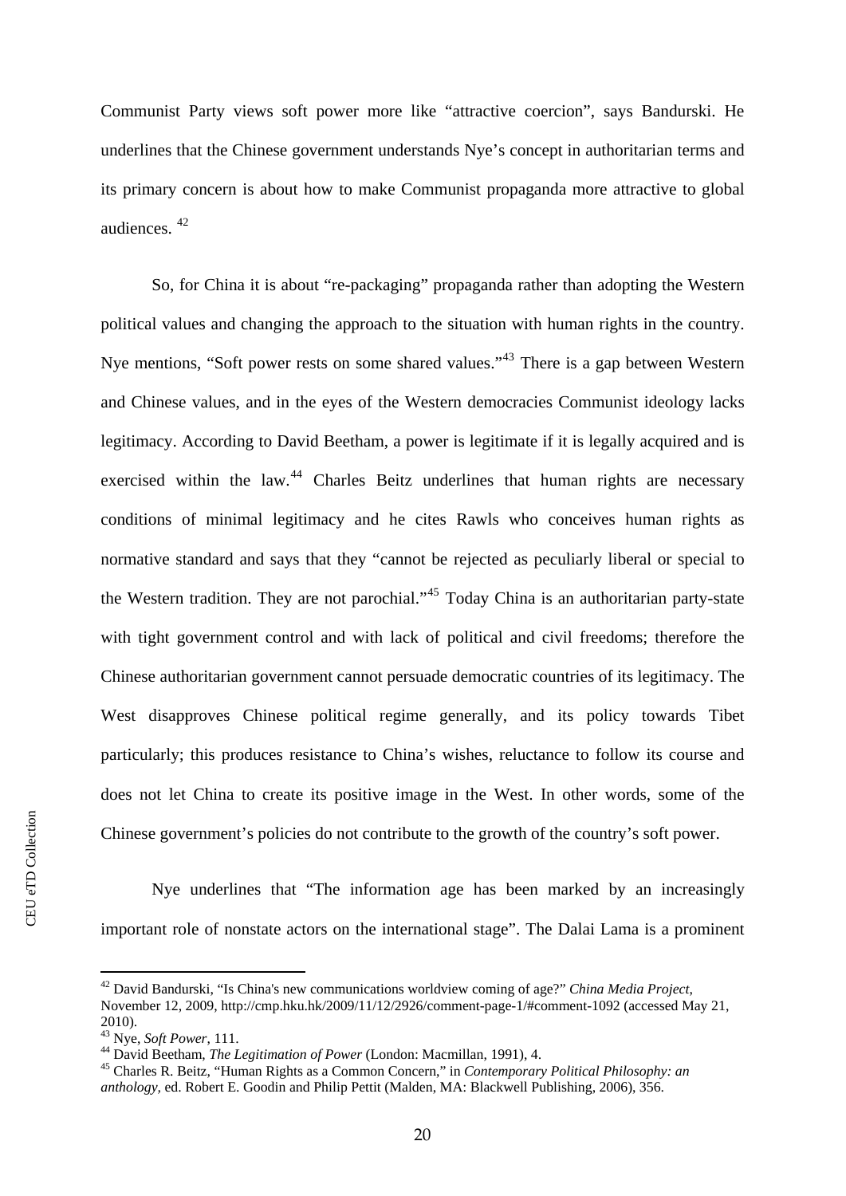Communist Party views soft power more like "attractive coercion", says Bandurski. He underlines that the Chinese government understands Nye's concept in authoritarian terms and its primary concern is about how to make Communist propaganda more attractive to global audiences. [42]

So, for China it is about "re-packaging" propaganda rather than adopting the Western political values and changing the approach to the situation with human rights in the country. Nye mentions, "Soft power rests on some shared values."[43] There is a gap between Western and Chinese values, and in the eyes of the Western democracies Communist ideology lacks legitimacy. According to David Beetham, a power is legitimate if it is legally acquired and is exercised within the law.[44] Charles Beitz underlines that human rights are necessary conditions of minimal legitimacy and he cites Rawls who conceives human rights as normative standard and says that they "cannot be rejected as peculiarly liberal or special to the Western tradition. They are not parochial."[45] Today China is an authoritarian party-state with tight government control and with lack of political and civil freedoms; therefore the Chinese authoritarian government cannot persuade democratic countries of its legitimacy. The West disapproves Chinese political regime generally, and its policy towards Tibet particularly; this produces resistance to China's wishes, reluctance to follow its course and does not let China to create its positive image in the West. In other words, some of the Chinese government's policies do not contribute to the growth of the country's soft power.

Nye underlines that "The information age has been marked by an increasingly important role of nonstate actors on the international stage". The Dalai Lama is a prominent

---

[42] David Bandurski, "Is China's new communications worldview coming of age?" *China Media Project*, November 12, 2009, http://cmp.hku.hk/2009/11/12/2926/comment-page-1/#comment-1092 (accessed May 21, 2010).

[43] Nye, *Soft Power*, 111.

[44] David Beetham, *The Legitimation of Power* (London: Macmillan, 1991), 4.

[45] Charles R. Beitz, "Human Rights as a Common Concern," in *Contemporary Political Philosophy: an anthology,* ed. Robert E. Goodin and Philip Pettit (Malden, MA: Blackwell Publishing, 2006), 356.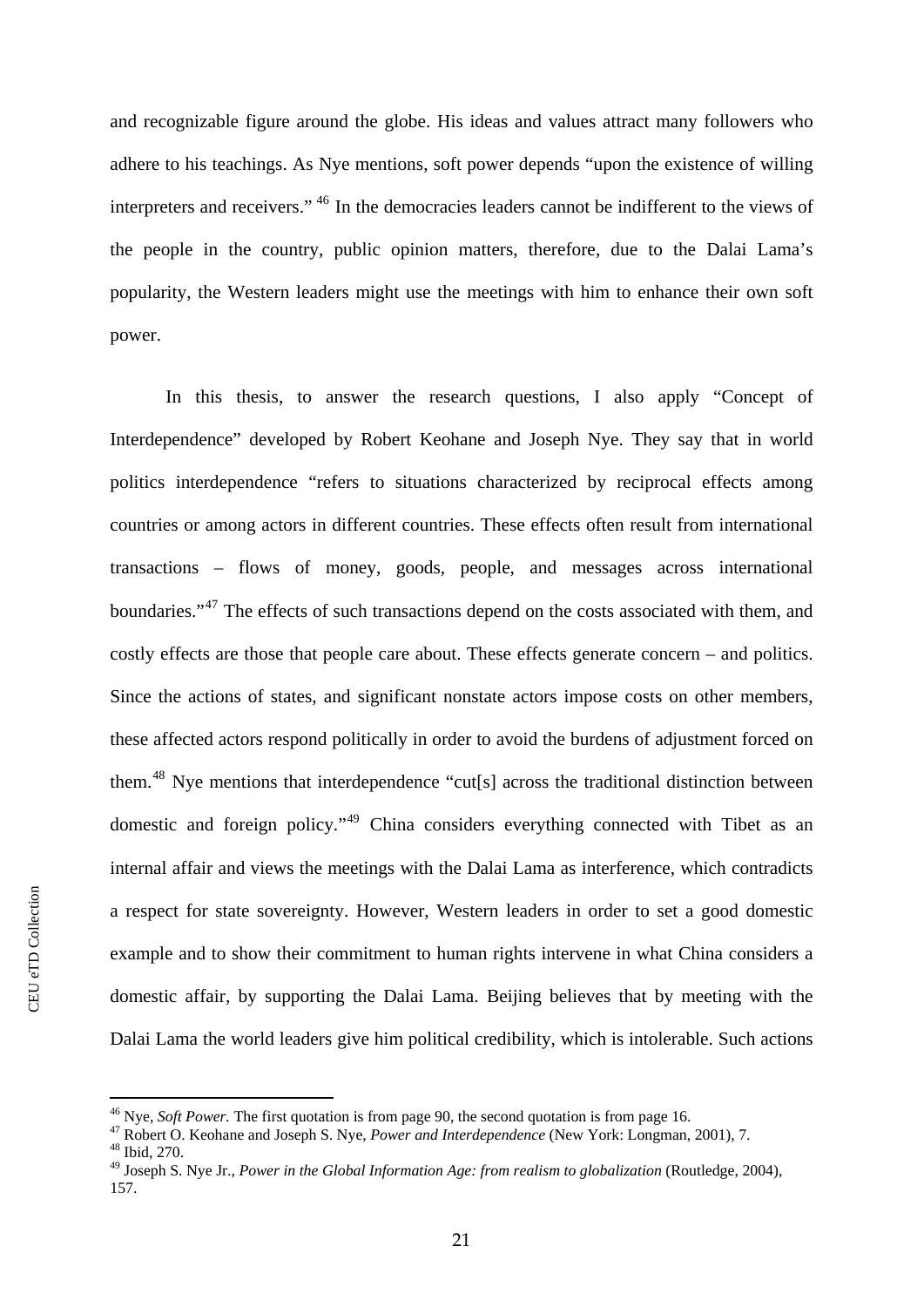and recognizable figure around the globe. His ideas and values attract many followers who adhere to his teachings. As Nye mentions, soft power depends "upon the existence of willing interpreters and receivers." [46] In the democracies leaders cannot be indifferent to the views of the people in the country, public opinion matters, therefore, due to the Dalai Lama's popularity, the Western leaders might use the meetings with him to enhance their own soft power.

In this thesis, to answer the research questions, I also apply "Concept of Interdependence" developed by Robert Keohane and Joseph Nye. They say that in world politics interdependence "refers to situations characterized by reciprocal effects among countries or among actors in different countries. These effects often result from international transactions – flows of money, goods, people, and messages across international boundaries."[47] The effects of such transactions depend on the costs associated with them, and costly effects are those that people care about. These effects generate concern – and politics. Since the actions of states, and significant nonstate actors impose costs on other members, these affected actors respond politically in order to avoid the burdens of adjustment forced on them.[48] Nye mentions that interdependence "cut[s] across the traditional distinction between domestic and foreign policy."[49] China considers everything connected with Tibet as an internal affair and views the meetings with the Dalai Lama as interference, which contradicts a respect for state sovereignty. However, Western leaders in order to set a good domestic example and to show their commitment to human rights intervene in what China considers a domestic affair, by supporting the Dalai Lama. Beijing believes that by meeting with the Dalai Lama the world leaders give him political credibility, which is intolerable. Such actions

---

[46] Nye, *Soft Power.* The first quotation is from page 90, the second quotation is from page 16.

[47] Robert O. Keohane and Joseph S. Nye, *Power and Interdependence* (New York: Longman, 2001), 7.

[48] Ibid, 270.

[49] Joseph S. Nye Jr., *Power in the Global Information Age: from realism to globalization* (Routledge, 2004), 157.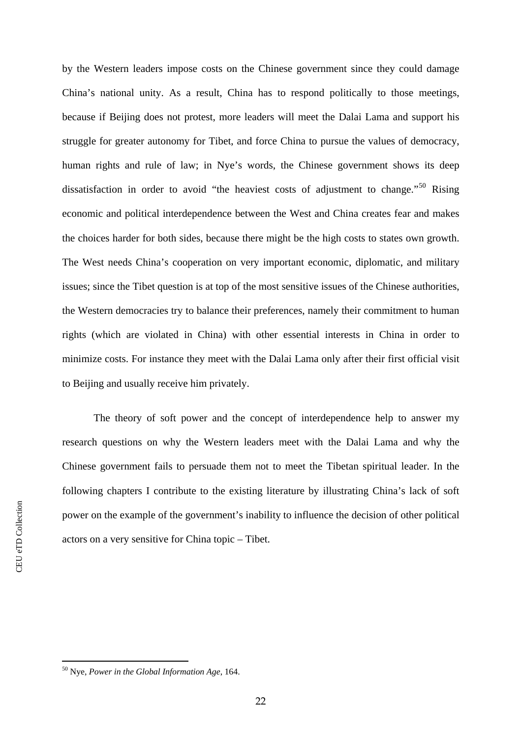by the Western leaders impose costs on the Chinese government since they could damage China's national unity. As a result, China has to respond politically to those meetings, because if Beijing does not protest, more leaders will meet the Dalai Lama and support his struggle for greater autonomy for Tibet, and force China to pursue the values of democracy, human rights and rule of law; in Nye's words, the Chinese government shows its deep dissatisfaction in order to avoid "the heaviest costs of adjustment to change."[50] Rising economic and political interdependence between the West and China creates fear and makes the choices harder for both sides, because there might be the high costs to states own growth. The West needs China's cooperation on very important economic, diplomatic, and military issues; since the Tibet question is at top of the most sensitive issues of the Chinese authorities, the Western democracies try to balance their preferences, namely their commitment to human rights (which are violated in China) with other essential interests in China in order to minimize costs. For instance they meet with the Dalai Lama only after their first official visit to Beijing and usually receive him privately.

The theory of soft power and the concept of interdependence help to answer my research questions on why the Western leaders meet with the Dalai Lama and why the Chinese government fails to persuade them not to meet the Tibetan spiritual leader. In the following chapters I contribute to the existing literature by illustrating China's lack of soft power on the example of the government's inability to influence the decision of other political actors on a very sensitive for China topic – Tibet.

---

[50] Nye, *Power in the Global Information Age*, 164.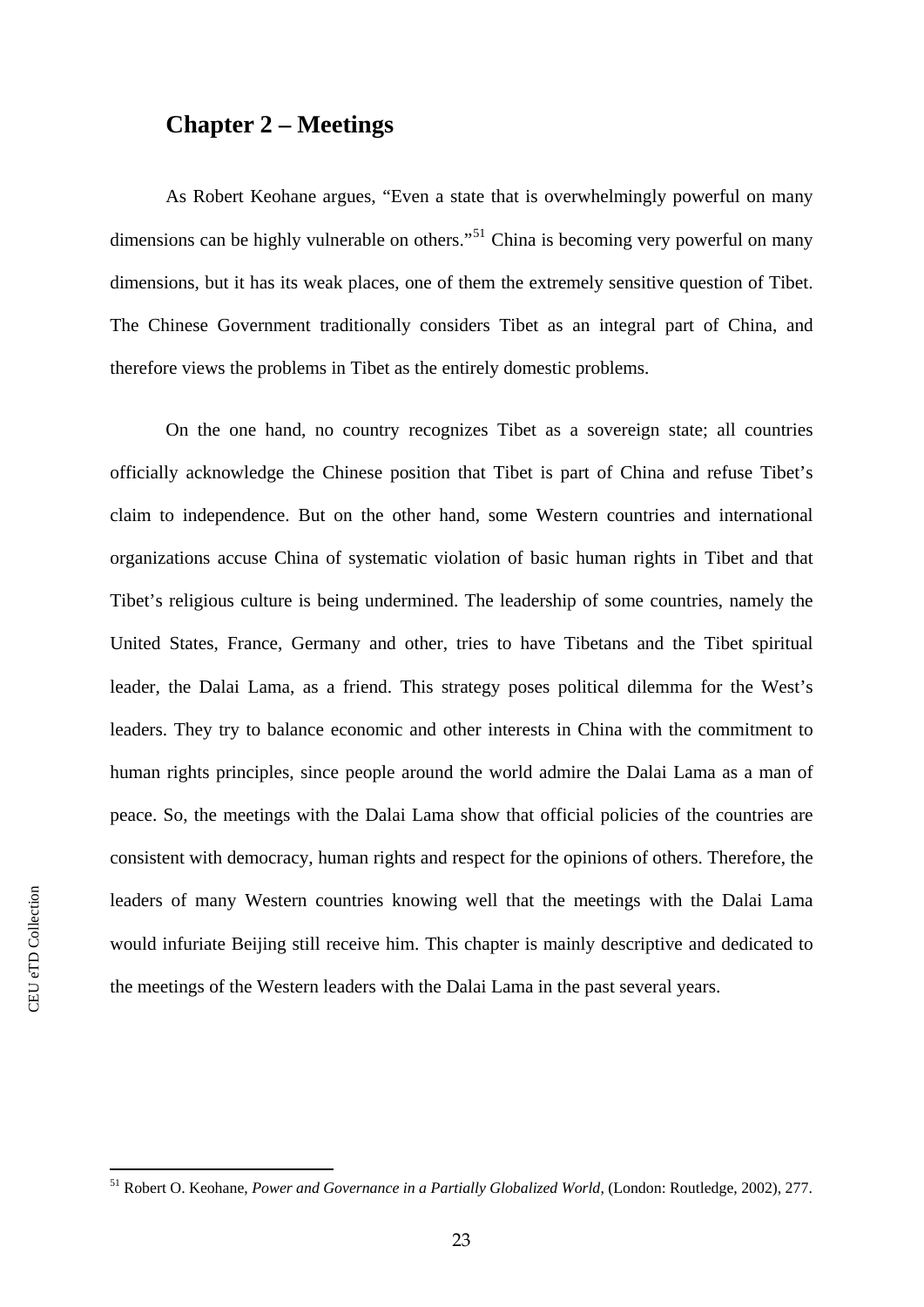## Chapter 2 – Meetings

As Robert Keohane argues, "Even a state that is overwhelmingly powerful on many dimensions can be highly vulnerable on others."[51] China is becoming very powerful on many dimensions, but it has its weak places, one of them the extremely sensitive question of Tibet. The Chinese Government traditionally considers Tibet as an integral part of China, and therefore views the problems in Tibet as the entirely domestic problems.

On the one hand, no country recognizes Tibet as a sovereign state; all countries officially acknowledge the Chinese position that Tibet is part of China and refuse Tibet's claim to independence. But on the other hand, some Western countries and international organizations accuse China of systematic violation of basic human rights in Tibet and that Tibet's religious culture is being undermined. The leadership of some countries, namely the United States, France, Germany and other, tries to have Tibetans and the Tibet spiritual leader, the Dalai Lama, as a friend. This strategy poses political dilemma for the West's leaders. They try to balance economic and other interests in China with the commitment to human rights principles, since people around the world admire the Dalai Lama as a man of peace. So, the meetings with the Dalai Lama show that official policies of the countries are consistent with democracy, human rights and respect for the opinions of others. Therefore, the leaders of many Western countries knowing well that the meetings with the Dalai Lama would infuriate Beijing still receive him. This chapter is mainly descriptive and dedicated to the meetings of the Western leaders with the Dalai Lama in the past several years.

[51] Robert O. Keohane, *Power and Governance in a Partially Globalized World*, (London: Routledge, 2002), 277.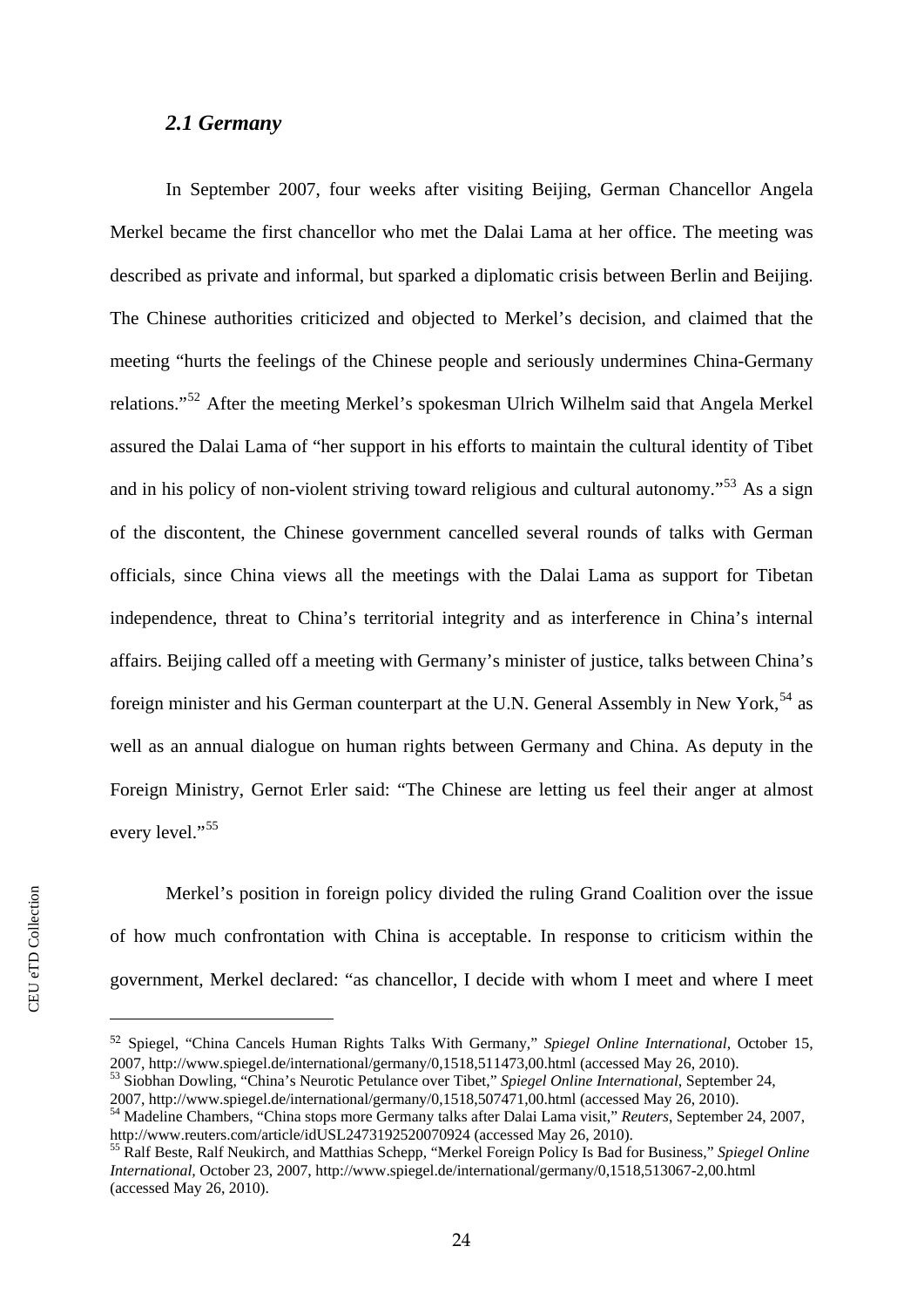### *2.1 Germany*

In September 2007, four weeks after visiting Beijing, German Chancellor Angela Merkel became the first chancellor who met the Dalai Lama at her office. The meeting was described as private and informal, but sparked a diplomatic crisis between Berlin and Beijing. The Chinese authorities criticized and objected to Merkel's decision, and claimed that the meeting "hurts the feelings of the Chinese people and seriously undermines China-Germany relations."[52] After the meeting Merkel's spokesman Ulrich Wilhelm said that Angela Merkel assured the Dalai Lama of "her support in his efforts to maintain the cultural identity of Tibet and in his policy of non-violent striving toward religious and cultural autonomy."[53] As a sign of the discontent, the Chinese government cancelled several rounds of talks with German officials, since China views all the meetings with the Dalai Lama as support for Tibetan independence, threat to China's territorial integrity and as interference in China's internal affairs. Beijing called off a meeting with Germany's minister of justice, talks between China's foreign minister and his German counterpart at the U.N. General Assembly in New York,[54] as well as an annual dialogue on human rights between Germany and China. As deputy in the Foreign Ministry, Gernot Erler said: "The Chinese are letting us feel their anger at almost every level."[55]

Merkel's position in foreign policy divided the ruling Grand Coalition over the issue of how much confrontation with China is acceptable. In response to criticism within the government, Merkel declared: "as chancellor, I decide with whom I meet and where I meet

---

[52] Spiegel, "China Cancels Human Rights Talks With Germany," *Spiegel Online International*, October 15, 2007, http://www.spiegel.de/international/germany/0,1518,511473,00.html (accessed May 26, 2010).

[53] Siobhan Dowling, "China's Neurotic Petulance over Tibet," *Spiegel Online International*, September 24, 2007, http://www.spiegel.de/international/germany/0,1518,507471,00.html (accessed May 26, 2010).

[54] Madeline Chambers, "China stops more Germany talks after Dalai Lama visit," *Reuters*, September 24, 2007, http://www.reuters.com/article/idUSL2473192520070924 (accessed May 26, 2010).

[55] Ralf Beste, Ralf Neukirch, and Matthias Schepp, "Merkel Foreign Policy Is Bad for Business," *Spiegel Online International*, October 23, 2007, http://www.spiegel.de/international/germany/0,1518,513067-2,00.html (accessed May 26, 2010).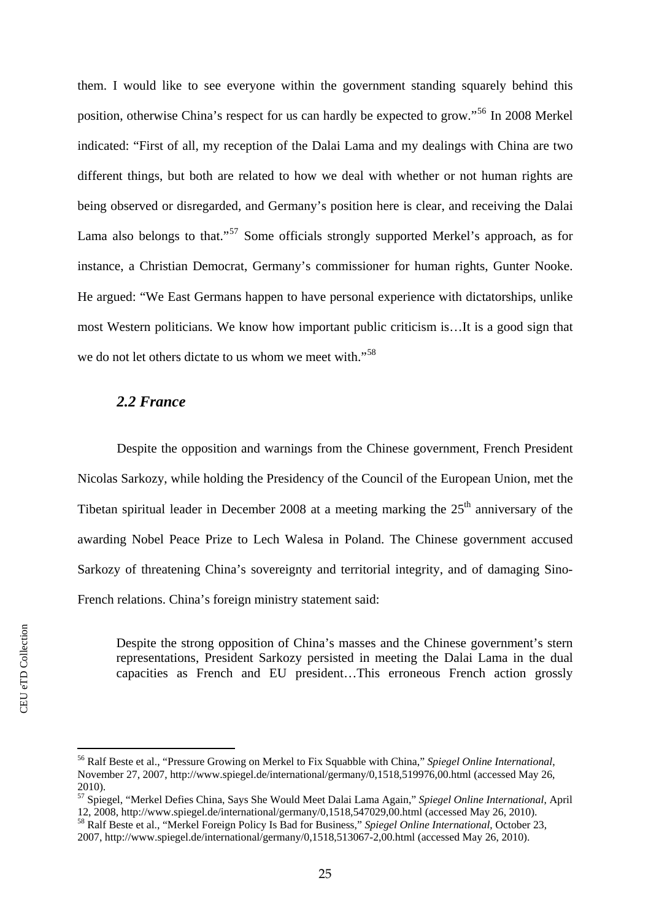them. I would like to see everyone within the government standing squarely behind this position, otherwise China's respect for us can hardly be expected to grow."[56] In 2008 Merkel indicated: "First of all, my reception of the Dalai Lama and my dealings with China are two different things, but both are related to how we deal with whether or not human rights are being observed or disregarded, and Germany's position here is clear, and receiving the Dalai Lama also belongs to that."[57] Some officials strongly supported Merkel's approach, as for instance, a Christian Democrat, Germany's commissioner for human rights, Gunter Nooke. He argued: "We East Germans happen to have personal experience with dictatorships, unlike most Western politicians. We know how important public criticism is…It is a good sign that we do not let others dictate to us whom we meet with."[58]

### *2.2 France*

Despite the opposition and warnings from the Chinese government, French President Nicolas Sarkozy, while holding the Presidency of the Council of the European Union, met the Tibetan spiritual leader in December 2008 at a meeting marking the 25th anniversary of the awarding Nobel Peace Prize to Lech Walesa in Poland. The Chinese government accused Sarkozy of threatening China's sovereignty and territorial integrity, and of damaging Sino-French relations. China's foreign ministry statement said:

> Despite the strong opposition of China's masses and the Chinese government's stern representations, President Sarkozy persisted in meeting the Dalai Lama in the dual capacities as French and EU president…This erroneous French action grossly

---

[56] Ralf Beste et al., "Pressure Growing on Merkel to Fix Squabble with China," *Spiegel Online International*, November 27, 2007, http://www.spiegel.de/international/germany/0,1518,519976,00.html (accessed May 26, 2010).

[57] Spiegel, "Merkel Defies China, Says She Would Meet Dalai Lama Again," *Spiegel Online International*, April 12, 2008, http://www.spiegel.de/international/germany/0,1518,547029,00.html (accessed May 26, 2010).

[58] Ralf Beste et al., "Merkel Foreign Policy Is Bad for Business," *Spiegel Online International*, October 23, 2007, http://www.spiegel.de/international/germany/0,1518,513067-2,00.html (accessed May 26, 2010).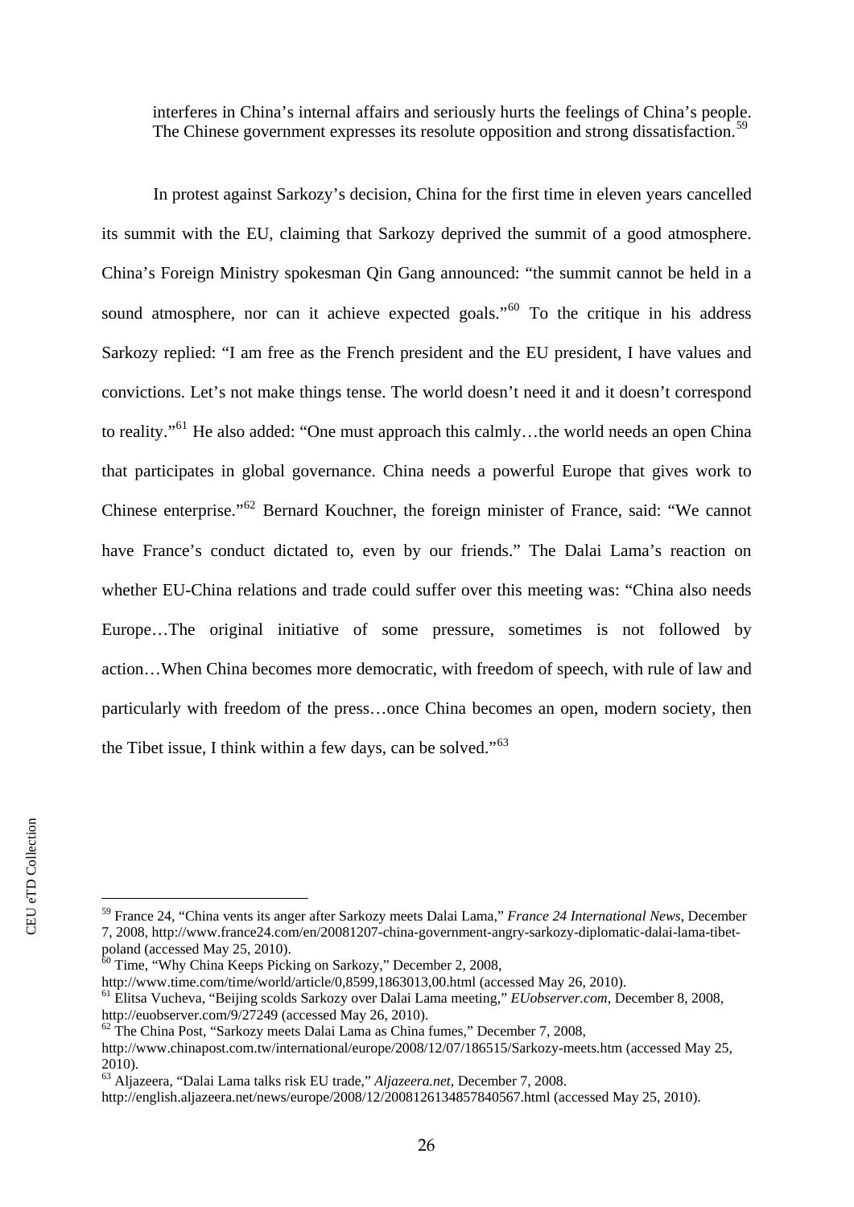> interferes in China's internal affairs and seriously hurts the feelings of China's people. The Chinese government expresses its resolute opposition and strong dissatisfaction.[59]

In protest against Sarkozy's decision, China for the first time in eleven years cancelled its summit with the EU, claiming that Sarkozy deprived the summit of a good atmosphere. China's Foreign Ministry spokesman Qin Gang announced: "the summit cannot be held in a sound atmosphere, nor can it achieve expected goals."[60] To the critique in his address Sarkozy replied: "I am free as the French president and the EU president, I have values and convictions. Let's not make things tense. The world doesn't need it and it doesn't correspond to reality."[61] He also added: "One must approach this calmly…the world needs an open China that participates in global governance. China needs a powerful Europe that gives work to Chinese enterprise."[62] Bernard Kouchner, the foreign minister of France, said: "We cannot have France's conduct dictated to, even by our friends." The Dalai Lama's reaction on whether EU-China relations and trade could suffer over this meeting was: "China also needs Europe…The original initiative of some pressure, sometimes is not followed by action…When China becomes more democratic, with freedom of speech, with rule of law and particularly with freedom of the press…once China becomes an open, modern society, then the Tibet issue, I think within a few days, can be solved."[63]

---

[59] France 24, "China vents its anger after Sarkozy meets Dalai Lama," *France 24 International News*, December 7, 2008, http://www.france24.com/en/20081207-china-government-angry-sarkozy-diplomatic-dalai-lama-tibet-poland (accessed May 25, 2010).

[60] Time, "Why China Keeps Picking on Sarkozy," December 2, 2008, http://www.time.com/time/world/article/0,8599,1863013,00.html (accessed May 26, 2010).

[61] Elitsa Vucheva, "Beijing scolds Sarkozy over Dalai Lama meeting," *EUobserver.com*, December 8, 2008, http://euobserver.com/9/27249 (accessed May 26, 2010).

[62] The China Post, "Sarkozy meets Dalai Lama as China fumes," December 7, 2008, http://www.chinapost.com.tw/international/europe/2008/12/07/186515/Sarkozy-meets.htm (accessed May 25, 2010).

[63] Aljazeera, "Dalai Lama talks risk EU trade," *Aljazeera.net*, December 7, 2008. http://english.aljazeera.net/news/europe/2008/12/2008126134857840567.html (accessed May 25, 2010).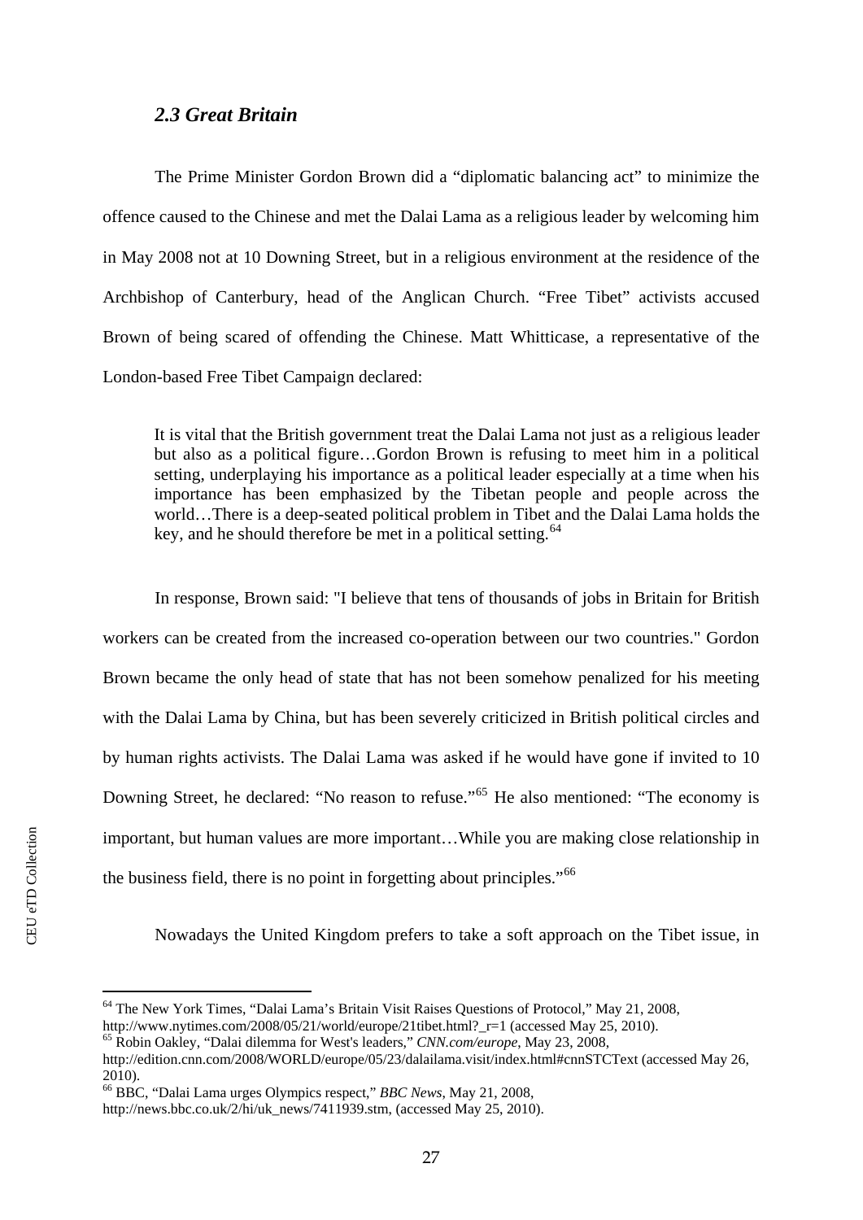### *2.3 Great Britain*

The Prime Minister Gordon Brown did a "diplomatic balancing act" to minimize the offence caused to the Chinese and met the Dalai Lama as a religious leader by welcoming him in May 2008 not at 10 Downing Street, but in a religious environment at the residence of the Archbishop of Canterbury, head of the Anglican Church. "Free Tibet" activists accused Brown of being scared of offending the Chinese. Matt Whitticase, a representative of the London-based Free Tibet Campaign declared:

> It is vital that the British government treat the Dalai Lama not just as a religious leader but also as a political figure…Gordon Brown is refusing to meet him in a political setting, underplaying his importance as a political leader especially at a time when his importance has been emphasized by the Tibetan people and people across the world…There is a deep-seated political problem in Tibet and the Dalai Lama holds the key, and he should therefore be met in a political setting.[64]

In response, Brown said: "I believe that tens of thousands of jobs in Britain for British workers can be created from the increased co-operation between our two countries." Gordon Brown became the only head of state that has not been somehow penalized for his meeting with the Dalai Lama by China, but has been severely criticized in British political circles and by human rights activists. The Dalai Lama was asked if he would have gone if invited to 10 Downing Street, he declared: "No reason to refuse."[65] He also mentioned: "The economy is important, but human values are more important…While you are making close relationship in the business field, there is no point in forgetting about principles."[66]

Nowadays the United Kingdom prefers to take a soft approach on the Tibet issue, in

---

[64] The New York Times, "Dalai Lama's Britain Visit Raises Questions of Protocol," May 21, 2008, http://www.nytimes.com/2008/05/21/world/europe/21tibet.html?_r=1 (accessed May 25, 2010).

[65] Robin Oakley, "Dalai dilemma for West's leaders," *CNN.com/europe*, May 23, 2008, http://edition.cnn.com/2008/WORLD/europe/05/23/dalailama.visit/index.html#cnnSTCText (accessed May 26, 2010).

[66] BBC, "Dalai Lama urges Olympics respect," *BBC News*, May 21, 2008, http://news.bbc.co.uk/2/hi/uk_news/7411939.stm, (accessed May 25, 2010).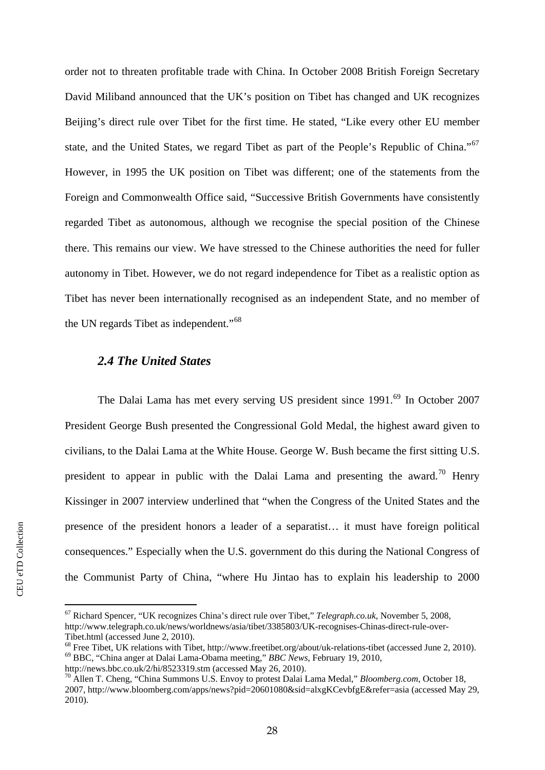order not to threaten profitable trade with China. In October 2008 British Foreign Secretary David Miliband announced that the UK's position on Tibet has changed and UK recognizes Beijing's direct rule over Tibet for the first time. He stated, "Like every other EU member state, and the United States, we regard Tibet as part of the People's Republic of China."[67] However, in 1995 the UK position on Tibet was different; one of the statements from the Foreign and Commonwealth Office said, "Successive British Governments have consistently regarded Tibet as autonomous, although we recognise the special position of the Chinese there. This remains our view. We have stressed to the Chinese authorities the need for fuller autonomy in Tibet. However, we do not regard independence for Tibet as a realistic option as Tibet has never been internationally recognised as an independent State, and no member of the UN regards Tibet as independent."[68]

### *2.4 The United States*

The Dalai Lama has met every serving US president since 1991.[69] In October 2007 President George Bush presented the Congressional Gold Medal, the highest award given to civilians, to the Dalai Lama at the White House. George W. Bush became the first sitting U.S. president to appear in public with the Dalai Lama and presenting the award.[70] Henry Kissinger in 2007 interview underlined that "when the Congress of the United States and the presence of the president honors a leader of a separatist… it must have foreign political consequences." Especially when the U.S. government do this during the National Congress of the Communist Party of China, "where Hu Jintao has to explain his leadership to 2000

---

[67] Richard Spencer, "UK recognizes China's direct rule over Tibet," *Telegraph.co.uk*, November 5, 2008, http://www.telegraph.co.uk/news/worldnews/asia/tibet/3385803/UK-recognises-Chinas-direct-rule-over-Tibet.html (accessed June 2, 2010).

[68] Free Tibet, UK relations with Tibet, http://www.freetibet.org/about/uk-relations-tibet (accessed June 2, 2010).

[69] BBC, "China anger at Dalai Lama-Obama meeting," *BBC News*, February 19, 2010, http://news.bbc.co.uk/2/hi/8523319.stm (accessed May 26, 2010).

[70] Allen T. Cheng, "China Summons U.S. Envoy to protest Dalai Lama Medal," *Bloomberg.com*, October 18, 2007, http://www.bloomberg.com/apps/news?pid=20601080&sid=alxgKCevbfgE&refer=asia (accessed May 29, 2010).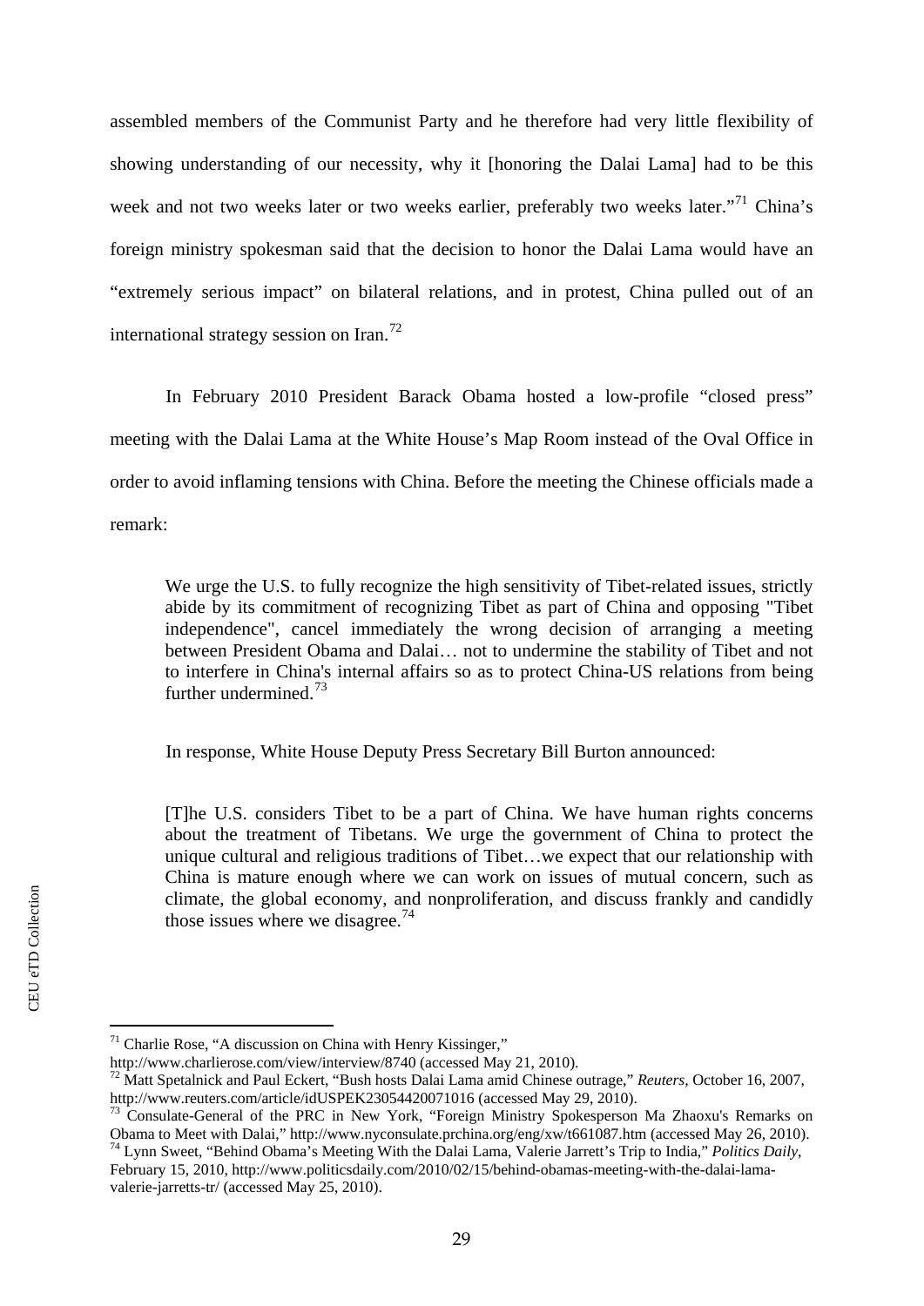assembled members of the Communist Party and he therefore had very little flexibility of showing understanding of our necessity, why it [honoring the Dalai Lama] had to be this week and not two weeks later or two weeks earlier, preferably two weeks later."[71] China's foreign ministry spokesman said that the decision to honor the Dalai Lama would have an "extremely serious impact" on bilateral relations, and in protest, China pulled out of an international strategy session on Iran.[72]

In February 2010 President Barack Obama hosted a low-profile "closed press" meeting with the Dalai Lama at the White House's Map Room instead of the Oval Office in order to avoid inflaming tensions with China. Before the meeting the Chinese officials made a remark:

> We urge the U.S. to fully recognize the high sensitivity of Tibet-related issues, strictly abide by its commitment of recognizing Tibet as part of China and opposing "Tibet independence", cancel immediately the wrong decision of arranging a meeting between President Obama and Dalai… not to undermine the stability of Tibet and not to interfere in China's internal affairs so as to protect China-US relations from being further undermined.[73]

In response, White House Deputy Press Secretary Bill Burton announced:

> [T]he U.S. considers Tibet to be a part of China. We have human rights concerns about the treatment of Tibetans. We urge the government of China to protect the unique cultural and religious traditions of Tibet…we expect that our relationship with China is mature enough where we can work on issues of mutual concern, such as climate, the global economy, and nonproliferation, and discuss frankly and candidly those issues where we disagree.[74]

---

[71] Charlie Rose, "A discussion on China with Henry Kissinger," http://www.charlierose.com/view/interview/8740 (accessed May 21, 2010).

[72] Matt Spetalnick and Paul Eckert, "Bush hosts Dalai Lama amid Chinese outrage," *Reuters*, October 16, 2007, http://www.reuters.com/article/idUSPEK23054420071016 (accessed May 29, 2010).

[73] Consulate-General of the PRC in New York, "Foreign Ministry Spokesperson Ma Zhaoxu's Remarks on Obama to Meet with Dalai," http://www.nyconsulate.prchina.org/eng/xw/t661087.htm (accessed May 26, 2010).

[74] Lynn Sweet, "Behind Obama's Meeting With the Dalai Lama, Valerie Jarrett's Trip to India," *Politics Daily*, February 15, 2010, http://www.politicsdaily.com/2010/02/15/behind-obamas-meeting-with-the-dalai-lama-valerie-jarretts-tr/ (accessed May 25, 2010).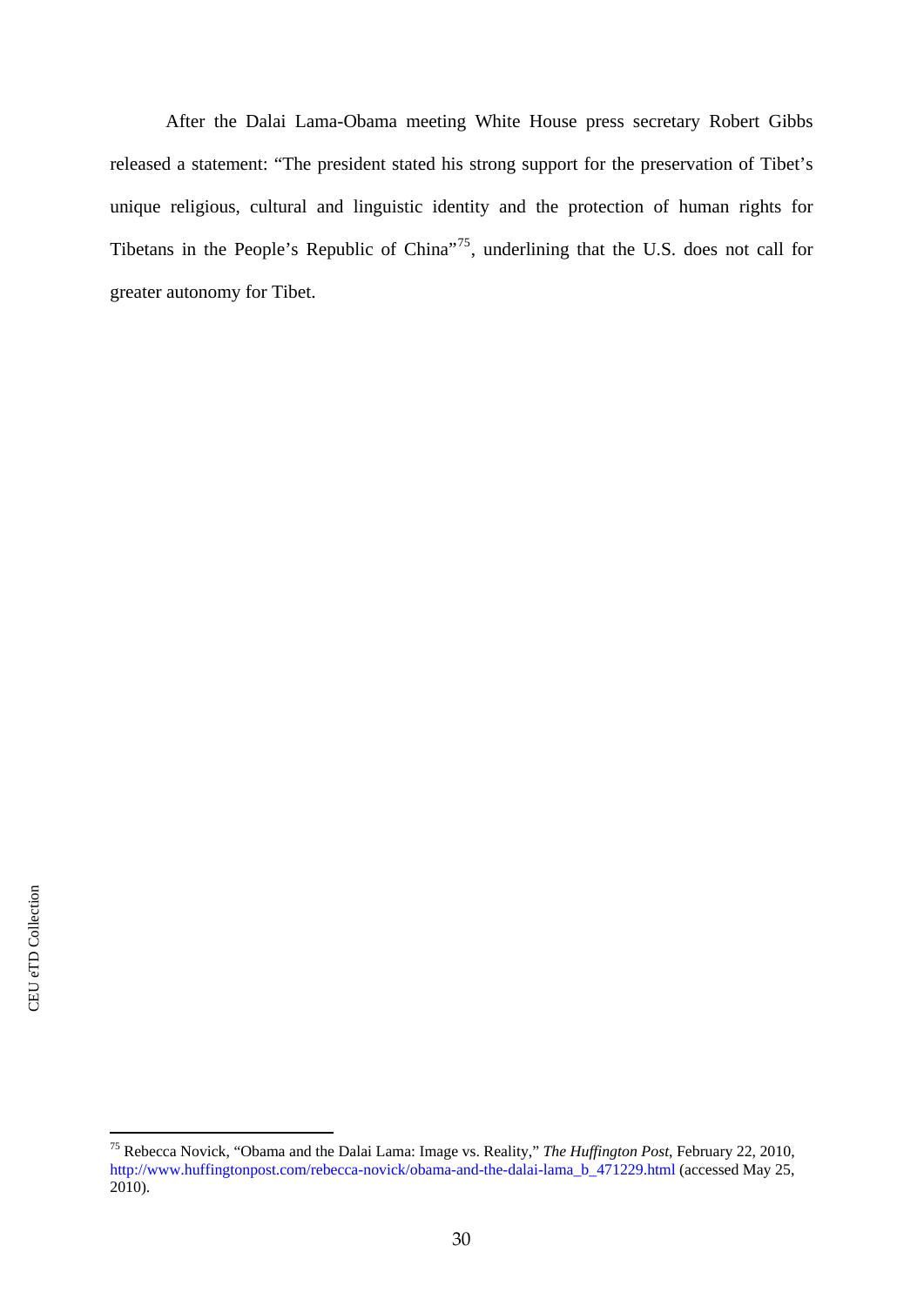After the Dalai Lama-Obama meeting White House press secretary Robert Gibbs released a statement: "The president stated his strong support for the preservation of Tibet's unique religious, cultural and linguistic identity and the protection of human rights for Tibetans in the People's Republic of China"[75], underlining that the U.S. does not call for greater autonomy for Tibet.

[75] Rebecca Novick, "Obama and the Dalai Lama: Image vs. Reality," *The Huffington Post*, February 22, 2010, http://www.huffingtonpost.com/rebecca-novick/obama-and-the-dalai-lama_b_471229.html (accessed May 25, 2010).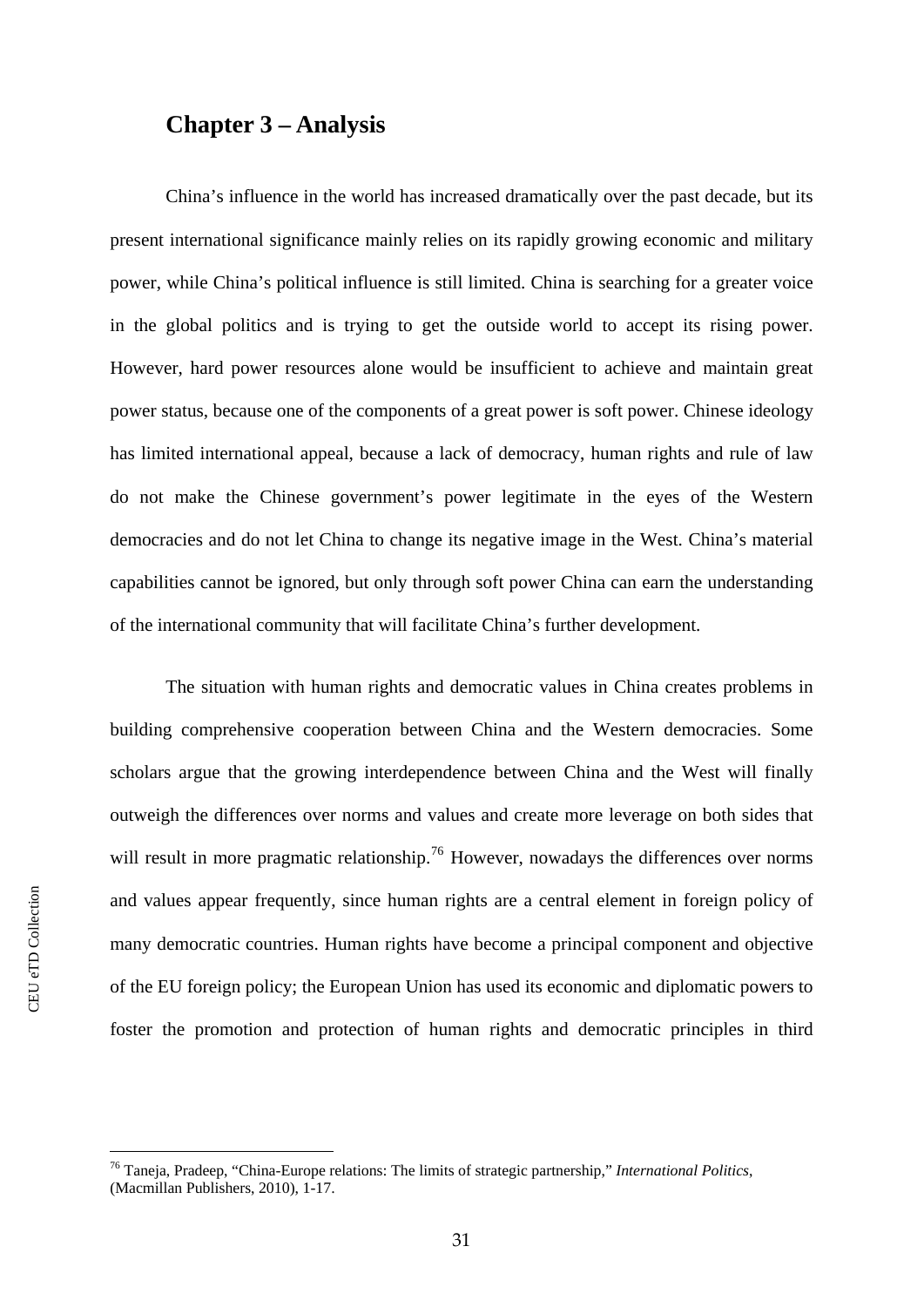## Chapter 3 – Analysis

China's influence in the world has increased dramatically over the past decade, but its present international significance mainly relies on its rapidly growing economic and military power, while China's political influence is still limited. China is searching for a greater voice in the global politics and is trying to get the outside world to accept its rising power. However, hard power resources alone would be insufficient to achieve and maintain great power status, because one of the components of a great power is soft power. Chinese ideology has limited international appeal, because a lack of democracy, human rights and rule of law do not make the Chinese government's power legitimate in the eyes of the Western democracies and do not let China to change its negative image in the West. China's material capabilities cannot be ignored, but only through soft power China can earn the understanding of the international community that will facilitate China's further development.

The situation with human rights and democratic values in China creates problems in building comprehensive cooperation between China and the Western democracies. Some scholars argue that the growing interdependence between China and the West will finally outweigh the differences over norms and values and create more leverage on both sides that will result in more pragmatic relationship.[76] However, nowadays the differences over norms and values appear frequently, since human rights are a central element in foreign policy of many democratic countries. Human rights have become a principal component and objective of the EU foreign policy; the European Union has used its economic and diplomatic powers to foster the promotion and protection of human rights and democratic principles in third

[76] Taneja, Pradeep, "China-Europe relations: The limits of strategic partnership," *International Politics*, (Macmillan Publishers, 2010), 1-17.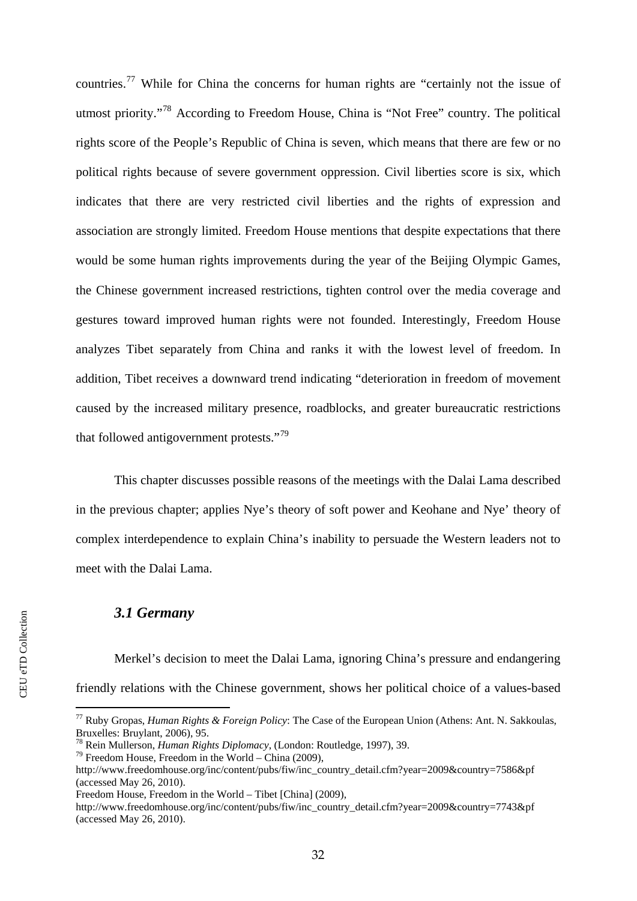countries.[77] While for China the concerns for human rights are "certainly not the issue of utmost priority."[78] According to Freedom House, China is "Not Free" country. The political rights score of the People's Republic of China is seven, which means that there are few or no political rights because of severe government oppression. Civil liberties score is six, which indicates that there are very restricted civil liberties and the rights of expression and association are strongly limited. Freedom House mentions that despite expectations that there would be some human rights improvements during the year of the Beijing Olympic Games, the Chinese government increased restrictions, tighten control over the media coverage and gestures toward improved human rights were not founded. Interestingly, Freedom House analyzes Tibet separately from China and ranks it with the lowest level of freedom. In addition, Tibet receives a downward trend indicating "deterioration in freedom of movement caused by the increased military presence, roadblocks, and greater bureaucratic restrictions that followed antigovernment protests."[79]

This chapter discusses possible reasons of the meetings with the Dalai Lama described in the previous chapter; applies Nye's theory of soft power and Keohane and Nye' theory of complex interdependence to explain China's inability to persuade the Western leaders not to meet with the Dalai Lama.

### *3.1 Germany*

Merkel's decision to meet the Dalai Lama, ignoring China's pressure and endangering friendly relations with the Chinese government, shows her political choice of a values-based

---

[77] Ruby Gropas, *Human Rights & Foreign Policy*: The Case of the European Union (Athens: Ant. N. Sakkoulas, Bruxelles: Bruylant, 2006), 95.

[78] Rein Mullerson, *Human Rights Diplomacy*, (London: Routledge, 1997), 39.

[79] Freedom House, Freedom in the World – China (2009), http://www.freedomhouse.org/inc/content/pubs/fiw/inc_country_detail.cfm?year=2009&country=7586&pf (accessed May 26, 2010).

Freedom House, Freedom in the World – Tibet [China] (2009), http://www.freedomhouse.org/inc/content/pubs/fiw/inc_country_detail.cfm?year=2009&country=7743&pf (accessed May 26, 2010).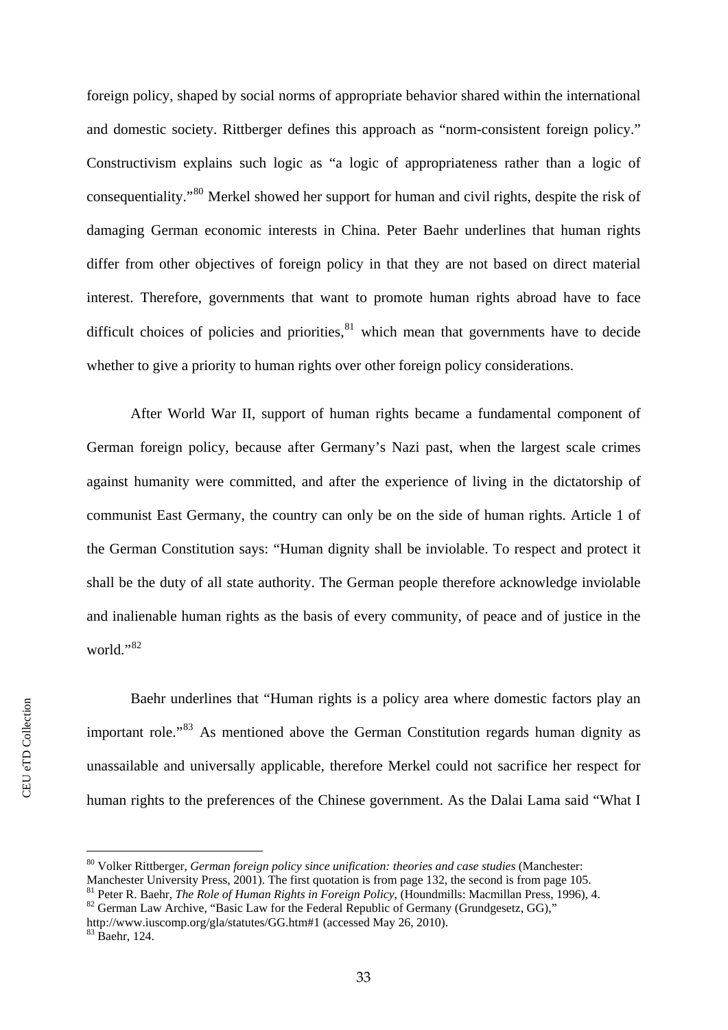foreign policy, shaped by social norms of appropriate behavior shared within the international and domestic society. Rittberger defines this approach as "norm-consistent foreign policy." Constructivism explains such logic as "a logic of appropriateness rather than a logic of consequentiality."[80] Merkel showed her support for human and civil rights, despite the risk of damaging German economic interests in China. Peter Baehr underlines that human rights differ from other objectives of foreign policy in that they are not based on direct material interest. Therefore, governments that want to promote human rights abroad have to face difficult choices of policies and priorities,[81] which mean that governments have to decide whether to give a priority to human rights over other foreign policy considerations.

After World War II, support of human rights became a fundamental component of German foreign policy, because after Germany's Nazi past, when the largest scale crimes against humanity were committed, and after the experience of living in the dictatorship of communist East Germany, the country can only be on the side of human rights. Article 1 of the German Constitution says: "Human dignity shall be inviolable. To respect and protect it shall be the duty of all state authority. The German people therefore acknowledge inviolable and inalienable human rights as the basis of every community, of peace and of justice in the world."[82]

Baehr underlines that "Human rights is a policy area where domestic factors play an important role."[83] As mentioned above the German Constitution regards human dignity as unassailable and universally applicable, therefore Merkel could not sacrifice her respect for human rights to the preferences of the Chinese government. As the Dalai Lama said "What I

---

[80] Volker Rittberger, *German foreign policy since unification: theories and case studies* (Manchester: Manchester University Press, 2001). The first quotation is from page 132, the second is from page 105.

[81] Peter R. Baehr, *The Role of Human Rights in Foreign Policy*, (Houndmills: Macmillan Press, 1996), 4.

[82] German Law Archive, "Basic Law for the Federal Republic of Germany (Grundgesetz, GG)," http://www.iuscomp.org/gla/statutes/GG.htm#1 (accessed May 26, 2010).

[83] Baehr, 124.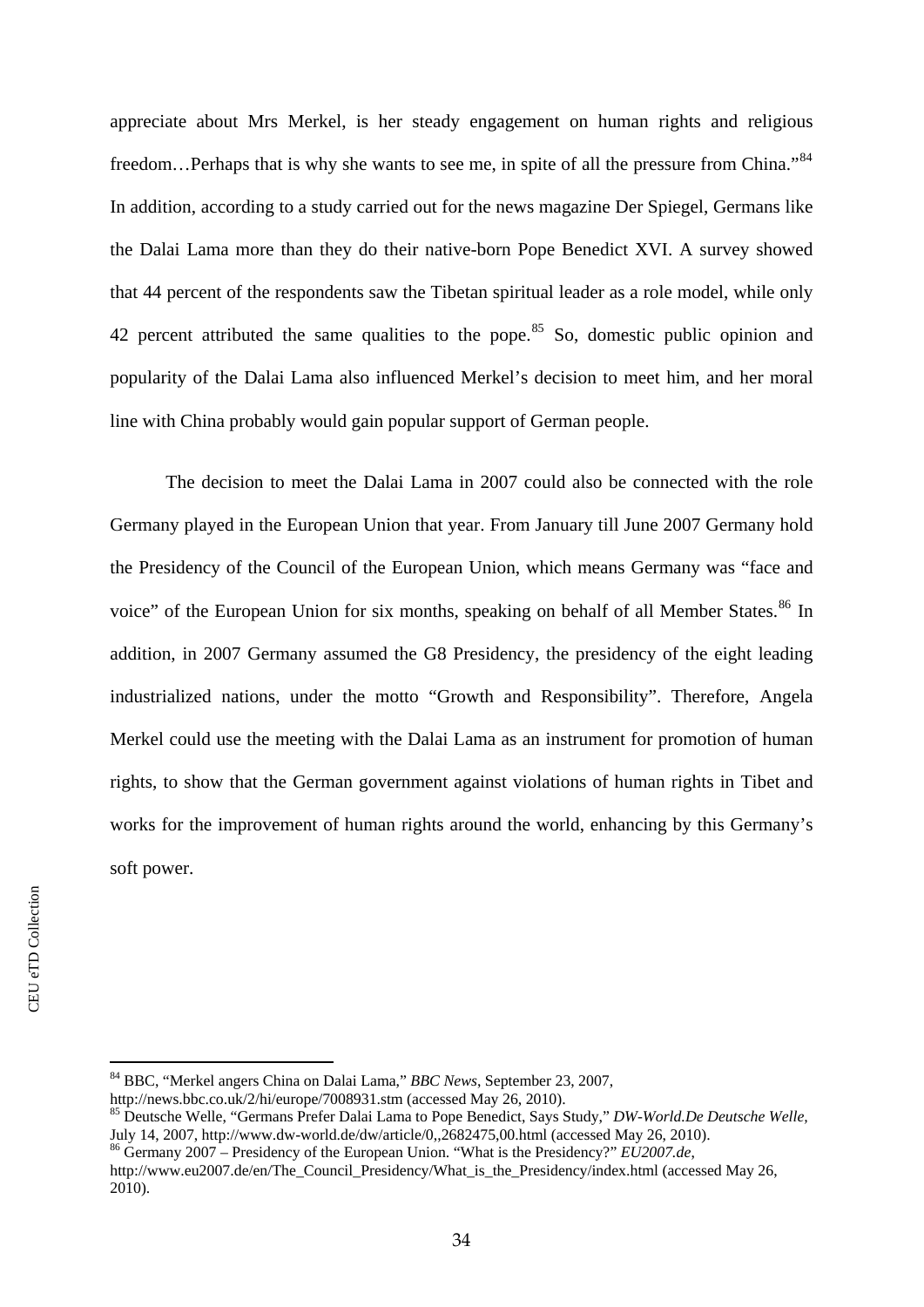appreciate about Mrs Merkel, is her steady engagement on human rights and religious freedom…Perhaps that is why she wants to see me, in spite of all the pressure from China."[84] In addition, according to a study carried out for the news magazine Der Spiegel, Germans like the Dalai Lama more than they do their native-born Pope Benedict XVI. A survey showed that 44 percent of the respondents saw the Tibetan spiritual leader as a role model, while only 42 percent attributed the same qualities to the pope.[85] So, domestic public opinion and popularity of the Dalai Lama also influenced Merkel's decision to meet him, and her moral line with China probably would gain popular support of German people.

The decision to meet the Dalai Lama in 2007 could also be connected with the role Germany played in the European Union that year. From January till June 2007 Germany hold the Presidency of the Council of the European Union, which means Germany was "face and voice" of the European Union for six months, speaking on behalf of all Member States.[86] In addition, in 2007 Germany assumed the G8 Presidency, the presidency of the eight leading industrialized nations, under the motto "Growth and Responsibility". Therefore, Angela Merkel could use the meeting with the Dalai Lama as an instrument for promotion of human rights, to show that the German government against violations of human rights in Tibet and works for the improvement of human rights around the world, enhancing by this Germany's soft power.

---

[84] BBC, "Merkel angers China on Dalai Lama," *BBC News*, September 23, 2007, http://news.bbc.co.uk/2/hi/europe/7008931.stm (accessed May 26, 2010).

[85] Deutsche Welle, "Germans Prefer Dalai Lama to Pope Benedict, Says Study," *DW-World.De Deutsche Welle*, July 14, 2007, http://www.dw-world.de/dw/article/0,,2682475,00.html (accessed May 26, 2010).

[86] Germany 2007 – Presidency of the European Union. "What is the Presidency?" *EU2007.de*, http://www.eu2007.de/en/The_Council_Presidency/What_is_the_Presidency/index.html (accessed May 26, 2010).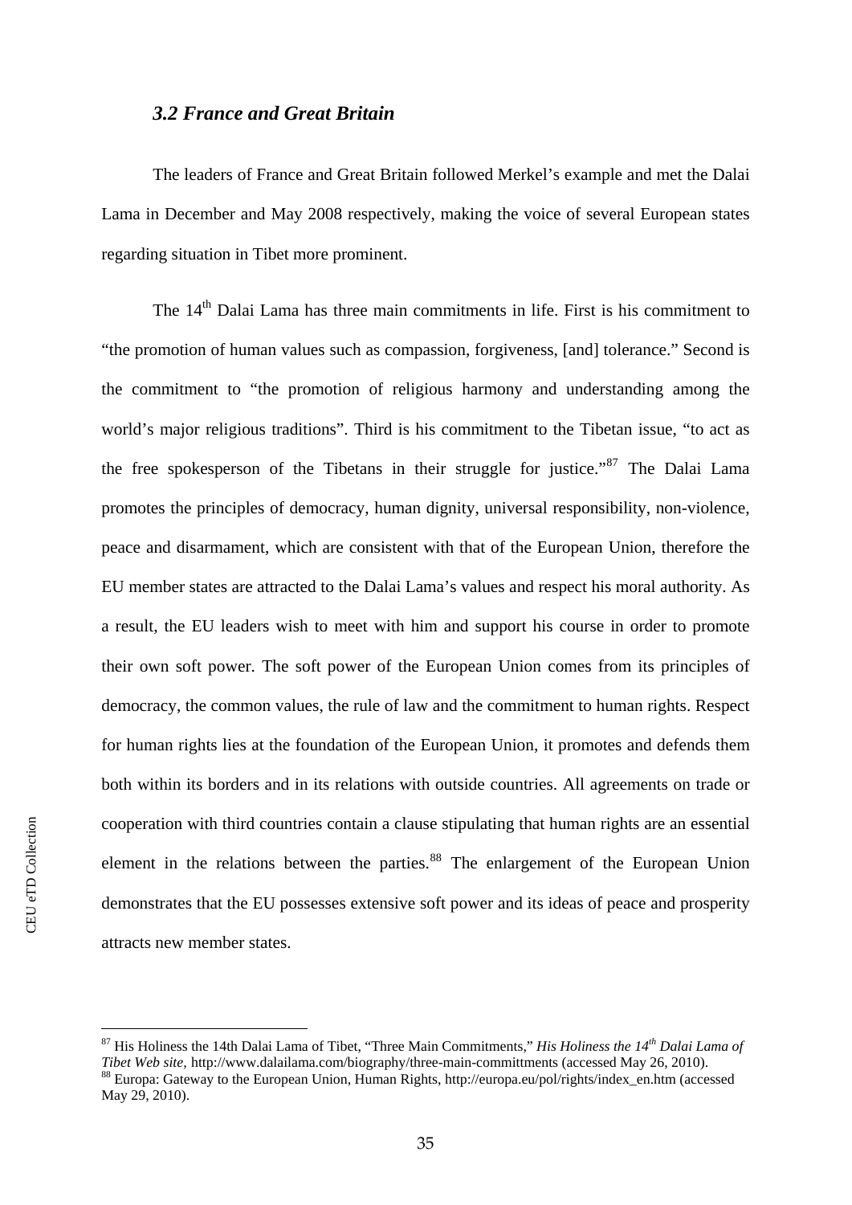### *3.2 France and Great Britain*

The leaders of France and Great Britain followed Merkel's example and met the Dalai Lama in December and May 2008 respectively, making the voice of several European states regarding situation in Tibet more prominent.

The 14th Dalai Lama has three main commitments in life. First is his commitment to "the promotion of human values such as compassion, forgiveness, [and] tolerance." Second is the commitment to "the promotion of religious harmony and understanding among the world's major religious traditions". Third is his commitment to the Tibetan issue, "to act as the free spokesperson of the Tibetans in their struggle for justice."[87] The Dalai Lama promotes the principles of democracy, human dignity, universal responsibility, non-violence, peace and disarmament, which are consistent with that of the European Union, therefore the EU member states are attracted to the Dalai Lama's values and respect his moral authority. As a result, the EU leaders wish to meet with him and support his course in order to promote their own soft power. The soft power of the European Union comes from its principles of democracy, the common values, the rule of law and the commitment to human rights. Respect for human rights lies at the foundation of the European Union, it promotes and defends them both within its borders and in its relations with outside countries. All agreements on trade or cooperation with third countries contain a clause stipulating that human rights are an essential element in the relations between the parties.[88] The enlargement of the European Union demonstrates that the EU possesses extensive soft power and its ideas of peace and prosperity attracts new member states.

---

[87] His Holiness the 14th Dalai Lama of Tibet, "Three Main Commitments," *His Holiness the 14th Dalai Lama of Tibet Web site,* http://www.dalailama.com/biography/three-main-committments (accessed May 26, 2010).

[88] Europa: Gateway to the European Union, Human Rights, http://europa.eu/pol/rights/index_en.htm (accessed May 29, 2010).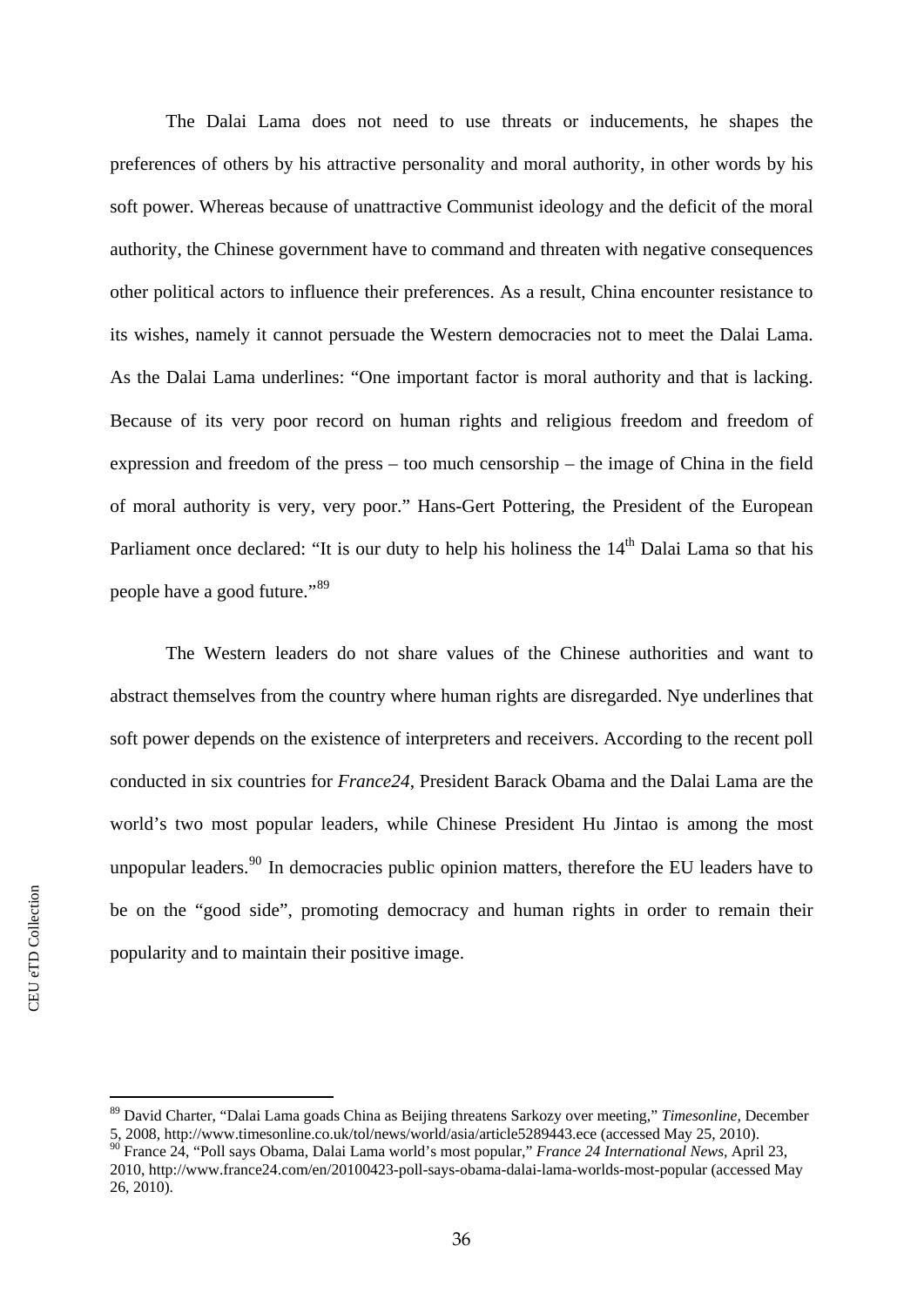The Dalai Lama does not need to use threats or inducements, he shapes the preferences of others by his attractive personality and moral authority, in other words by his soft power. Whereas because of unattractive Communist ideology and the deficit of the moral authority, the Chinese government have to command and threaten with negative consequences other political actors to influence their preferences. As a result, China encounter resistance to its wishes, namely it cannot persuade the Western democracies not to meet the Dalai Lama. As the Dalai Lama underlines: "One important factor is moral authority and that is lacking. Because of its very poor record on human rights and religious freedom and freedom of expression and freedom of the press – too much censorship – the image of China in the field of moral authority is very, very poor." Hans-Gert Pottering, the President of the European Parliament once declared: "It is our duty to help his holiness the 14th Dalai Lama so that his people have a good future."[89]

The Western leaders do not share values of the Chinese authorities and want to abstract themselves from the country where human rights are disregarded. Nye underlines that soft power depends on the existence of interpreters and receivers. According to the recent poll conducted in six countries for *France24*, President Barack Obama and the Dalai Lama are the world's two most popular leaders, while Chinese President Hu Jintao is among the most unpopular leaders.[90] In democracies public opinion matters, therefore the EU leaders have to be on the "good side", promoting democracy and human rights in order to remain their popularity and to maintain their positive image.

---

[89] David Charter, "Dalai Lama goads China as Beijing threatens Sarkozy over meeting," *Timesonline,* December 5, 2008, http://www.timesonline.co.uk/tol/news/world/asia/article5289443.ece (accessed May 25, 2010).

[90] France 24, "Poll says Obama, Dalai Lama world's most popular," *France 24 International News,* April 23, 2010, http://www.france24.com/en/20100423-poll-says-obama-dalai-lama-worlds-most-popular (accessed May 26, 2010).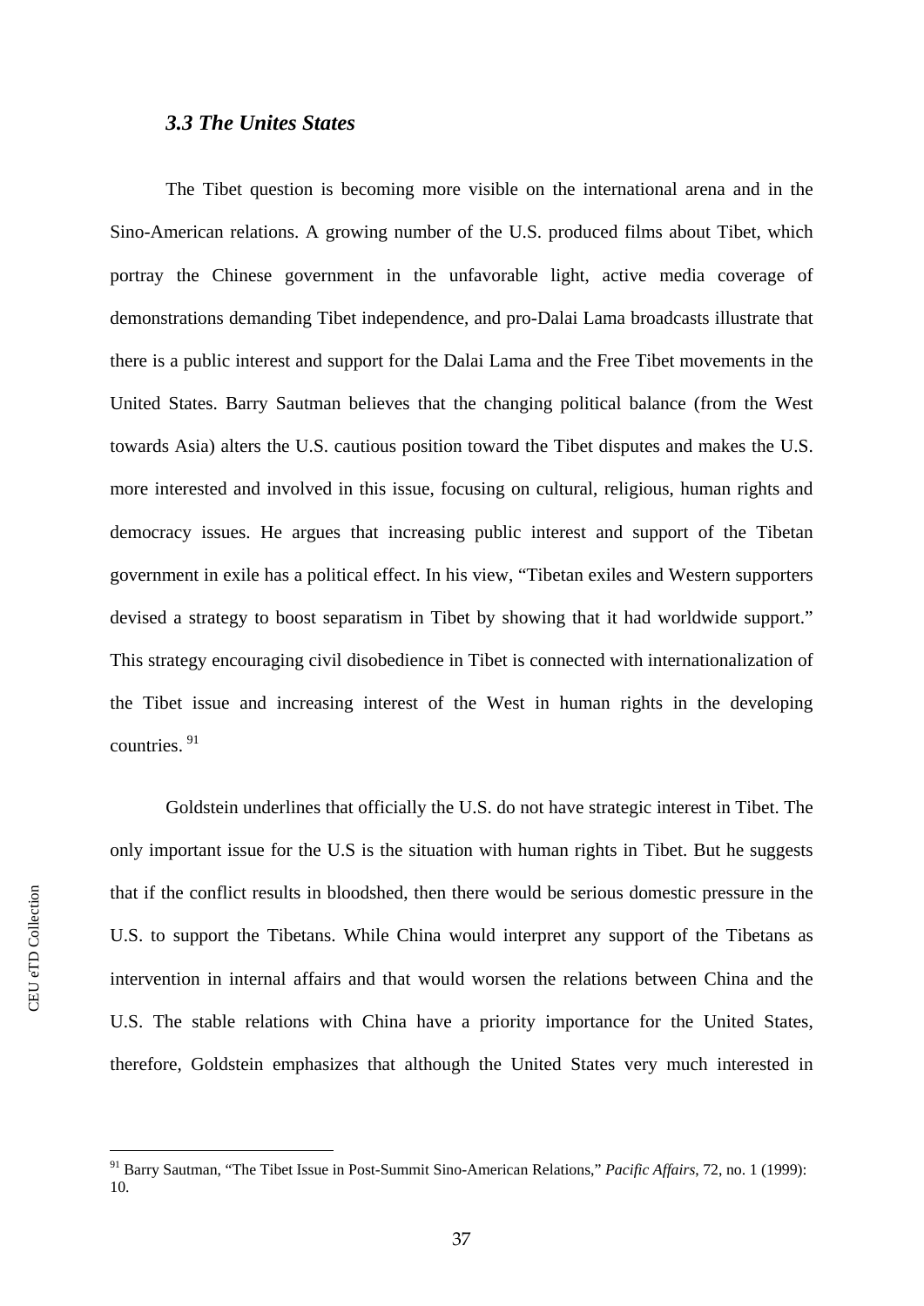### *3.3 The Unites States*

The Tibet question is becoming more visible on the international arena and in the Sino-American relations. A growing number of the U.S. produced films about Tibet, which portray the Chinese government in the unfavorable light, active media coverage of demonstrations demanding Tibet independence, and pro-Dalai Lama broadcasts illustrate that there is a public interest and support for the Dalai Lama and the Free Tibet movements in the United States. Barry Sautman believes that the changing political balance (from the West towards Asia) alters the U.S. cautious position toward the Tibet disputes and makes the U.S. more interested and involved in this issue, focusing on cultural, religious, human rights and democracy issues. He argues that increasing public interest and support of the Tibetan government in exile has a political effect. In his view, "Tibetan exiles and Western supporters devised a strategy to boost separatism in Tibet by showing that it had worldwide support." This strategy encouraging civil disobedience in Tibet is connected with internationalization of the Tibet issue and increasing interest of the West in human rights in the developing countries. [91]

Goldstein underlines that officially the U.S. do not have strategic interest in Tibet. The only important issue for the U.S is the situation with human rights in Tibet. But he suggests that if the conflict results in bloodshed, then there would be serious domestic pressure in the U.S. to support the Tibetans. While China would interpret any support of the Tibetans as intervention in internal affairs and that would worsen the relations between China and the U.S. The stable relations with China have a priority importance for the United States, therefore, Goldstein emphasizes that although the United States very much interested in

---

[91] Barry Sautman, "The Tibet Issue in Post-Summit Sino-American Relations," *Pacific Affairs*, 72, no. 1 (1999): 10.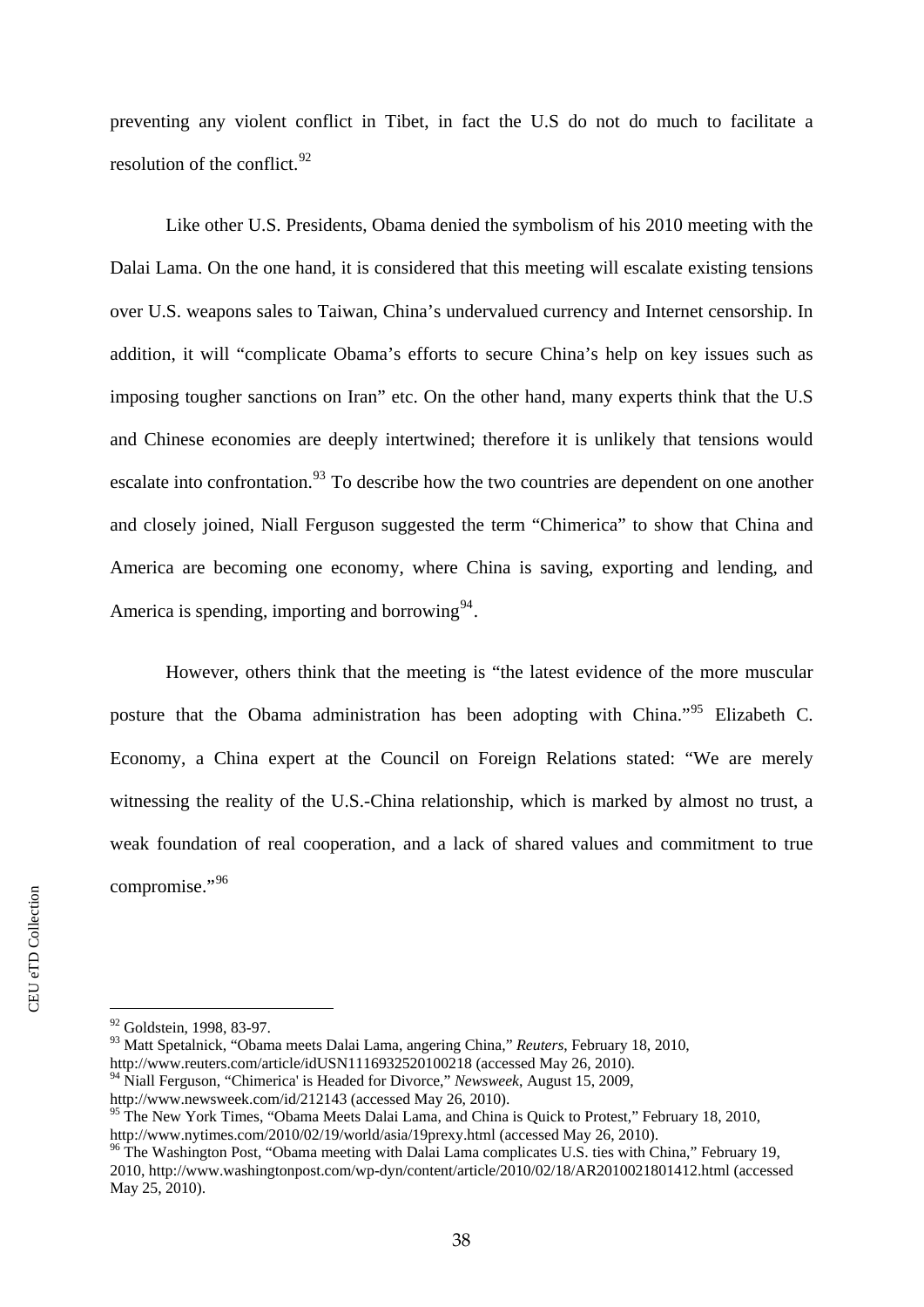preventing any violent conflict in Tibet, in fact the U.S do not do much to facilitate a resolution of the conflict.[92]

Like other U.S. Presidents, Obama denied the symbolism of his 2010 meeting with the Dalai Lama. On the one hand, it is considered that this meeting will escalate existing tensions over U.S. weapons sales to Taiwan, China's undervalued currency and Internet censorship. In addition, it will "complicate Obama's efforts to secure China's help on key issues such as imposing tougher sanctions on Iran" etc. On the other hand, many experts think that the U.S and Chinese economies are deeply intertwined; therefore it is unlikely that tensions would escalate into confrontation.[93] To describe how the two countries are dependent on one another and closely joined, Niall Ferguson suggested the term "Chimerica" to show that China and America are becoming one economy, where China is saving, exporting and lending, and America is spending, importing and borrowing[94].

However, others think that the meeting is "the latest evidence of the more muscular posture that the Obama administration has been adopting with China."[95] Elizabeth C. Economy, a China expert at the Council on Foreign Relations stated: "We are merely witnessing the reality of the U.S.-China relationship, which is marked by almost no trust, a weak foundation of real cooperation, and a lack of shared values and commitment to true compromise."[96]

---

[92] Goldstein, 1998, 83-97.

[93] Matt Spetalnick, "Obama meets Dalai Lama, angering China," *Reuters*, February 18, 2010, http://www.reuters.com/article/idUSN1116932520100218 (accessed May 26, 2010).

[94] Niall Ferguson, "Chimerica' is Headed for Divorce," *Newsweek*, August 15, 2009, http://www.newsweek.com/id/212143 (accessed May 26, 2010).

[95] The New York Times, "Obama Meets Dalai Lama, and China is Quick to Protest," February 18, 2010, http://www.nytimes.com/2010/02/19/world/asia/19prexy.html (accessed May 26, 2010).

[96] The Washington Post, "Obama meeting with Dalai Lama complicates U.S. ties with China," February 19, 2010, http://www.washingtonpost.com/wp-dyn/content/article/2010/02/18/AR2010021801412.html (accessed May 25, 2010).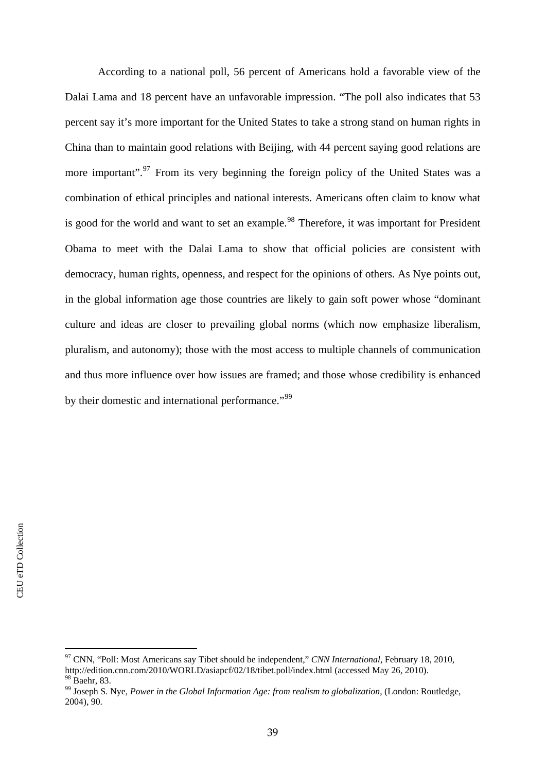According to a national poll, 56 percent of Americans hold a favorable view of the Dalai Lama and 18 percent have an unfavorable impression. "The poll also indicates that 53 percent say it's more important for the United States to take a strong stand on human rights in China than to maintain good relations with Beijing, with 44 percent saying good relations are more important".[97] From its very beginning the foreign policy of the United States was a combination of ethical principles and national interests. Americans often claim to know what is good for the world and want to set an example.[98] Therefore, it was important for President Obama to meet with the Dalai Lama to show that official policies are consistent with democracy, human rights, openness, and respect for the opinions of others. As Nye points out, in the global information age those countries are likely to gain soft power whose "dominant culture and ideas are closer to prevailing global norms (which now emphasize liberalism, pluralism, and autonomy); those with the most access to multiple channels of communication and thus more influence over how issues are framed; and those whose credibility is enhanced by their domestic and international performance."[99]

---

[97] CNN, "Poll: Most Americans say Tibet should be independent," *CNN International*, February 18, 2010, http://edition.cnn.com/2010/WORLD/asiapcf/02/18/tibet.poll/index.html (accessed May 26, 2010).

[98] Baehr, 83.

[99] Joseph S. Nye, *Power in the Global Information Age: from realism to globalization*, (London: Routledge, 2004), 90.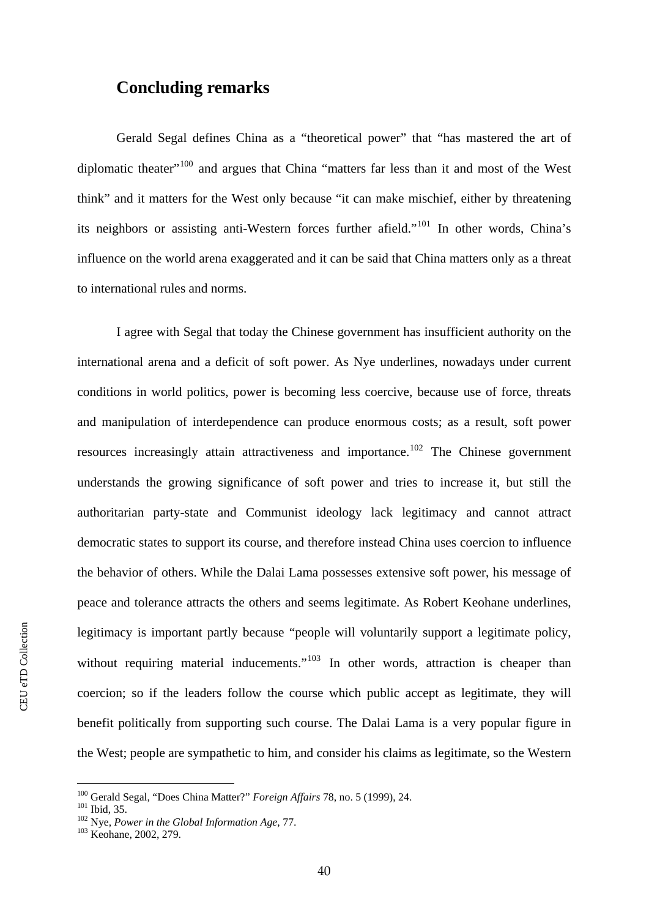## Concluding remarks

Gerald Segal defines China as a "theoretical power" that "has mastered the art of diplomatic theater"[100] and argues that China "matters far less than it and most of the West think" and it matters for the West only because "it can make mischief, either by threatening its neighbors or assisting anti-Western forces further afield."[101] In other words, China's influence on the world arena exaggerated and it can be said that China matters only as a threat to international rules and norms.

I agree with Segal that today the Chinese government has insufficient authority on the international arena and a deficit of soft power. As Nye underlines, nowadays under current conditions in world politics, power is becoming less coercive, because use of force, threats and manipulation of interdependence can produce enormous costs; as a result, soft power resources increasingly attain attractiveness and importance.[102] The Chinese government understands the growing significance of soft power and tries to increase it, but still the authoritarian party-state and Communist ideology lack legitimacy and cannot attract democratic states to support its course, and therefore instead China uses coercion to influence the behavior of others. While the Dalai Lama possesses extensive soft power, his message of peace and tolerance attracts the others and seems legitimate. As Robert Keohane underlines, legitimacy is important partly because "people will voluntarily support a legitimate policy, without requiring material inducements."[103] In other words, attraction is cheaper than coercion; so if the leaders follow the course which public accept as legitimate, they will benefit politically from supporting such course. The Dalai Lama is a very popular figure in the West; people are sympathetic to him, and consider his claims as legitimate, so the Western

---

[100] Gerald Segal, "Does China Matter?" *Foreign Affairs* 78, no. 5 (1999), 24.
[101] Ibid, 35.
[102] Nye, *Power in the Global Information Age,* 77.
[103] Keohane, 2002, 279.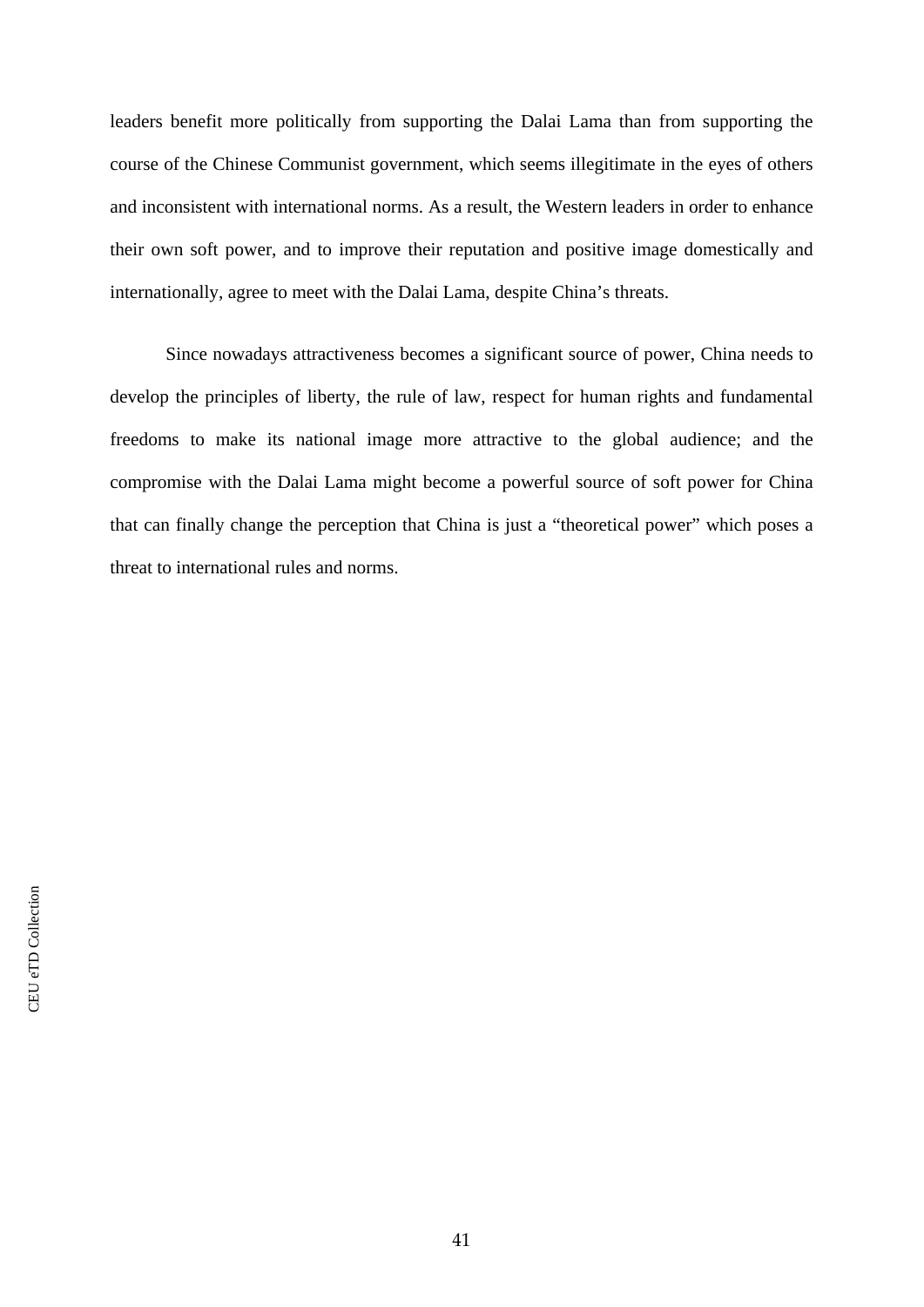leaders benefit more politically from supporting the Dalai Lama than from supporting the course of the Chinese Communist government, which seems illegitimate in the eyes of others and inconsistent with international norms. As a result, the Western leaders in order to enhance their own soft power, and to improve their reputation and positive image domestically and internationally, agree to meet with the Dalai Lama, despite China's threats.

Since nowadays attractiveness becomes a significant source of power, China needs to develop the principles of liberty, the rule of law, respect for human rights and fundamental freedoms to make its national image more attractive to the global audience; and the compromise with the Dalai Lama might become a powerful source of soft power for China that can finally change the perception that China is just a "theoretical power" which poses a threat to international rules and norms.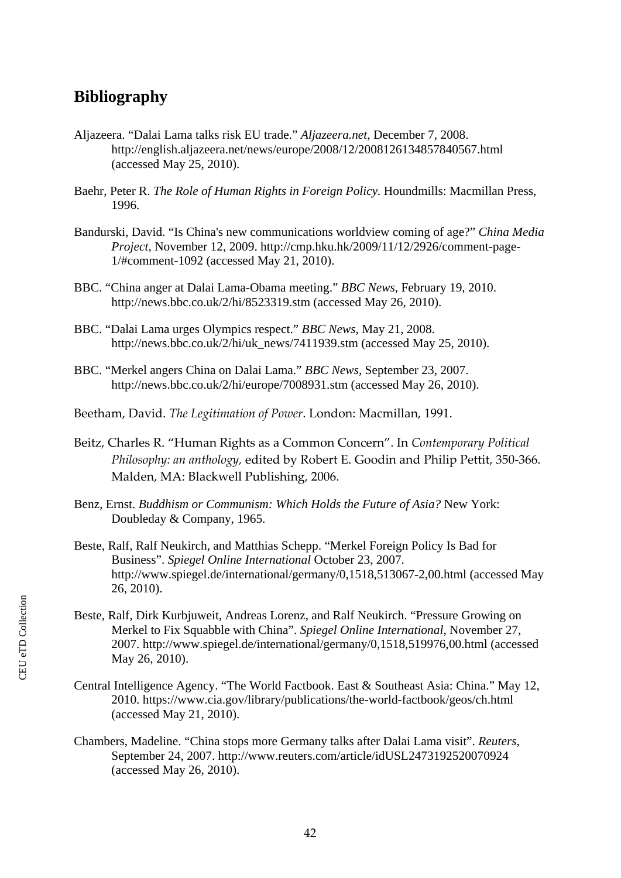## Bibliography

Aljazeera. "Dalai Lama talks risk EU trade." *Aljazeera.net*, December 7, 2008. http://english.aljazeera.net/news/europe/2008/12/2008126134857840567.html (accessed May 25, 2010).

Baehr, Peter R. *The Role of Human Rights in Foreign Policy.* Houndmills: Macmillan Press, 1996.

Bandurski, David. "Is China's new communications worldview coming of age?" *China Media Project*, November 12, 2009. http://cmp.hku.hk/2009/11/12/2926/comment-page-1/#comment-1092 (accessed May 21, 2010).

BBC. "China anger at Dalai Lama-Obama meeting." *BBC News*, February 19, 2010. http://news.bbc.co.uk/2/hi/8523319.stm (accessed May 26, 2010).

BBC. "Dalai Lama urges Olympics respect." *BBC News*, May 21, 2008. http://news.bbc.co.uk/2/hi/uk_news/7411939.stm (accessed May 25, 2010).

BBC. "Merkel angers China on Dalai Lama." *BBC News*, September 23, 2007. http://news.bbc.co.uk/2/hi/europe/7008931.stm (accessed May 26, 2010).

Beetham, David. *The Legitimation of Power*. London: Macmillan, 1991.

Beitz, Charles R. "Human Rights as a Common Concern". In *Contemporary Political Philosophy: an anthology,* edited by Robert E. Goodin and Philip Pettit, 350-366. Malden, MA: Blackwell Publishing, 2006.

Benz, Ernst. *Buddhism or Communism: Which Holds the Future of Asia?* New York: Doubleday & Company, 1965.

Beste, Ralf, Ralf Neukirch, and Matthias Schepp. "Merkel Foreign Policy Is Bad for Business". *Spiegel Online International* October 23, 2007. http://www.spiegel.de/international/germany/0,1518,513067-2,00.html (accessed May 26, 2010).

Beste, Ralf, Dirk Kurbjuweit, Andreas Lorenz, and Ralf Neukirch. "Pressure Growing on Merkel to Fix Squabble with China". *Spiegel Online International*, November 27, 2007. http://www.spiegel.de/international/germany/0,1518,519976,00.html (accessed May 26, 2010).

Central Intelligence Agency. "The World Factbook. East & Southeast Asia: China." May 12, 2010. https://www.cia.gov/library/publications/the-world-factbook/geos/ch.html (accessed May 21, 2010).

Chambers, Madeline. "China stops more Germany talks after Dalai Lama visit". *Reuters*, September 24, 2007. http://www.reuters.com/article/idUSL2473192520070924 (accessed May 26, 2010).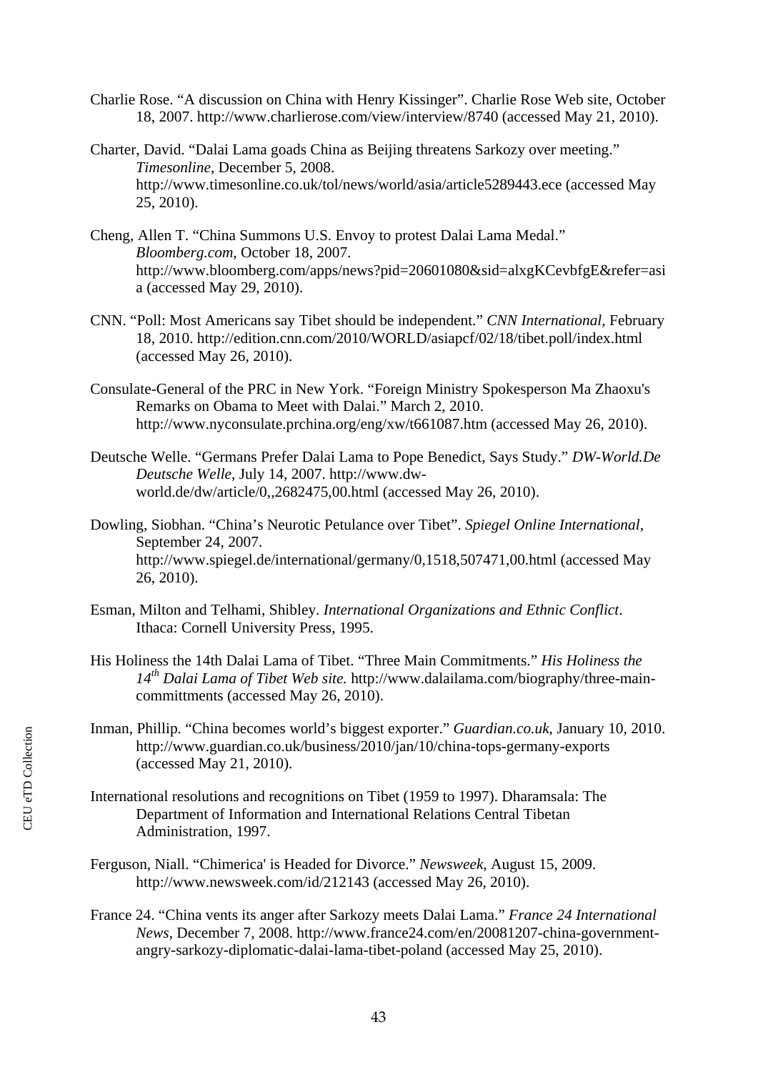Charlie Rose. "A discussion on China with Henry Kissinger". Charlie Rose Web site, October 18, 2007. http://www.charlierose.com/view/interview/8740 (accessed May 21, 2010).

Charter, David. "Dalai Lama goads China as Beijing threatens Sarkozy over meeting." *Timesonline*, December 5, 2008. http://www.timesonline.co.uk/tol/news/world/asia/article5289443.ece (accessed May 25, 2010).

Cheng, Allen T. "China Summons U.S. Envoy to protest Dalai Lama Medal." *Bloomberg.com*, October 18, 2007. http://www.bloomberg.com/apps/news?pid=20601080&sid=alxgKCevbfgE&refer=asia (accessed May 29, 2010).

CNN. "Poll: Most Americans say Tibet should be independent." *CNN International*, February 18, 2010. http://edition.cnn.com/2010/WORLD/asiapcf/02/18/tibet.poll/index.html (accessed May 26, 2010).

Consulate-General of the PRC in New York. "Foreign Ministry Spokesperson Ma Zhaoxu's Remarks on Obama to Meet with Dalai." March 2, 2010. http://www.nyconsulate.prchina.org/eng/xw/t661087.htm (accessed May 26, 2010).

Deutsche Welle. "Germans Prefer Dalai Lama to Pope Benedict, Says Study." *DW-World.De Deutsche Welle*, July 14, 2007. http://www.dw-world.de/dw/article/0,,2682475,00.html (accessed May 26, 2010).

Dowling, Siobhan. "China's Neurotic Petulance over Tibet". *Spiegel Online International*, September 24, 2007. http://www.spiegel.de/international/germany/0,1518,507471,00.html (accessed May 26, 2010).

Esman, Milton and Telhami, Shibley. *International Organizations and Ethnic Conflict*. Ithaca: Cornell University Press, 1995.

His Holiness the 14th Dalai Lama of Tibet. "Three Main Commitments." *His Holiness the 14th Dalai Lama of Tibet Web site.* http://www.dalailama.com/biography/three-main-committments (accessed May 26, 2010).

Inman, Phillip. "China becomes world's biggest exporter." *Guardian.co.uk*, January 10, 2010. http://www.guardian.co.uk/business/2010/jan/10/china-tops-germany-exports (accessed May 21, 2010).

International resolutions and recognitions on Tibet (1959 to 1997). Dharamsala: The Department of Information and International Relations Central Tibetan Administration, 1997.

Ferguson, Niall. "Chimerica' is Headed for Divorce." *Newsweek*, August 15, 2009. http://www.newsweek.com/id/212143 (accessed May 26, 2010).

France 24. "China vents its anger after Sarkozy meets Dalai Lama." *France 24 International News*, December 7, 2008. http://www.france24.com/en/20081207-china-government-angry-sarkozy-diplomatic-dalai-lama-tibet-poland (accessed May 25, 2010).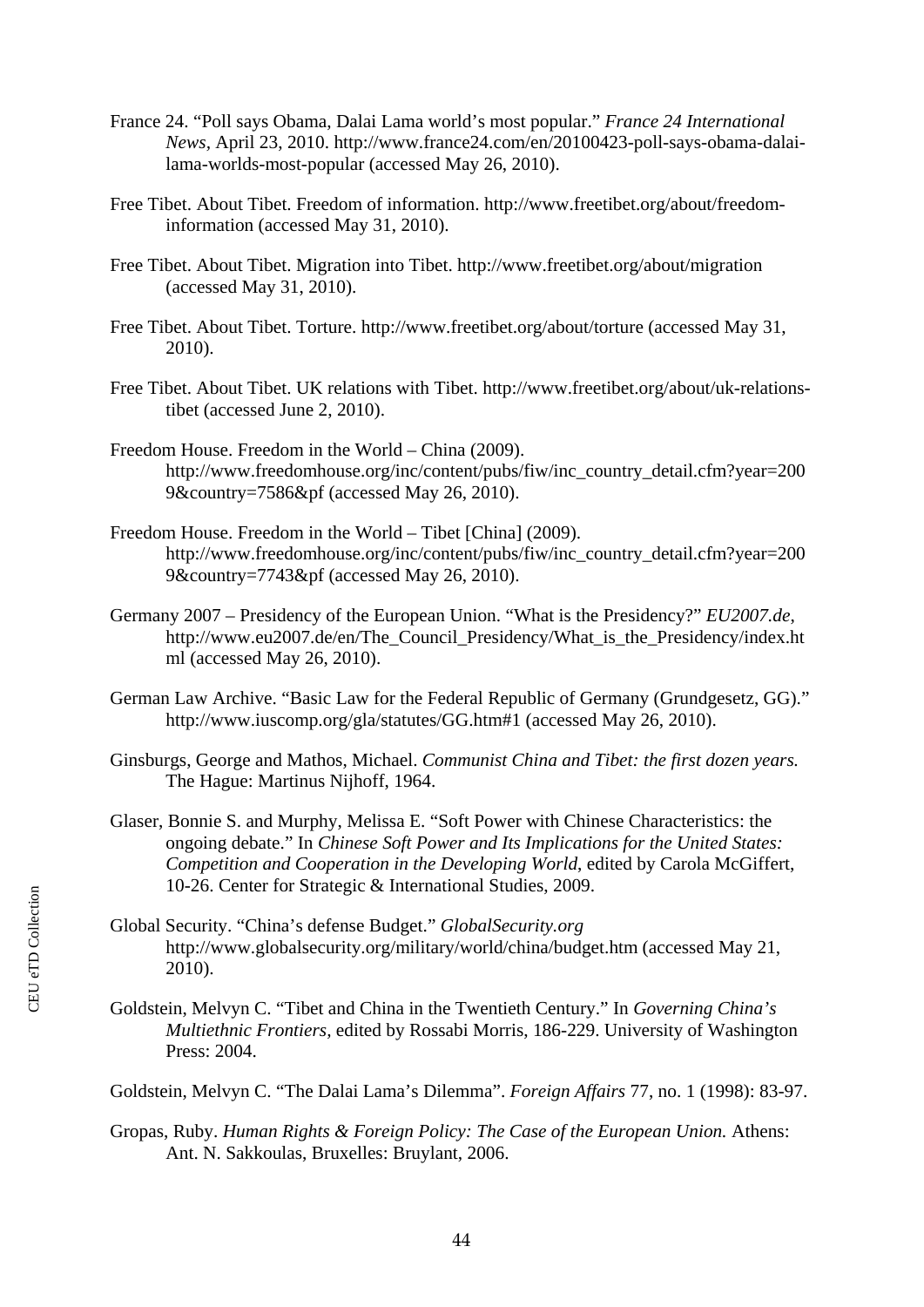France 24. "Poll says Obama, Dalai Lama world's most popular." *France 24 International News*, April 23, 2010. http://www.france24.com/en/20100423-poll-says-obama-dalai-lama-worlds-most-popular (accessed May 26, 2010).

Free Tibet. About Tibet. Freedom of information. http://www.freetibet.org/about/freedom-information (accessed May 31, 2010).

Free Tibet. About Tibet. Migration into Tibet. http://www.freetibet.org/about/migration (accessed May 31, 2010).

Free Tibet. About Tibet. Torture. http://www.freetibet.org/about/torture (accessed May 31, 2010).

Free Tibet. About Tibet. UK relations with Tibet. http://www.freetibet.org/about/uk-relations-tibet (accessed June 2, 2010).

Freedom House. Freedom in the World – China (2009). http://www.freedomhouse.org/inc/content/pubs/fiw/inc_country_detail.cfm?year=2009&country=7586&pf (accessed May 26, 2010).

Freedom House. Freedom in the World – Tibet [China] (2009). http://www.freedomhouse.org/inc/content/pubs/fiw/inc_country_detail.cfm?year=2009&country=7743&pf (accessed May 26, 2010).

Germany 2007 – Presidency of the European Union. "What is the Presidency?" *EU2007.de*, http://www.eu2007.de/en/The_Council_Presidency/What_is_the_Presidency/index.html (accessed May 26, 2010).

German Law Archive. "Basic Law for the Federal Republic of Germany (Grundgesetz, GG)." http://www.iuscomp.org/gla/statutes/GG.htm#1 (accessed May 26, 2010).

Ginsburgs, George and Mathos, Michael. *Communist China and Tibet: the first dozen years.* The Hague: Martinus Nijhoff, 1964.

Glaser, Bonnie S. and Murphy, Melissa E. "Soft Power with Chinese Characteristics: the ongoing debate." In *Chinese Soft Power and Its Implications for the United States: Competition and Cooperation in the Developing World*, edited by Carola McGiffert, 10-26. Center for Strategic & International Studies, 2009.

Global Security. "China's defense Budget." *GlobalSecurity.org* http://www.globalsecurity.org/military/world/china/budget.htm (accessed May 21, 2010).

Goldstein, Melvyn C. "Tibet and China in the Twentieth Century." In *Governing China's Multiethnic Frontiers*, edited by Rossabi Morris, 186-229. University of Washington Press: 2004.

Goldstein, Melvyn C. "The Dalai Lama's Dilemma". *Foreign Affairs* 77, no. 1 (1998): 83-97.

Gropas, Ruby. *Human Rights & Foreign Policy: The Case of the European Union.* Athens: Ant. N. Sakkoulas, Bruxelles: Bruylant, 2006.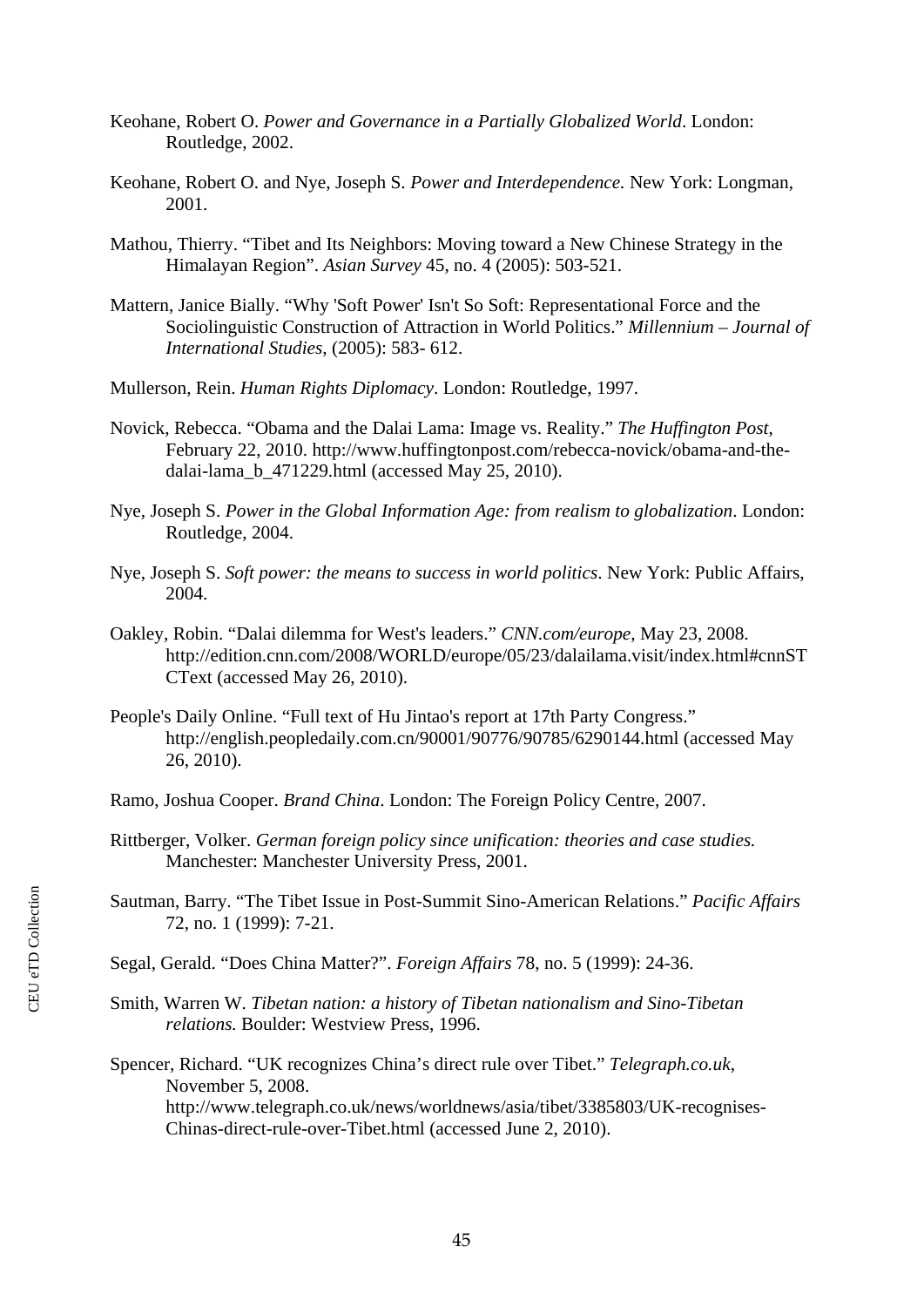Keohane, Robert O. *Power and Governance in a Partially Globalized World*. London: Routledge, 2002.

Keohane, Robert O. and Nye, Joseph S. *Power and Interdependence.* New York: Longman, 2001.

Mathou, Thierry. "Tibet and Its Neighbors: Moving toward a New Chinese Strategy in the Himalayan Region". *Asian Survey* 45, no. 4 (2005): 503-521.

Mattern, Janice Bially. "Why 'Soft Power' Isn't So Soft: Representational Force and the Sociolinguistic Construction of Attraction in World Politics." *Millennium – Journal of International Studies*, (2005): 583- 612.

Mullerson, Rein. *Human Rights Diplomacy*. London: Routledge, 1997.

Novick, Rebecca. "Obama and the Dalai Lama: Image vs. Reality." *The Huffington Post*, February 22, 2010. http://www.huffingtonpost.com/rebecca-novick/obama-and-the-dalai-lama_b_471229.html (accessed May 25, 2010).

Nye, Joseph S. *Power in the Global Information Age: from realism to globalization*. London: Routledge, 2004.

Nye, Joseph S. *Soft power: the means to success in world politics*. New York: Public Affairs, 2004.

Oakley, Robin. "Dalai dilemma for West's leaders." *CNN.com/europe*, May 23, 2008. http://edition.cnn.com/2008/WORLD/europe/05/23/dalailama.visit/index.html#cnnSTCText (accessed May 26, 2010).

People's Daily Online. "Full text of Hu Jintao's report at 17th Party Congress." http://english.peopledaily.com.cn/90001/90776/90785/6290144.html (accessed May 26, 2010).

Ramo, Joshua Cooper. *Brand China*. London: The Foreign Policy Centre, 2007.

Rittberger, Volker. *German foreign policy since unification: theories and case studies.* Manchester: Manchester University Press, 2001.

Sautman, Barry. "The Tibet Issue in Post-Summit Sino-American Relations." *Pacific Affairs* 72, no. 1 (1999): 7-21.

Segal, Gerald. "Does China Matter?". *Foreign Affairs* 78, no. 5 (1999): 24-36.

Smith, Warren W. *Tibetan nation: a history of Tibetan nationalism and Sino-Tibetan relations.* Boulder: Westview Press, 1996.

Spencer, Richard. "UK recognizes China's direct rule over Tibet." *Telegraph.co.uk*, November 5, 2008. http://www.telegraph.co.uk/news/worldnews/asia/tibet/3385803/UK-recognises-Chinas-direct-rule-over-Tibet.html (accessed June 2, 2010).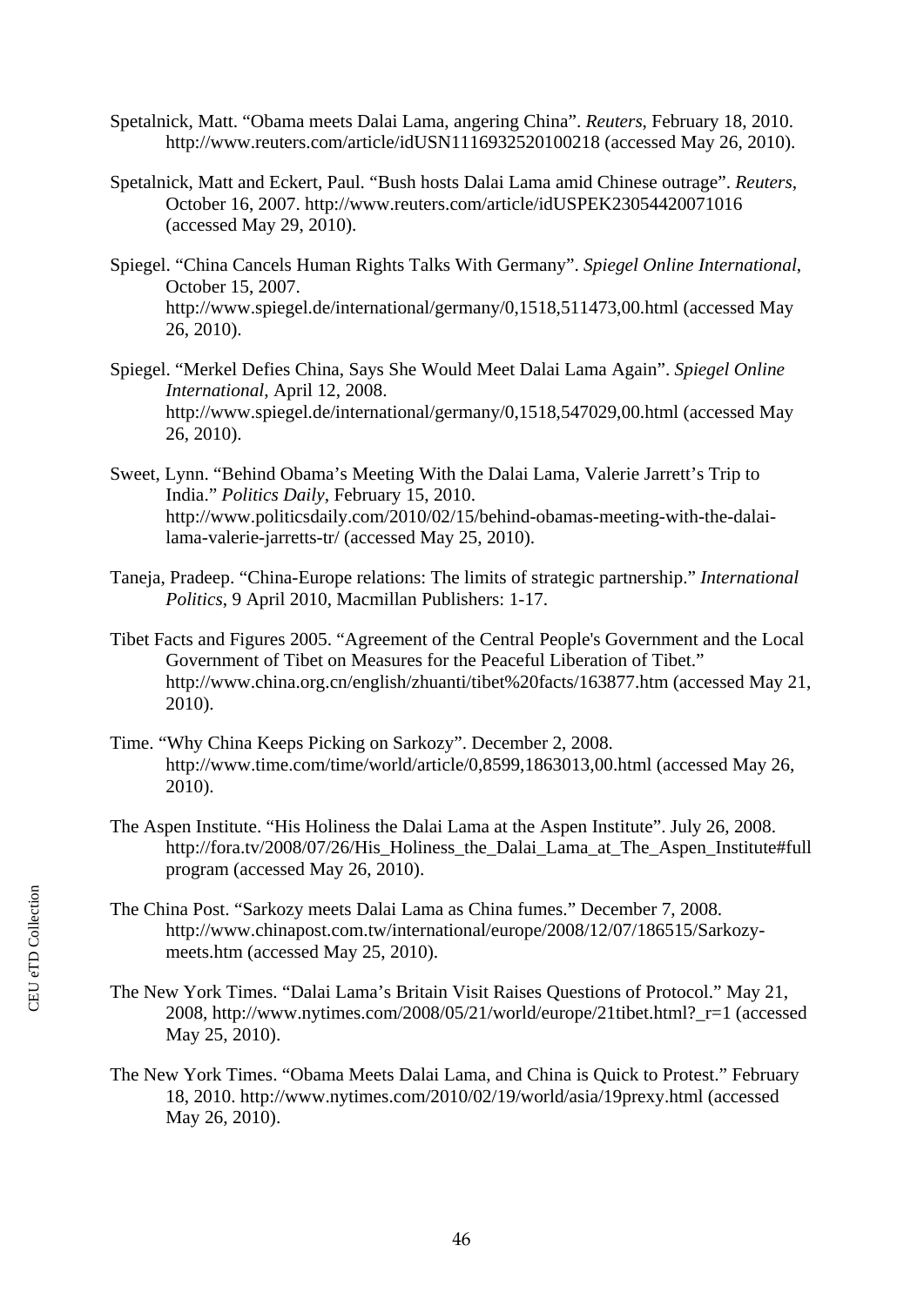Spetalnick, Matt. "Obama meets Dalai Lama, angering China". *Reuters*, February 18, 2010. http://www.reuters.com/article/idUSN1116932520100218 (accessed May 26, 2010).

Spetalnick, Matt and Eckert, Paul. "Bush hosts Dalai Lama amid Chinese outrage". *Reuters*, October 16, 2007. http://www.reuters.com/article/idUSPEK23054420071016 (accessed May 29, 2010).

Spiegel. "China Cancels Human Rights Talks With Germany". *Spiegel Online International*, October 15, 2007. http://www.spiegel.de/international/germany/0,1518,511473,00.html (accessed May 26, 2010).

Spiegel. "Merkel Defies China, Says She Would Meet Dalai Lama Again". *Spiegel Online International*, April 12, 2008. http://www.spiegel.de/international/germany/0,1518,547029,00.html (accessed May 26, 2010).

Sweet, Lynn. "Behind Obama's Meeting With the Dalai Lama, Valerie Jarrett's Trip to India." *Politics Daily*, February 15, 2010. http://www.politicsdaily.com/2010/02/15/behind-obamas-meeting-with-the-dalai-lama-valerie-jarretts-tr/ (accessed May 25, 2010).

Taneja, Pradeep. "China-Europe relations: The limits of strategic partnership." *International Politics*, 9 April 2010, Macmillan Publishers: 1-17.

Tibet Facts and Figures 2005. "Agreement of the Central People's Government and the Local Government of Tibet on Measures for the Peaceful Liberation of Tibet." http://www.china.org.cn/english/zhuanti/tibet%20facts/163877.htm (accessed May 21, 2010).

Time. "Why China Keeps Picking on Sarkozy". December 2, 2008. http://www.time.com/time/world/article/0,8599,1863013,00.html (accessed May 26, 2010).

The Aspen Institute. "His Holiness the Dalai Lama at the Aspen Institute". July 26, 2008. http://fora.tv/2008/07/26/His_Holiness_the_Dalai_Lama_at_The_Aspen_Institute#fullprogram (accessed May 26, 2010).

The China Post. "Sarkozy meets Dalai Lama as China fumes." December 7, 2008. http://www.chinapost.com.tw/international/europe/2008/12/07/186515/Sarkozy-meets.htm (accessed May 25, 2010).

The New York Times. "Dalai Lama's Britain Visit Raises Questions of Protocol." May 21, 2008, http://www.nytimes.com/2008/05/21/world/europe/21tibet.html?_r=1 (accessed May 25, 2010).

The New York Times. "Obama Meets Dalai Lama, and China is Quick to Protest." February 18, 2010. http://www.nytimes.com/2010/02/19/world/asia/19prexy.html (accessed May 26, 2010).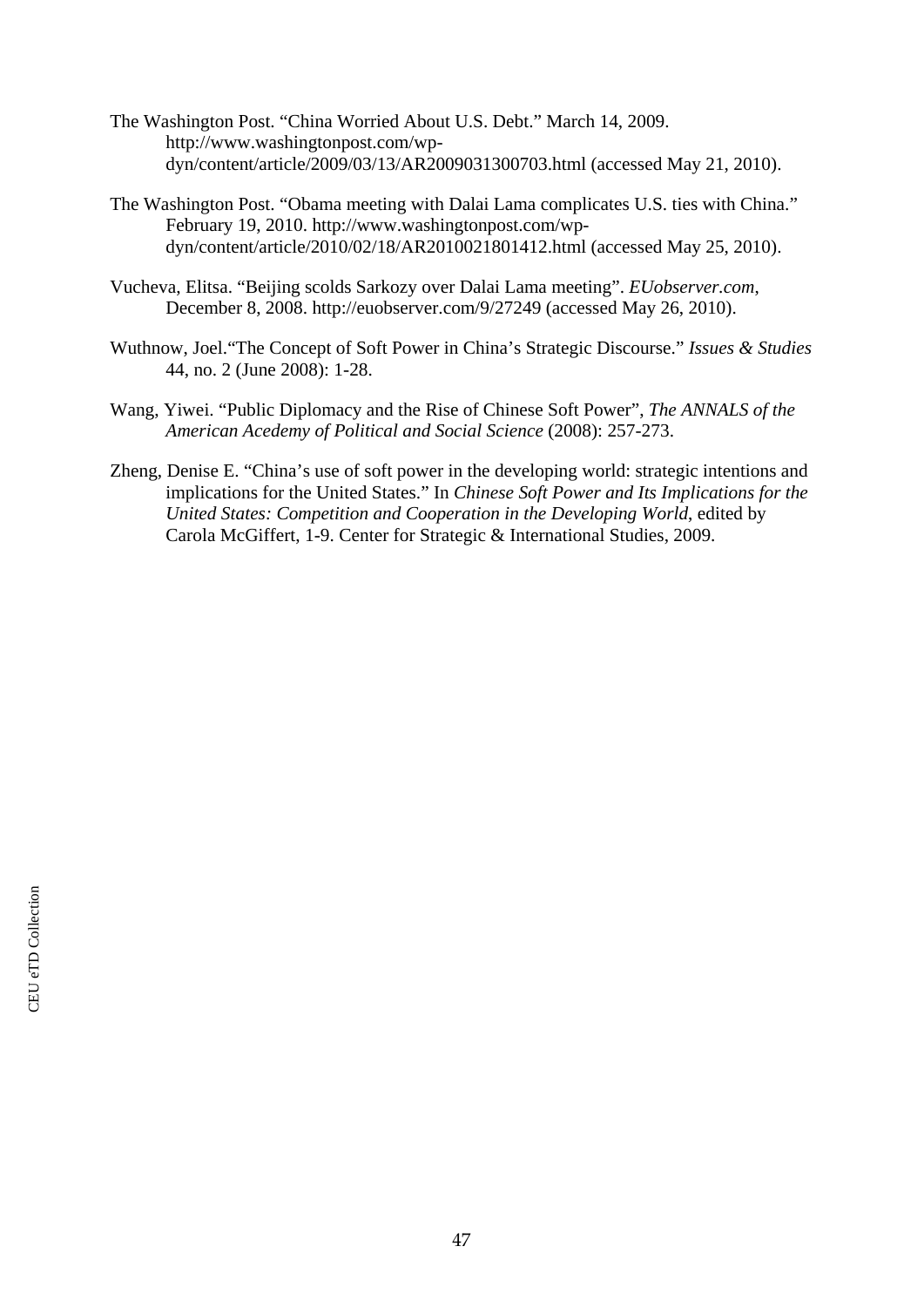The Washington Post. "China Worried About U.S. Debt." March 14, 2009. http://www.washingtonpost.com/wp-dyn/content/article/2009/03/13/AR2009031300703.html (accessed May 21, 2010).

The Washington Post. "Obama meeting with Dalai Lama complicates U.S. ties with China." February 19, 2010. http://www.washingtonpost.com/wp-dyn/content/article/2010/02/18/AR2010021801412.html (accessed May 25, 2010).

Vucheva, Elitsa. "Beijing scolds Sarkozy over Dalai Lama meeting". *EUobserver.com*, December 8, 2008. http://euobserver.com/9/27249 (accessed May 26, 2010).

Wuthnow, Joel."The Concept of Soft Power in China's Strategic Discourse." *Issues & Studies* 44, no. 2 (June 2008): 1-28.

Wang, Yiwei. "Public Diplomacy and the Rise of Chinese Soft Power", *The ANNALS of the American Acedemy of Political and Social Science* (2008): 257-273.

Zheng, Denise E. "China's use of soft power in the developing world: strategic intentions and implications for the United States." In *Chinese Soft Power and Its Implications for the United States: Competition and Cooperation in the Developing World*, edited by Carola McGiffert, 1-9. Center for Strategic & International Studies, 2009.